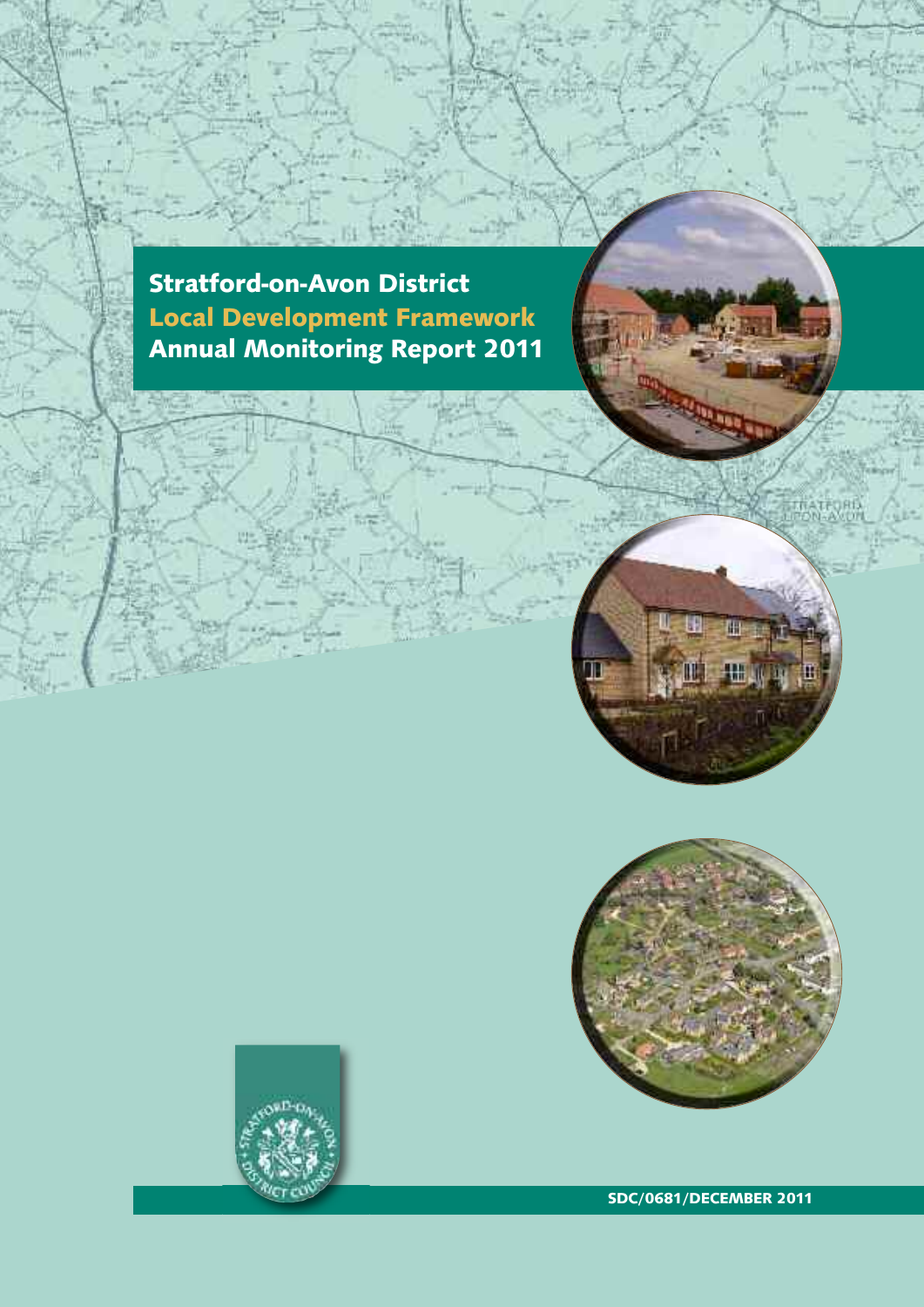# Stratford-on-Avon District
## Local Development Framework
## Annual Monitoring Report 2011

SDC/0681/DECEMBER 2011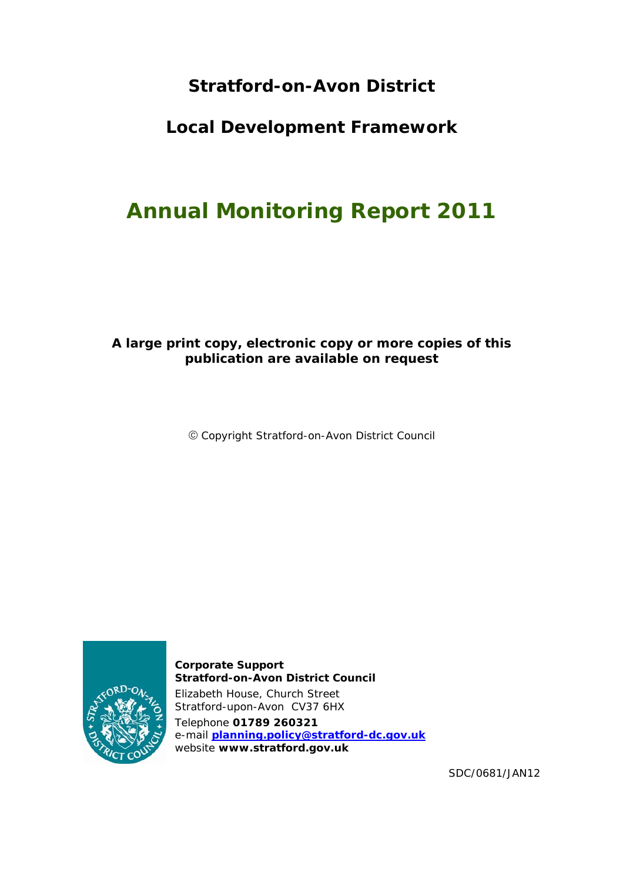# Stratford-on-Avon District

# Local Development Framework

# Annual Monitoring Report 2011

**A large print copy, electronic copy or more copies of this publication are available on request**

© Copyright Stratford-on-Avon District Council

**Corporate Support**
**Stratford-on-Avon District Council**
Elizabeth House, Church Street
Stratford-upon-Avon CV37 6HX
Telephone **01789 260321**
e-mail **planning.policy@stratford-dc.gov.uk**
website **www.stratford.gov.uk**

SDC/0681/JAN12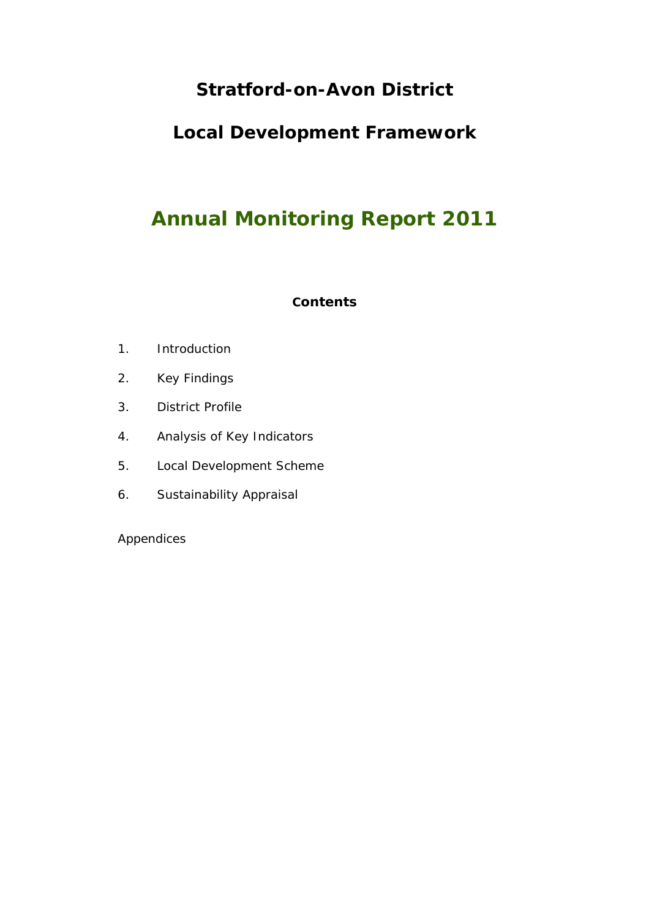# Stratford-on-Avon District

# Local Development Framework

## Annual Monitoring Report 2011

**Contents**

1. Introduction
2. Key Findings
3. District Profile
4. Analysis of Key Indicators
5. Local Development Scheme
6. Sustainability Appraisal

Appendices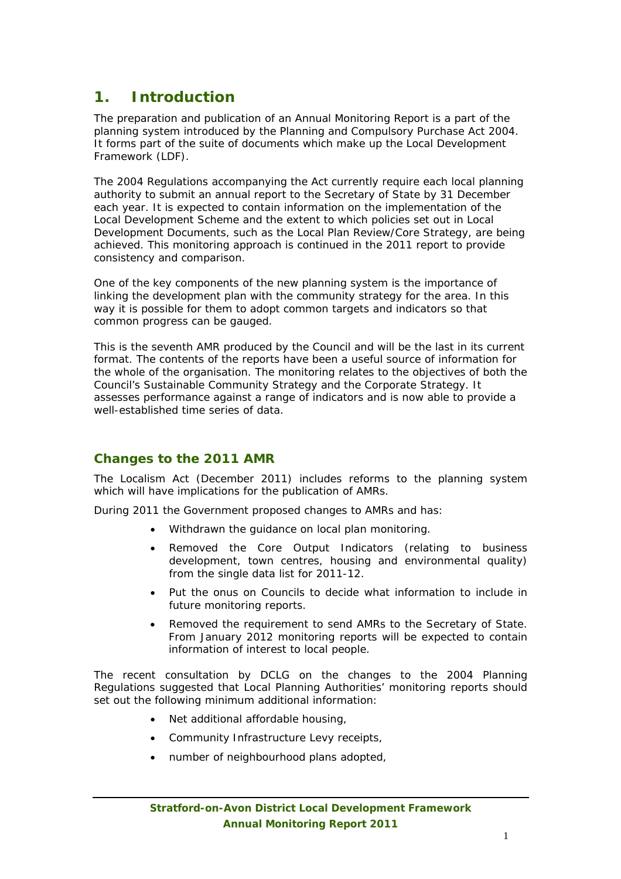# 1. Introduction

The preparation and publication of an Annual Monitoring Report is a part of the planning system introduced by the Planning and Compulsory Purchase Act 2004. It forms part of the suite of documents which make up the Local Development Framework (LDF).

The 2004 Regulations accompanying the Act currently require each local planning authority to submit an annual report to the Secretary of State by 31 December each year. It is expected to contain information on the implementation of the Local Development Scheme and the extent to which policies set out in Local Development Documents, such as the Local Plan Review/Core Strategy, are being achieved. This monitoring approach is continued in the 2011 report to provide consistency and comparison.

One of the key components of the new planning system is the importance of linking the development plan with the community strategy for the area. In this way it is possible for them to adopt common targets and indicators so that common progress can be gauged.

This is the seventh AMR produced by the Council and will be the last in its current format. The contents of the reports have been a useful source of information for the whole of the organisation. The monitoring relates to the objectives of both the Council's Sustainable Community Strategy and the Corporate Strategy. It assesses performance against a range of indicators and is now able to provide a well-established time series of data.

## Changes to the 2011 AMR

The Localism Act (December 2011) includes reforms to the planning system which will have implications for the publication of AMRs.

During 2011 the Government proposed changes to AMRs and has:

- Withdrawn the guidance on local plan monitoring.
- Removed the Core Output Indicators (relating to business development, town centres, housing and environmental quality) from the single data list for 2011-12.
- Put the onus on Councils to decide what information to include in future monitoring reports.
- Removed the requirement to send AMRs to the Secretary of State. From January 2012 monitoring reports will be expected to contain information of interest to local people.

The recent consultation by DCLG on the changes to the 2004 Planning Regulations suggested that Local Planning Authorities' monitoring reports should set out the following minimum additional information:

- Net additional affordable housing,
- Community Infrastructure Levy receipts,
- number of neighbourhood plans adopted,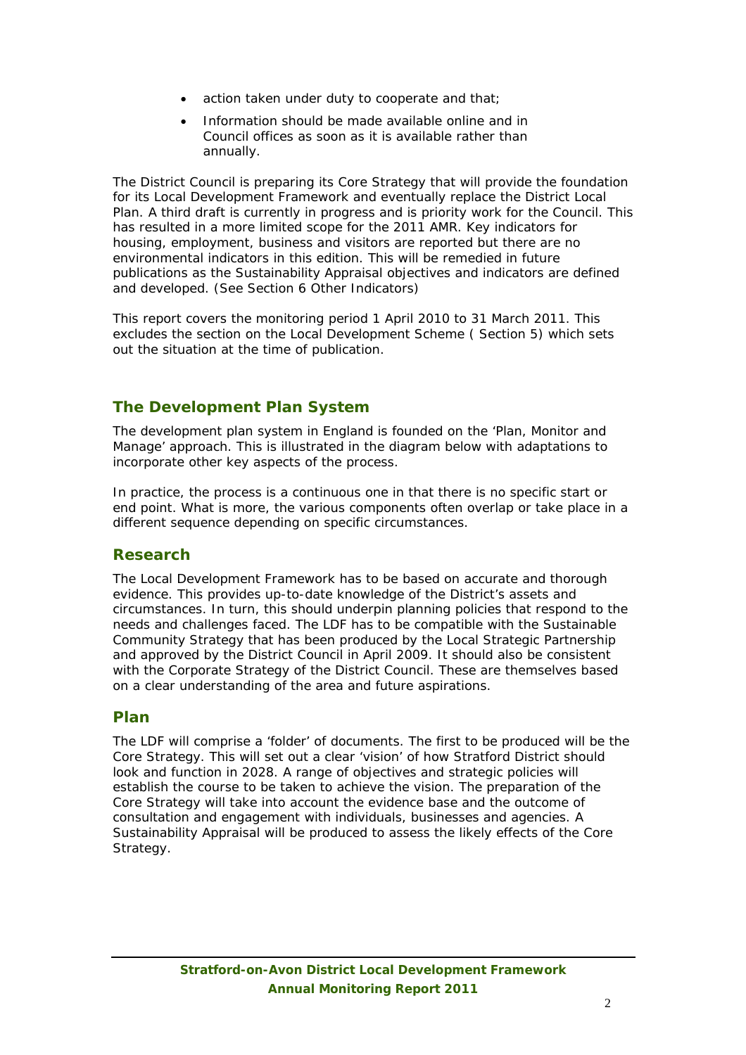- action taken under duty to cooperate and that;
- Information should be made available online and in Council offices as soon as it is available rather than annually.

The District Council is preparing its Core Strategy that will provide the foundation for its Local Development Framework and eventually replace the District Local Plan. A third draft is currently in progress and is priority work for the Council. This has resulted in a more limited scope for the 2011 AMR. Key indicators for housing, employment, business and visitors are reported but there are no environmental indicators in this edition. This will be remedied in future publications as the Sustainability Appraisal objectives and indicators are defined and developed. (See Section 6 Other Indicators)

This report covers the monitoring period 1 April 2010 to 31 March 2011. This excludes the section on the Local Development Scheme ( Section 5) which sets out the situation at the time of publication.

## The Development Plan System

The development plan system in England is founded on the 'Plan, Monitor and Manage' approach. This is illustrated in the diagram below with adaptations to incorporate other key aspects of the process.

In practice, the process is a continuous one in that there is no specific start or end point. What is more, the various components often overlap or take place in a different sequence depending on specific circumstances.

## Research

The Local Development Framework has to be based on accurate and thorough evidence. This provides up-to-date knowledge of the District's assets and circumstances. In turn, this should underpin planning policies that respond to the needs and challenges faced. The LDF has to be compatible with the Sustainable Community Strategy that has been produced by the Local Strategic Partnership and approved by the District Council in April 2009. It should also be consistent with the Corporate Strategy of the District Council. These are themselves based on a clear understanding of the area and future aspirations.

## Plan

The LDF will comprise a 'folder' of documents. The first to be produced will be the Core Strategy. This will set out a clear 'vision' of how Stratford District should look and function in 2028. A range of objectives and strategic policies will establish the course to be taken to achieve the vision. The preparation of the Core Strategy will take into account the evidence base and the outcome of consultation and engagement with individuals, businesses and agencies. A Sustainability Appraisal will be produced to assess the likely effects of the Core Strategy.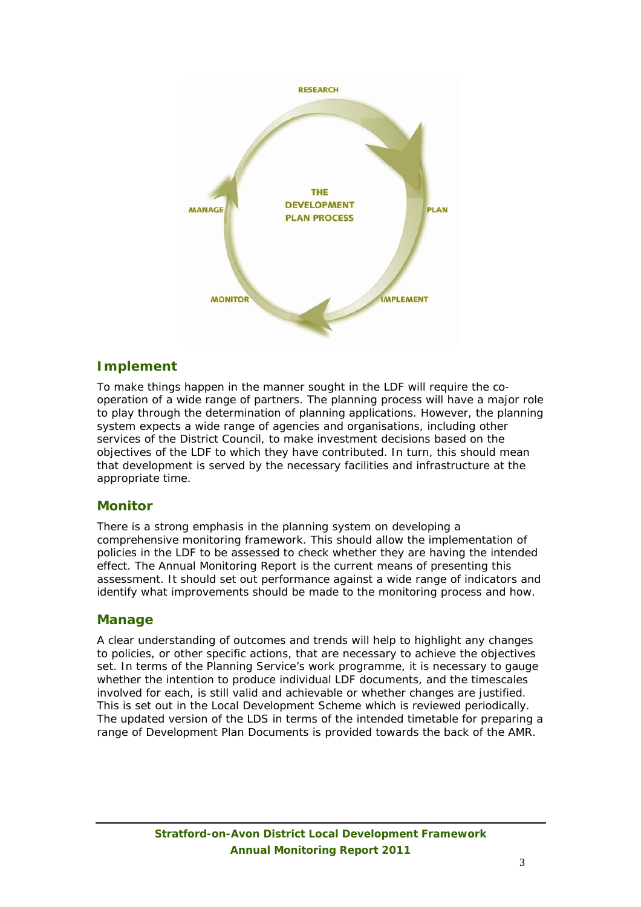RESEARCH

THE DEVELOPMENT PLAN PROCESS

PLAN

IMPLEMENT

MONITOR

MANAGE

## Implement

To make things happen in the manner sought in the LDF will require the co-operation of a wide range of partners. The planning process will have a major role to play through the determination of planning applications. However, the planning system expects a wide range of agencies and organisations, including other services of the District Council, to make investment decisions based on the objectives of the LDF to which they have contributed. In turn, this should mean that development is served by the necessary facilities and infrastructure at the appropriate time.

## Monitor

There is a strong emphasis in the planning system on developing a comprehensive monitoring framework. This should allow the implementation of policies in the LDF to be assessed to check whether they are having the intended effect. The Annual Monitoring Report is the current means of presenting this assessment. It should set out performance against a wide range of indicators and identify what improvements should be made to the monitoring process and how.

## Manage

A clear understanding of outcomes and trends will help to highlight any changes to policies, or other specific actions, that are necessary to achieve the objectives set. In terms of the Planning Service's work programme, it is necessary to gauge whether the intention to produce individual LDF documents, and the timescales involved for each, is still valid and achievable or whether changes are justified. This is set out in the Local Development Scheme which is reviewed periodically. The updated version of the LDS in terms of the intended timetable for preparing a range of Development Plan Documents is provided towards the back of the AMR.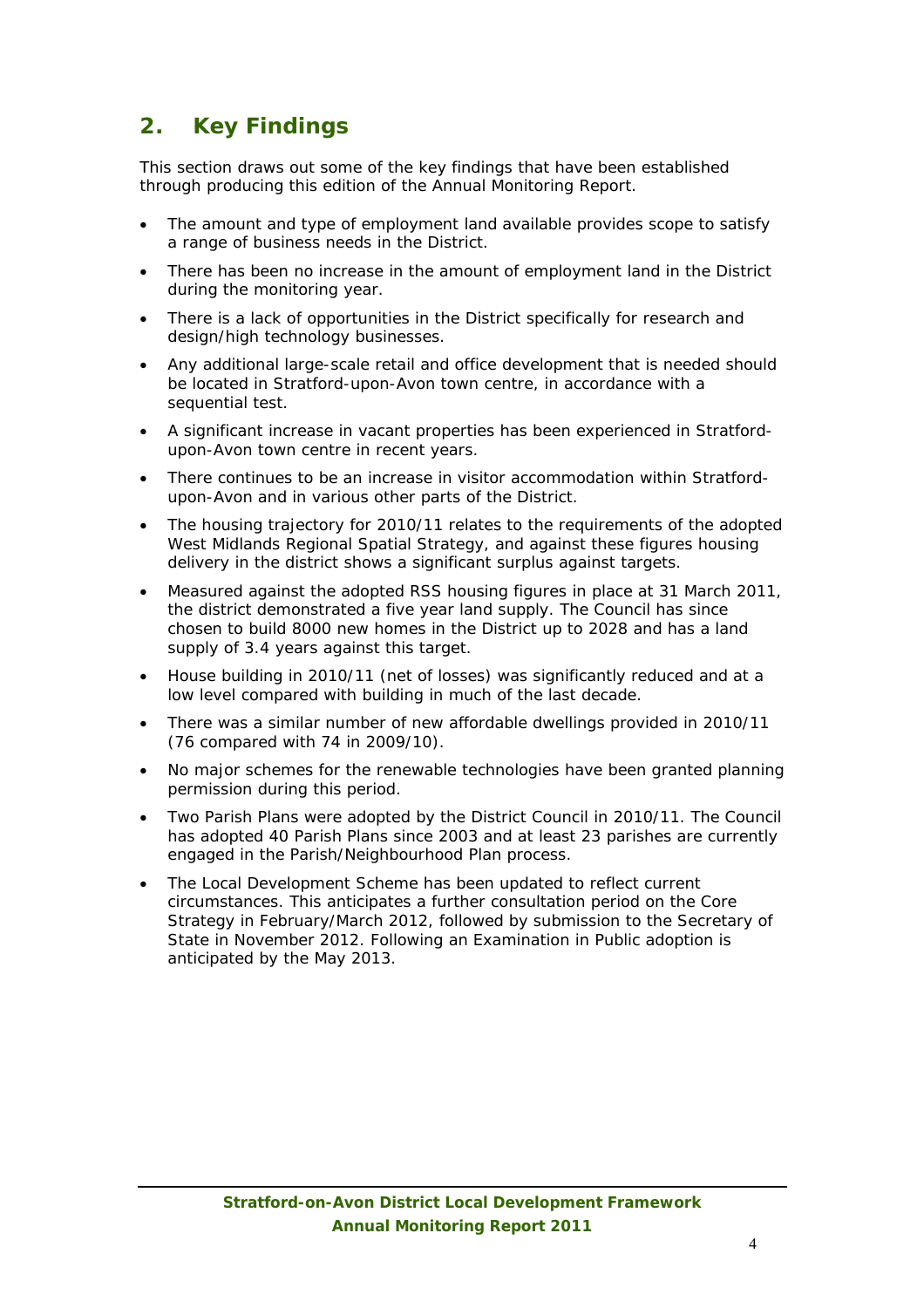## 2. Key Findings

This section draws out some of the key findings that have been established through producing this edition of the Annual Monitoring Report.

- The amount and type of employment land available provides scope to satisfy a range of business needs in the District.
- There has been no increase in the amount of employment land in the District during the monitoring year.
- There is a lack of opportunities in the District specifically for research and design/high technology businesses.
- Any additional large-scale retail and office development that is needed should be located in Stratford-upon-Avon town centre, in accordance with a sequential test.
- A significant increase in vacant properties has been experienced in Stratford-upon-Avon town centre in recent years.
- There continues to be an increase in visitor accommodation within Stratford-upon-Avon and in various other parts of the District.
- The housing trajectory for 2010/11 relates to the requirements of the adopted West Midlands Regional Spatial Strategy, and against these figures housing delivery in the district shows a significant surplus against targets.
- Measured against the adopted RSS housing figures in place at 31 March 2011, the district demonstrated a five year land supply. The Council has since chosen to build 8000 new homes in the District up to 2028 and has a land supply of 3.4 years against this target.
- House building in 2010/11 (net of losses) was significantly reduced and at a low level compared with building in much of the last decade.
- There was a similar number of new affordable dwellings provided in 2010/11 (76 compared with 74 in 2009/10).
- No major schemes for the renewable technologies have been granted planning permission during this period.
- Two Parish Plans were adopted by the District Council in 2010/11. The Council has adopted 40 Parish Plans since 2003 and at least 23 parishes are currently engaged in the Parish/Neighbourhood Plan process.
- The Local Development Scheme has been updated to reflect current circumstances. This anticipates a further consultation period on the Core Strategy in February/March 2012, followed by submission to the Secretary of State in November 2012. Following an Examination in Public adoption is anticipated by the May 2013.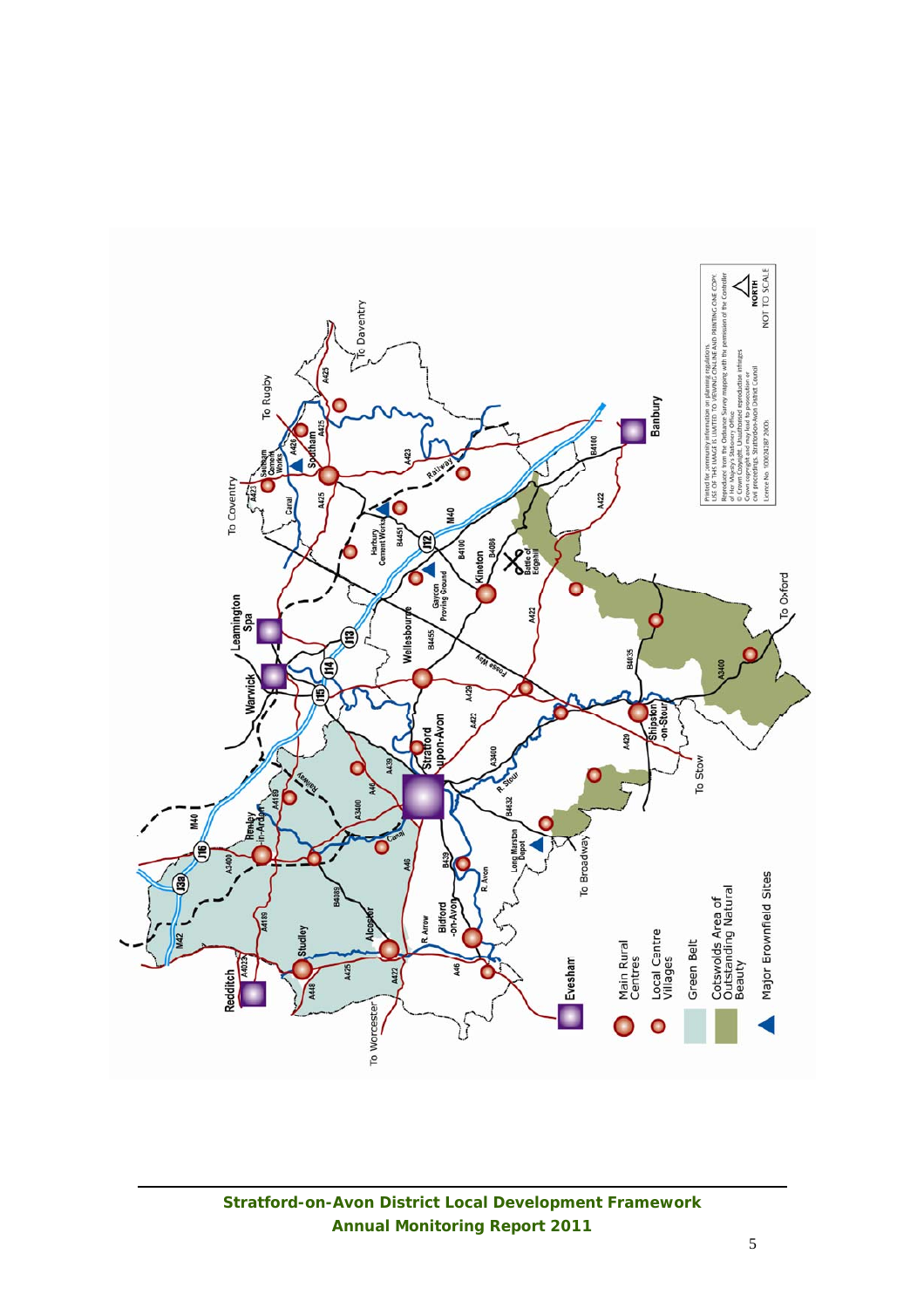To Coventry
To Rugby
To Daventry
To Oxford
To Stow
To Broadway
To Worcester

Redditch
Studley
Alcester
Evesham
Bidford -on-Avon
Henley -in-Arden
Stratford upon-Avon
Warwick
Leamington Spa
Wellesbourne
Kineton
Southam
Shipston -on-Stour
Banbury

Southam Cement Works
Harbury Cement Works
Gaydon Proving Ground
Long Marston Depot
Battle of Edgehill

Fosse Way
Railway
Canal
R. Arrow
R. Avon
R. Stour

M40
M42
J3
J12
J13
J14
J15
J16
A3400
A4189
A4023
A448
A425
A435
A46
A439
A422
A429
A3400
B4089
B439
B4632
B4455
B4451
B4100
B4086
B4035
A423
A426

Main Rural Centres
Local Centre Villages
Green Belt
Cotswolds Area of Outstanding Natural Beauty
Major Brownfield Sites

Printed for community information on planning regulations.
USE OF THIS IMAGE IS LIMITED TO VIEWING ONLINE AND PRINTING ONE COPY.
Reproduced from the Ordnance Survey mapping with the permission of the Controller of Her Majesty's Stationery Office.
© Crown Copyright. Unauthorised reproduction infringes Crown copyright and may lead to prosecution or civil proceedings. Stratford-on-Avon District Council
Licence No 100024287 2005

NORTH
NOT TO SCALE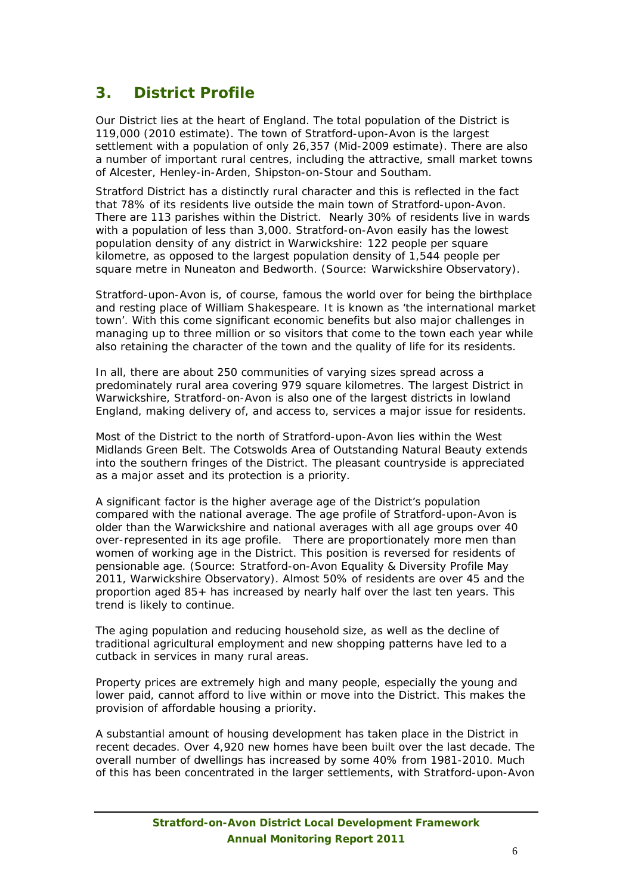## 3. District Profile

Our District lies at the heart of England. The total population of the District is 119,000 (2010 estimate). The town of Stratford-upon-Avon is the largest settlement with a population of only 26,357 (Mid-2009 estimate). There are also a number of important rural centres, including the attractive, small market towns of Alcester, Henley-in-Arden, Shipston-on-Stour and Southam.

Stratford District has a distinctly rural character and this is reflected in the fact that 78% of its residents live outside the main town of Stratford-upon-Avon. There are 113 parishes within the District. Nearly 30% of residents live in wards with a population of less than 3,000. Stratford-on-Avon easily has the lowest population density of any district in Warwickshire: 122 people per square kilometre, as opposed to the largest population density of 1,544 people per square metre in Nuneaton and Bedworth. (Source: Warwickshire Observatory).

Stratford-upon-Avon is, of course, famous the world over for being the birthplace and resting place of William Shakespeare. It is known as 'the international market town'. With this come significant economic benefits but also major challenges in managing up to three million or so visitors that come to the town each year while also retaining the character of the town and the quality of life for its residents.

In all, there are about 250 communities of varying sizes spread across a predominately rural area covering 979 square kilometres. The largest District in Warwickshire, Stratford-on-Avon is also one of the largest districts in lowland England, making delivery of, and access to, services a major issue for residents.

Most of the District to the north of Stratford-upon-Avon lies within the West Midlands Green Belt. The Cotswolds Area of Outstanding Natural Beauty extends into the southern fringes of the District. The pleasant countryside is appreciated as a major asset and its protection is a priority.

A significant factor is the higher average age of the District's population compared with the national average. The age profile of Stratford-upon-Avon is older than the Warwickshire and national averages with all age groups over 40 over-represented in its age profile. There are proportionately more men than women of working age in the District. This position is reversed for residents of pensionable age. (Source: Stratford-on-Avon Equality & Diversity Profile May 2011, Warwickshire Observatory). Almost 50% of residents are over 45 and the proportion aged 85+ has increased by nearly half over the last ten years. This trend is likely to continue.

The aging population and reducing household size, as well as the decline of traditional agricultural employment and new shopping patterns have led to a cutback in services in many rural areas.

Property prices are extremely high and many people, especially the young and lower paid, cannot afford to live within or move into the District. This makes the provision of affordable housing a priority.

A substantial amount of housing development has taken place in the District in recent decades. Over 4,920 new homes have been built over the last decade. The overall number of dwellings has increased by some 40% from 1981-2010. Much of this has been concentrated in the larger settlements, with Stratford-upon-Avon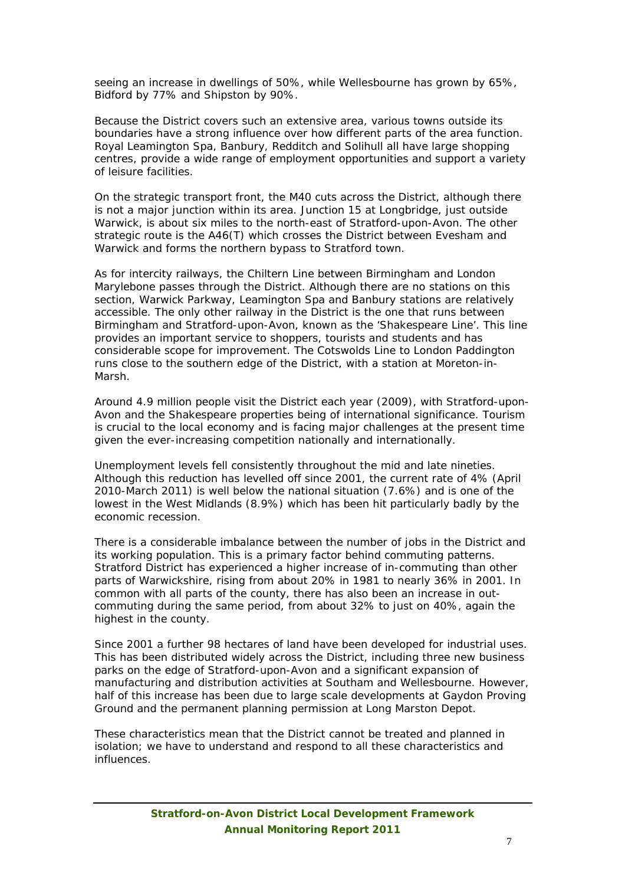seeing an increase in dwellings of 50%, while Wellesbourne has grown by 65%, Bidford by 77% and Shipston by 90%.

Because the District covers such an extensive area, various towns outside its boundaries have a strong influence over how different parts of the area function. Royal Leamington Spa, Banbury, Redditch and Solihull all have large shopping centres, provide a wide range of employment opportunities and support a variety of leisure facilities.

On the strategic transport front, the M40 cuts across the District, although there is not a major junction within its area. Junction 15 at Longbridge, just outside Warwick, is about six miles to the north-east of Stratford-upon-Avon. The other strategic route is the A46(T) which crosses the District between Evesham and Warwick and forms the northern bypass to Stratford town.

As for intercity railways, the Chiltern Line between Birmingham and London Marylebone passes through the District. Although there are no stations on this section, Warwick Parkway, Leamington Spa and Banbury stations are relatively accessible. The only other railway in the District is the one that runs between Birmingham and Stratford-upon-Avon, known as the 'Shakespeare Line'. This line provides an important service to shoppers, tourists and students and has considerable scope for improvement. The Cotswolds Line to London Paddington runs close to the southern edge of the District, with a station at Moreton-in-Marsh.

Around 4.9 million people visit the District each year (2009), with Stratford-upon-Avon and the Shakespeare properties being of international significance. Tourism is crucial to the local economy and is facing major challenges at the present time given the ever-increasing competition nationally and internationally.

Unemployment levels fell consistently throughout the mid and late nineties. Although this reduction has levelled off since 2001, the current rate of 4% (April 2010-March 2011) is well below the national situation (7.6%) and is one of the lowest in the West Midlands (8.9%) which has been hit particularly badly by the economic recession.

There is a considerable imbalance between the number of jobs in the District and its working population. This is a primary factor behind commuting patterns. Stratford District has experienced a higher increase of in-commuting than other parts of Warwickshire, rising from about 20% in 1981 to nearly 36% in 2001. In common with all parts of the county, there has also been an increase in out-commuting during the same period, from about 32% to just on 40%, again the highest in the county.

Since 2001 a further 98 hectares of land have been developed for industrial uses. This has been distributed widely across the District, including three new business parks on the edge of Stratford-upon-Avon and a significant expansion of manufacturing and distribution activities at Southam and Wellesbourne. However, half of this increase has been due to large scale developments at Gaydon Proving Ground and the permanent planning permission at Long Marston Depot.

These characteristics mean that the District cannot be treated and planned in isolation; we have to understand and respond to all these characteristics and influences.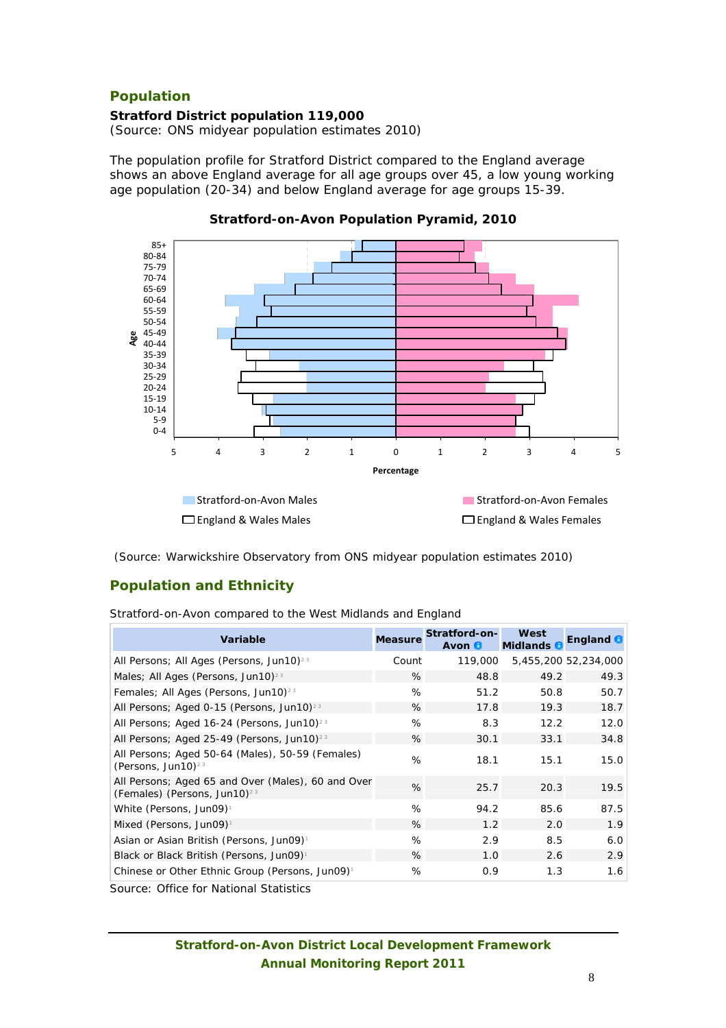## Population

**Stratford District population 119,000**
(Source: ONS midyear population estimates 2010)

The population profile for Stratford District compared to the England average shows an above England average for all age groups over 45, a low young working age population (20-34) and below England average for age groups 15-39.

**Stratford-on-Avon Population Pyramid, 2010**

(Source: Warwickshire Observatory from ONS midyear population estimates 2010)

## Population and Ethnicity

Stratford-on-Avon compared to the West Midlands and England

| Variable | Measure | Stratford-on-Avon | West Midlands | England |
|---|---|---|---|---|
| All Persons; All Ages (Persons, Jun10)[2 3] | Count | 119,000 | 5,455,200 | 52,234,000 |
| Males; All Ages (Persons, Jun10)[2 3] | % | 48.8 | 49.2 | 49.3 |
| Females; All Ages (Persons, Jun10)[2 3] | % | 51.2 | 50.8 | 50.7 |
| All Persons; Aged 0-15 (Persons, Jun10)[2 3] | % | 17.8 | 19.3 | 18.7 |
| All Persons; Aged 16-24 (Persons, Jun10)[2 3] | % | 8.3 | 12.2 | 12.0 |
| All Persons; Aged 25-49 (Persons, Jun10)[2 3] | % | 30.1 | 33.1 | 34.8 |
| All Persons; Aged 50-64 (Males), 50-59 (Females) (Persons, Jun10)[2 3] | % | 18.1 | 15.1 | 15.0 |
| All Persons; Aged 65 and Over (Males), 60 and Over (Females) (Persons, Jun10)[2 3] | % | 25.7 | 20.3 | 19.5 |
| White (Persons, Jun09)[1] | % | 94.2 | 85.6 | 87.5 |
| Mixed (Persons, Jun09)[1] | % | 1.2 | 2.0 | 1.9 |
| Asian or Asian British (Persons, Jun09)[1] | % | 2.9 | 8.5 | 6.0 |
| Black or Black British (Persons, Jun09)[1] | % | 1.0 | 2.6 | 2.9 |
| Chinese or Other Ethnic Group (Persons, Jun09)[1] | % | 0.9 | 1.3 | 1.6 |

Source: Office for National Statistics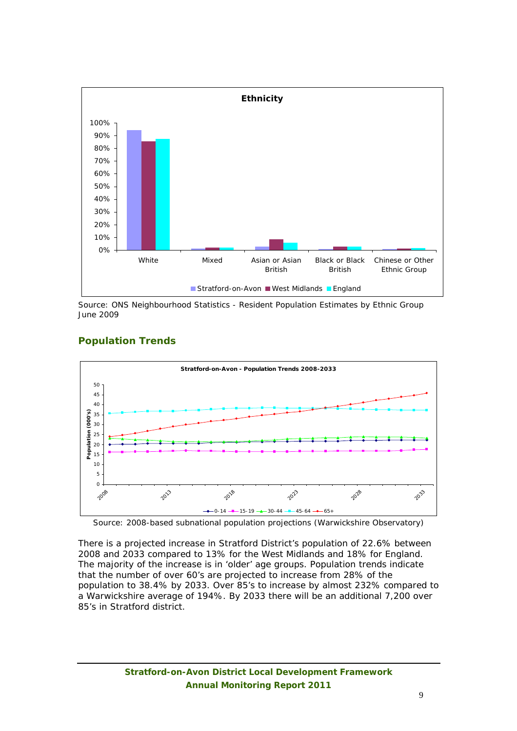Ethnicity

100%
90%
80%
70%
60%
50%
40%
30%
20%
10%
0%

White
Mixed
Asian or Asian British
Black or Black British
Chinese or Other Ethnic Group

Stratford-on-Avon  West Midlands  England

Source: ONS Neighbourhood Statistics - Resident Population Estimates by Ethnic Group June 2009

## Population Trends

Stratford-on-Avon - Population Trends 2008-2033

Population (000's)

50
45
40
35
30
25
20
15
10
5
0

2008
2013
2018
2023
2028
2033

0- 14  15- 19  30- 44  45- 64  65+

Source: 2008-based subnational population projections (Warwickshire Observatory)

There is a projected increase in Stratford District's population of 22.6% between 2008 and 2033 compared to 13% for the West Midlands and 18% for England. The majority of the increase is in 'older' age groups. Population trends indicate that the number of over 60's are projected to increase from 28% of the population to 38.4% by 2033. Over 85's to increase by almost 232% compared to a Warwickshire average of 194%. By 2033 there will be an additional 7,200 over 85's in Stratford district.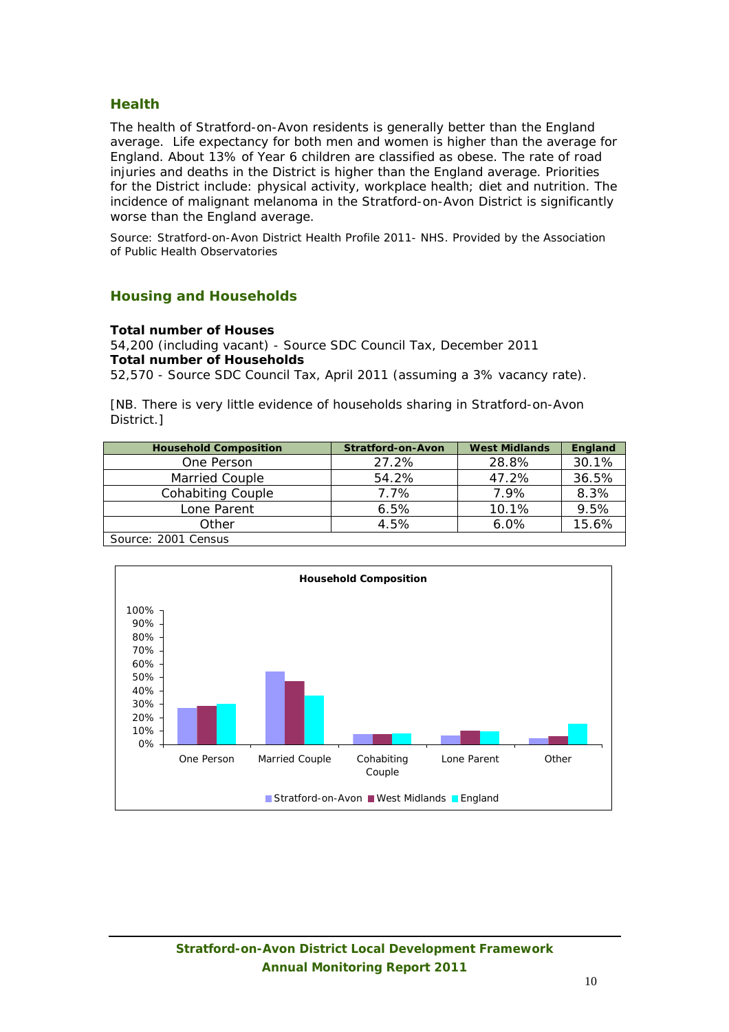## Health

The health of Stratford-on-Avon residents is generally better than the England average. Life expectancy for both men and women is higher than the average for England. About 13% of Year 6 children are classified as obese. The rate of road injuries and deaths in the District is higher than the England average. Priorities for the District include: physical activity, workplace health; diet and nutrition. The incidence of malignant melanoma in the Stratford-on-Avon District is significantly worse than the England average.

Source: Stratford-on-Avon District Health Profile 2011- NHS. Provided by the Association of Public Health Observatories

## Housing and Households

**Total number of Houses**
54,200 (including vacant) - Source SDC Council Tax, December 2011
**Total number of Households**
52,570 - Source SDC Council Tax, April 2011 (assuming a 3% vacancy rate).

[NB. There is very little evidence of households sharing in Stratford-on-Avon District.]

| Household Composition | Stratford-on-Avon | West Midlands | England |
|---|---|---|---|
| One Person | 27.2% | 28.8% | 30.1% |
| Married Couple | 54.2% | 47.2% | 36.5% |
| Cohabiting Couple | 7.7% | 7.9% | 8.3% |
| Lone Parent | 6.5% | 10.1% | 9.5% |
| Other | 4.5% | 6.0% | 15.6% |
| Source: 2001 Census | | | |

**Household Composition**

| | Stratford-on-Avon | West Midlands | England |
|---|---|---|---|
| One Person | 27.2% | 28.8% | 30.1% |
| Married Couple | 54.2% | 47.2% | 36.5% |
| Cohabiting Couple | 7.7% | 7.9% | 8.3% |
| Lone Parent | 6.5% | 10.1% | 9.5% |
| Other | 4.5% | 6.0% | 15.6% |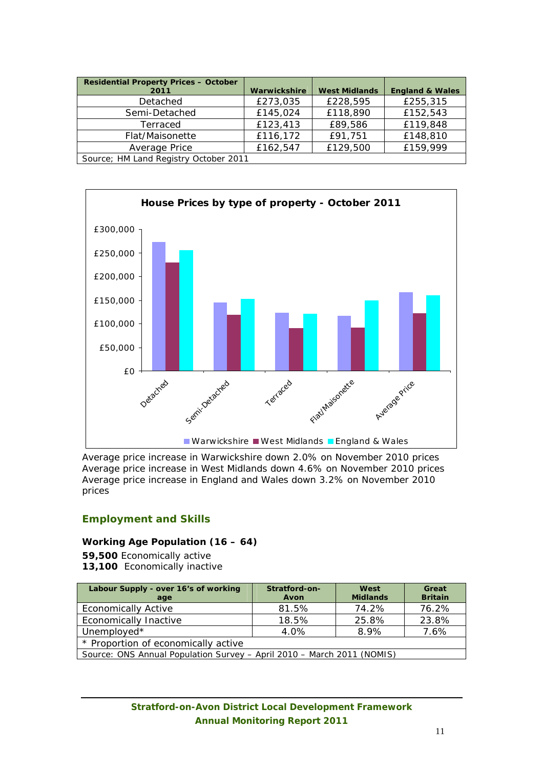| Residential Property Prices – October 2011 | Warwickshire | West Midlands | England & Wales |
|---|---|---|---|
| Detached | £273,035 | £228,595 | £255,315 |
| Semi-Detached | £145,024 | £118,890 | £152,543 |
| Terraced | £123,413 | £89,586 | £119,848 |
| Flat/Maisonette | £116,172 | £91,751 | £148,810 |
| Average Price | £162,547 | £129,500 | £159,999 |
| Source; HM Land Registry October 2011 | | | |

**House Prices by type of property - October 2011**

Average price increase in Warwickshire down 2.0% on November 2010 prices
Average price increase in West Midlands down 4.6% on November 2010 prices
Average price increase in England and Wales down 3.2% on November 2010 prices

## Employment and Skills

### Working Age Population (16 – 64)

**59,500** Economically active
**13,100** Economically inactive

| Labour Supply - over 16's of working age | Stratford-on-Avon | West Midlands | Great Britain |
|---|---|---|---|
| Economically Active | 81.5% | 74.2% | 76.2% |
| Economically Inactive | 18.5% | 25.8% | 23.8% |
| Unemployed* | 4.0% | 8.9% | 7.6% |
| * Proportion of economically active | | | |
| Source: ONS Annual Population Survey – April 2010 – March 2011 (NOMIS) | | | |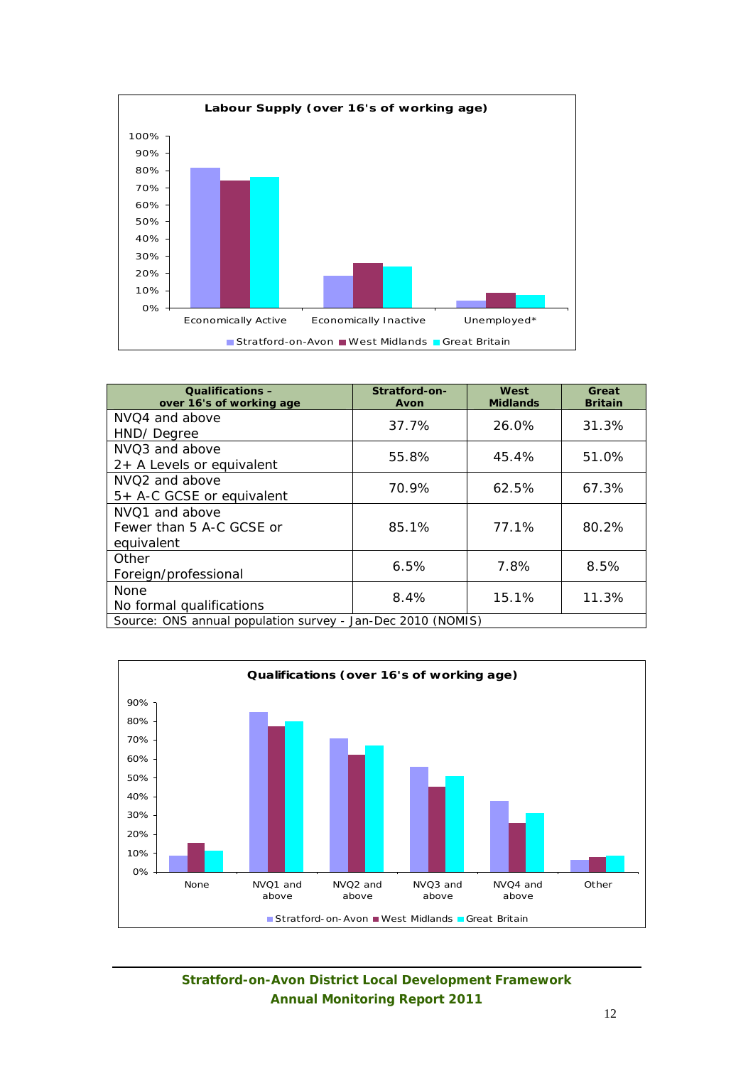**Labour Supply (over 16's of working age)**

100%
90%
80%
70%
60%
50%
40%
30%
20%
10%
0%

Economically Active
Economically Inactive
Unemployed*

Stratford-on-Avon   West Midlands   Great Britain

| Qualifications – over 16's of working age | Stratford-on-Avon | West Midlands | Great Britain |
|---|---|---|---|
| NVQ4 and above<br>HND/ Degree | 37.7% | 26.0% | 31.3% |
| NVQ3 and above<br>2+ A Levels or equivalent | 55.8% | 45.4% | 51.0% |
| NVQ2 and above<br>5+ A-C GCSE or equivalent | 70.9% | 62.5% | 67.3% |
| NVQ1 and above<br>Fewer than 5 A-C GCSE or equivalent | 85.1% | 77.1% | 80.2% |
| Other<br>Foreign/professional | 6.5% | 7.8% | 8.5% |
| None<br>No formal qualifications | 8.4% | 15.1% | 11.3% |
| Source: ONS annual population survey - Jan-Dec 2010 (NOMIS) | | | |

**Qualifications (over 16's of working age)**

90%
80%
70%
60%
50%
40%
30%
20%
10%
0%

None
NVQ1 and above
NVQ2 and above
NVQ3 and above
NVQ4 and above
Other

Stratford-on-Avon   West Midlands   Great Britain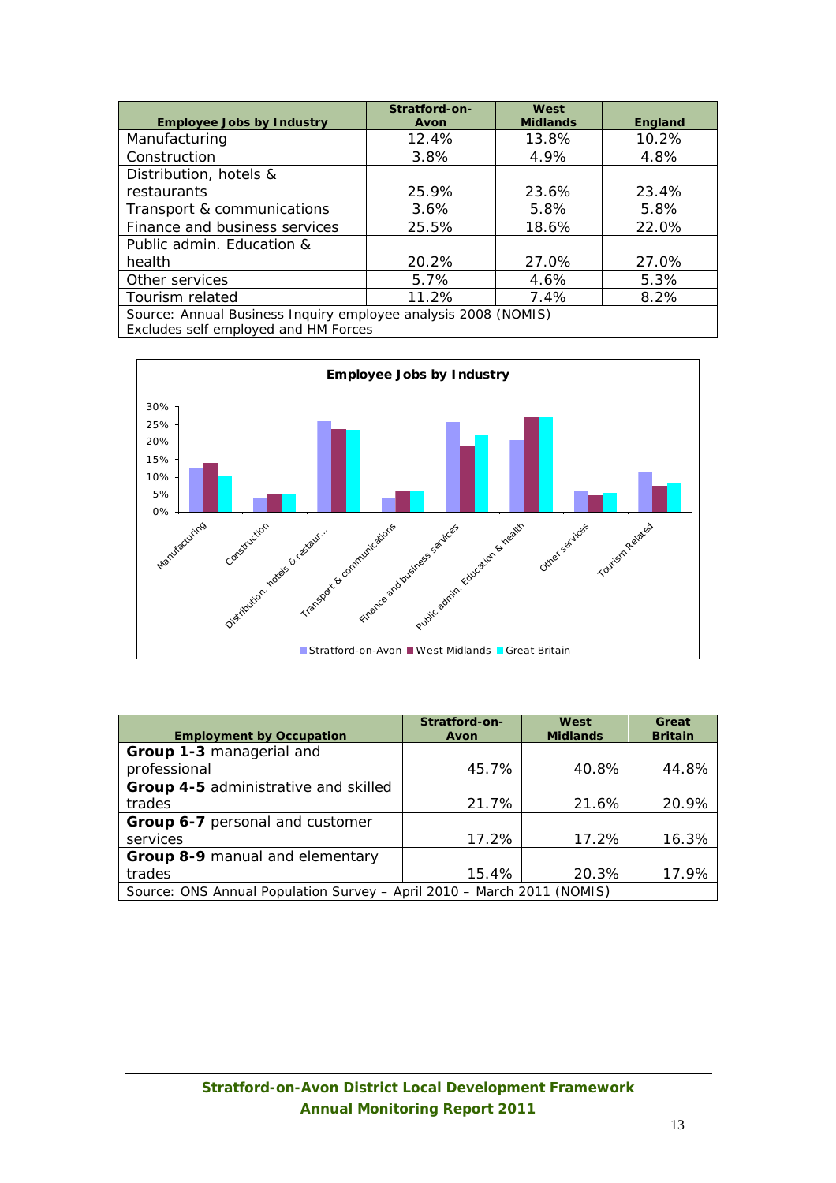| Employee Jobs by Industry | Stratford-on-Avon | West Midlands | England |
|---|---|---|---|
| Manufacturing | 12.4% | 13.8% | 10.2% |
| Construction | 3.8% | 4.9% | 4.8% |
| Distribution, hotels & restaurants | 25.9% | 23.6% | 23.4% |
| Transport & communications | 3.6% | 5.8% | 5.8% |
| Finance and business services | 25.5% | 18.6% | 22.0% |
| Public admin. Education & health | 20.2% | 27.0% | 27.0% |
| Other services | 5.7% | 4.6% | 5.3% |
| Tourism related | 11.2% | 7.4% | 8.2% |
| Source: Annual Business Inquiry employee analysis 2008 (NOMIS) Excludes self employed and HM Forces | | | |

Employee Jobs by Industry

30%
25%
20%
15%
10%
5%
0%

Manufacturing
Construction
Distribution, hotels & restaur...
Transport & communications
Finance and business services
Public admin. Education & health
Other services
Tourism Related

Stratford-on-Avon
West Midlands
Great Britain

| Employment by Occupation | Stratford-on-Avon | West Midlands | Great Britain |
|---|---|---|---|
| **Group 1-3** managerial and professional | 45.7% | 40.8% | 44.8% |
| **Group 4-5** administrative and skilled trades | 21.7% | 21.6% | 20.9% |
| **Group 6-7** personal and customer services | 17.2% | 17.2% | 16.3% |
| **Group 8-9** manual and elementary trades | 15.4% | 20.3% | 17.9% |
| Source: ONS Annual Population Survey – April 2010 – March 2011 (NOMIS) | | | |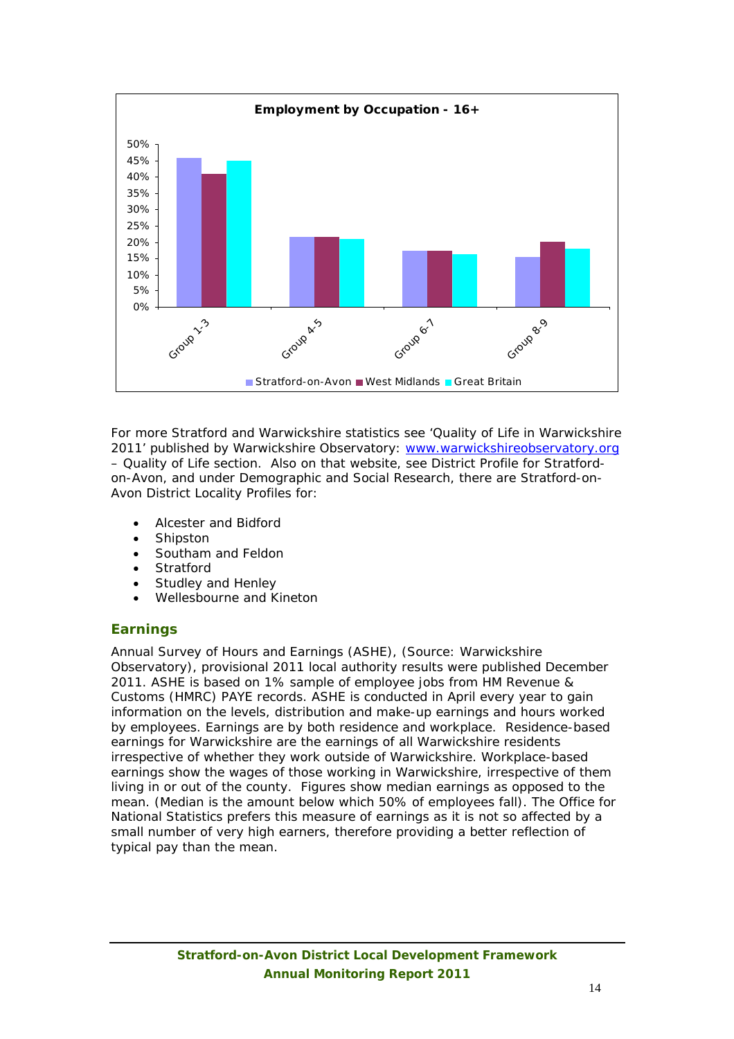**Employment by Occupation - 16+**

50%
45%
40%
35%
30%
25%
20%
15%
10%
5%
0%

Group 1-3
Group 4-5
Group 6-7
Group 8-9

Stratford-on-Avon ■ West Midlands ■ Great Britain

For more Stratford and Warwickshire statistics see 'Quality of Life in Warwickshire 2011' published by Warwickshire Observatory: www.warwickshireobservatory.org – Quality of Life section. Also on that website, see District Profile for Stratford-on-Avon, and under Demographic and Social Research, there are Stratford-on-Avon District Locality Profiles for:

- Alcester and Bidford
- Shipston
- Southam and Feldon
- Stratford
- Studley and Henley
- Wellesbourne and Kineton

## Earnings

Annual Survey of Hours and Earnings (ASHE), (Source: Warwickshire Observatory), provisional 2011 local authority results were published December 2011. ASHE is based on 1% sample of employee jobs from HM Revenue & Customs (HMRC) PAYE records. ASHE is conducted in April every year to gain information on the levels, distribution and make-up earnings and hours worked by employees. Earnings are by both residence and workplace. Residence-based earnings for Warwickshire are the earnings of all Warwickshire residents irrespective of whether they work outside of Warwickshire. Workplace-based earnings show the wages of those working in Warwickshire, irrespective of them living in or out of the county. Figures show median earnings as opposed to the mean. (Median is the amount below which 50% of employees fall). The Office for National Statistics prefers this measure of earnings as it is not so affected by a small number of very high earners, therefore providing a better reflection of typical pay than the mean.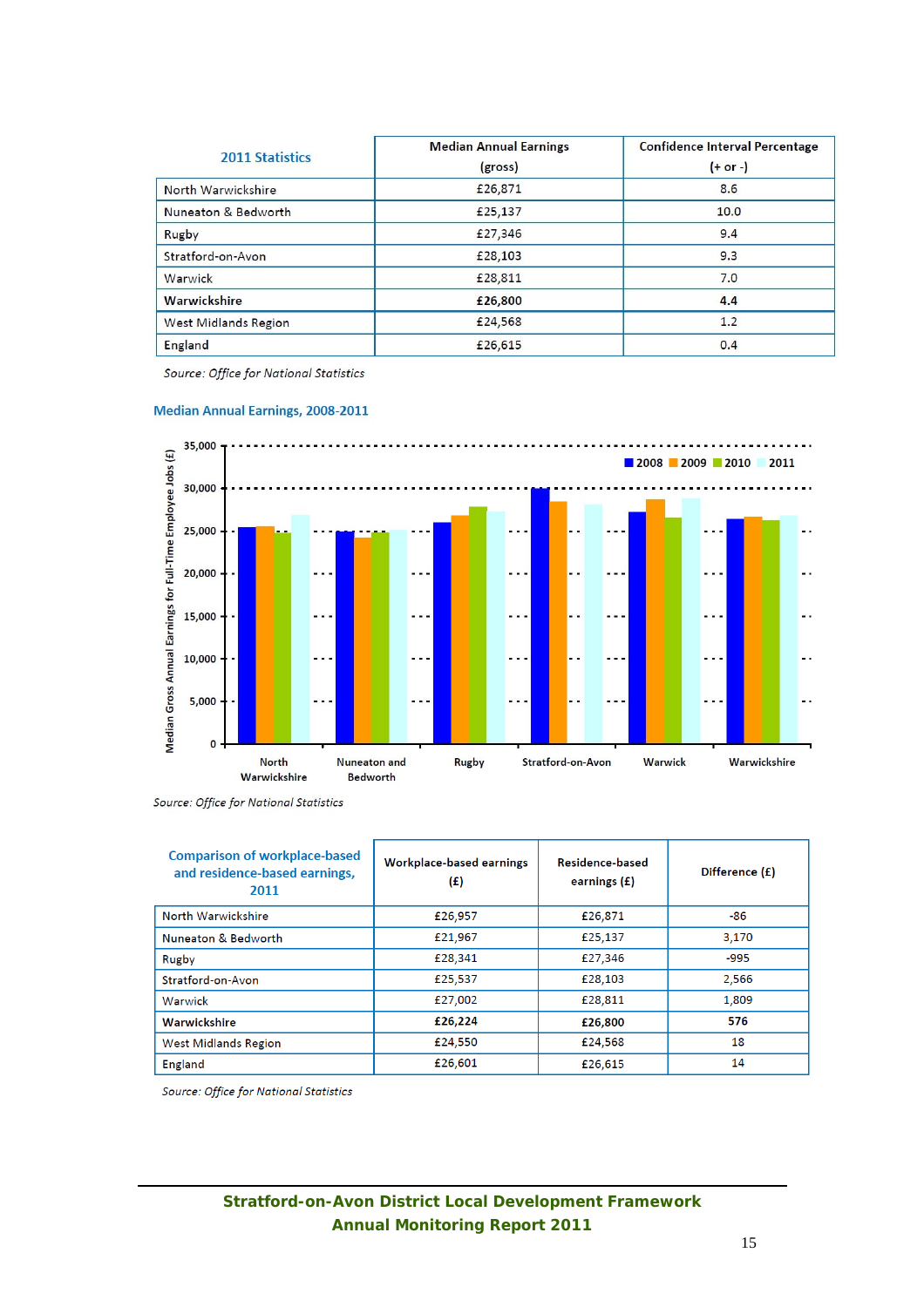| 2011 Statistics | Median Annual Earnings (gross) | Confidence Interval Percentage (+ or -) |
|---|---|---|
| North Warwickshire | £26,871 | 8.6 |
| Nuneaton & Bedworth | £25,137 | 10.0 |
| Rugby | £27,346 | 9.4 |
| Stratford-on-Avon | £28,103 | 9.3 |
| Warwick | £28,811 | 7.0 |
| **Warwickshire** | **£26,800** | **4.4** |
| West Midlands Region | £24,568 | 1.2 |
| England | £26,615 | 0.4 |

*Source: Office for National Statistics*

### Median Annual Earnings, 2008-2011

Median Gross Annual Earnings for Full-Time Employee Jobs (£)

35,000
30,000
25,000
20,000
15,000
10,000
5,000
0

2008 2009 2010 2011

North Warwickshire
Nuneaton and Bedworth
Rugby
Stratford-on-Avon
Warwick
Warwickshire

*Source: Office for National Statistics*

| Comparison of workplace-based and residence-based earnings, 2011 | Workplace-based earnings (£) | Residence-based earnings (£) | Difference (£) |
|---|---|---|---|
| North Warwickshire | £26,957 | £26,871 | -86 |
| Nuneaton & Bedworth | £21,967 | £25,137 | 3,170 |
| Rugby | £28,341 | £27,346 | -995 |
| Stratford-on-Avon | £25,537 | £28,103 | 2,566 |
| Warwick | £27,002 | £28,811 | 1,809 |
| **Warwickshire** | **£26,224** | **£26,800** | **576** |
| West Midlands Region | £24,550 | £24,568 | 18 |
| England | £26,601 | £26,615 | 14 |

*Source: Office for National Statistics*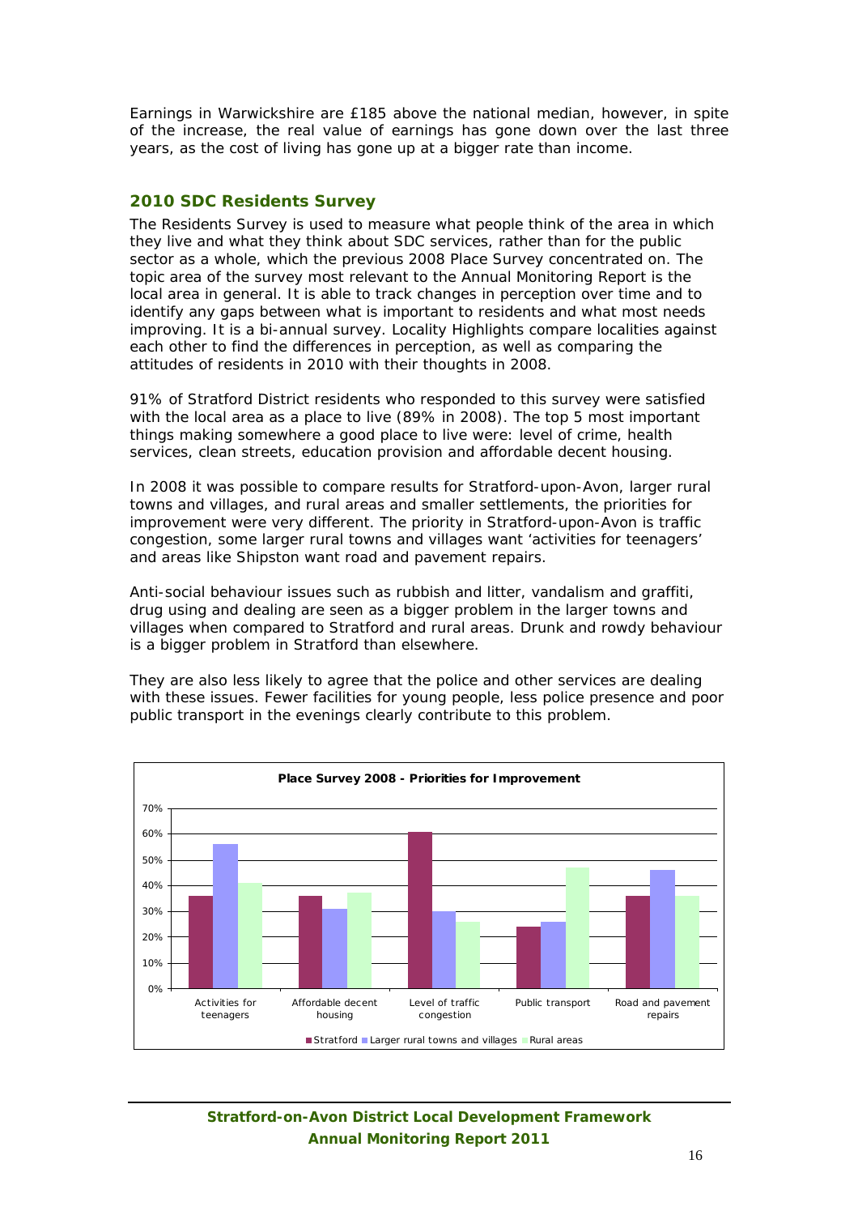Earnings in Warwickshire are £185 above the national median, however, in spite of the increase, the real value of earnings has gone down over the last three years, as the cost of living has gone up at a bigger rate than income.

## 2010 SDC Residents Survey

The Residents Survey is used to measure what people think of the area in which they live and what they think about SDC services, rather than for the public sector as a whole, which the previous 2008 Place Survey concentrated on. The topic area of the survey most relevant to the Annual Monitoring Report is the local area in general. It is able to track changes in perception over time and to identify any gaps between what is important to residents and what most needs improving. It is a bi-annual survey. Locality Highlights compare localities against each other to find the differences in perception, as well as comparing the attitudes of residents in 2010 with their thoughts in 2008.

91% of Stratford District residents who responded to this survey were satisfied with the local area as a place to live (89% in 2008). The top 5 most important things making somewhere a good place to live were: level of crime, health services, clean streets, education provision and affordable decent housing.

In 2008 it was possible to compare results for Stratford-upon-Avon, larger rural towns and villages, and rural areas and smaller settlements, the priorities for improvement were very different. The priority in Stratford-upon-Avon is traffic congestion, some larger rural towns and villages want 'activities for teenagers' and areas like Shipston want road and pavement repairs.

Anti-social behaviour issues such as rubbish and litter, vandalism and graffiti, drug using and dealing are seen as a bigger problem in the larger towns and villages when compared to Stratford and rural areas. Drunk and rowdy behaviour is a bigger problem in Stratford than elsewhere.

They are also less likely to agree that the police and other services are dealing with these issues. Fewer facilities for young people, less police presence and poor public transport in the evenings clearly contribute to this problem.

**Place Survey 2008 - Priorities for Improvement**

70%
60%
50%
40%
30%
20%
10%
0%

Activities for teenagers
Affordable decent housing
Level of traffic congestion
Public transport
Road and pavement repairs

Stratford · Larger rural towns and villages · Rural areas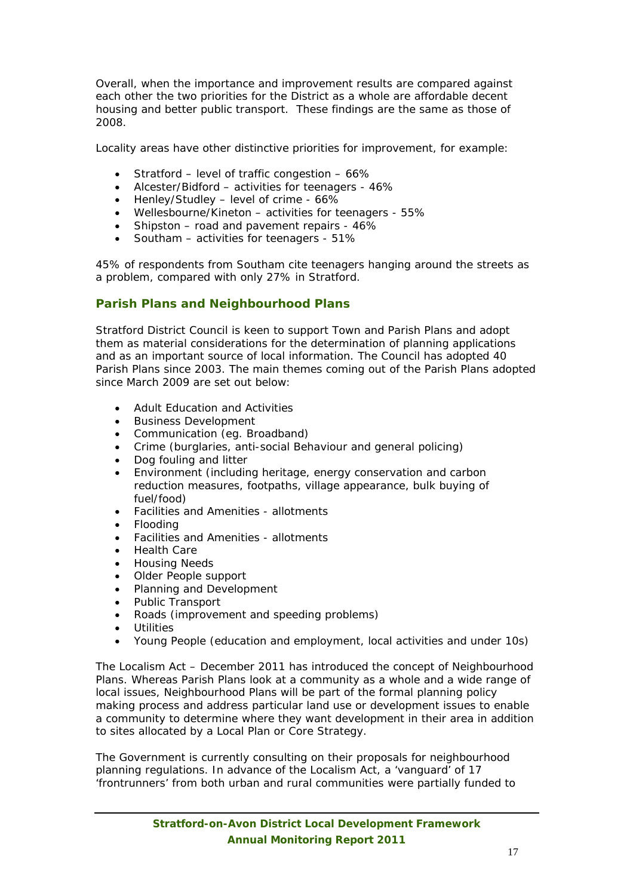Overall, when the importance and improvement results are compared against each other the two priorities for the District as a whole are affordable decent housing and better public transport. These findings are the same as those of 2008.

Locality areas have other distinctive priorities for improvement, for example:

- Stratford – level of traffic congestion – 66%
- Alcester/Bidford – activities for teenagers - 46%
- Henley/Studley – level of crime - 66%
- Wellesbourne/Kineton – activities for teenagers - 55%
- Shipston – road and pavement repairs - 46%
- Southam – activities for teenagers - 51%

45% of respondents from Southam cite teenagers hanging around the streets as a problem, compared with only 27% in Stratford.

## Parish Plans and Neighbourhood Plans

Stratford District Council is keen to support Town and Parish Plans and adopt them as material considerations for the determination of planning applications and as an important source of local information. The Council has adopted 40 Parish Plans since 2003. The main themes coming out of the Parish Plans adopted since March 2009 are set out below:

- Adult Education and Activities
- Business Development
- Communication (eg. Broadband)
- Crime (burglaries, anti-social Behaviour and general policing)
- Dog fouling and litter
- Environment (including heritage, energy conservation and carbon reduction measures, footpaths, village appearance, bulk buying of fuel/food)
- Facilities and Amenities - allotments
- Flooding
- Facilities and Amenities - allotments
- Health Care
- Housing Needs
- Older People support
- Planning and Development
- Public Transport
- Roads (improvement and speeding problems)
- Utilities
- Young People (education and employment, local activities and under 10s)

The Localism Act – December 2011 has introduced the concept of Neighbourhood Plans. Whereas Parish Plans look at a community as a whole and a wide range of local issues, Neighbourhood Plans will be part of the formal planning policy making process and address particular land use or development issues to enable a community to determine where they want development in their area in addition to sites allocated by a Local Plan or Core Strategy.

The Government is currently consulting on their proposals for neighbourhood planning regulations. In advance of the Localism Act, a 'vanguard' of 17 'frontrunners' from both urban and rural communities were partially funded to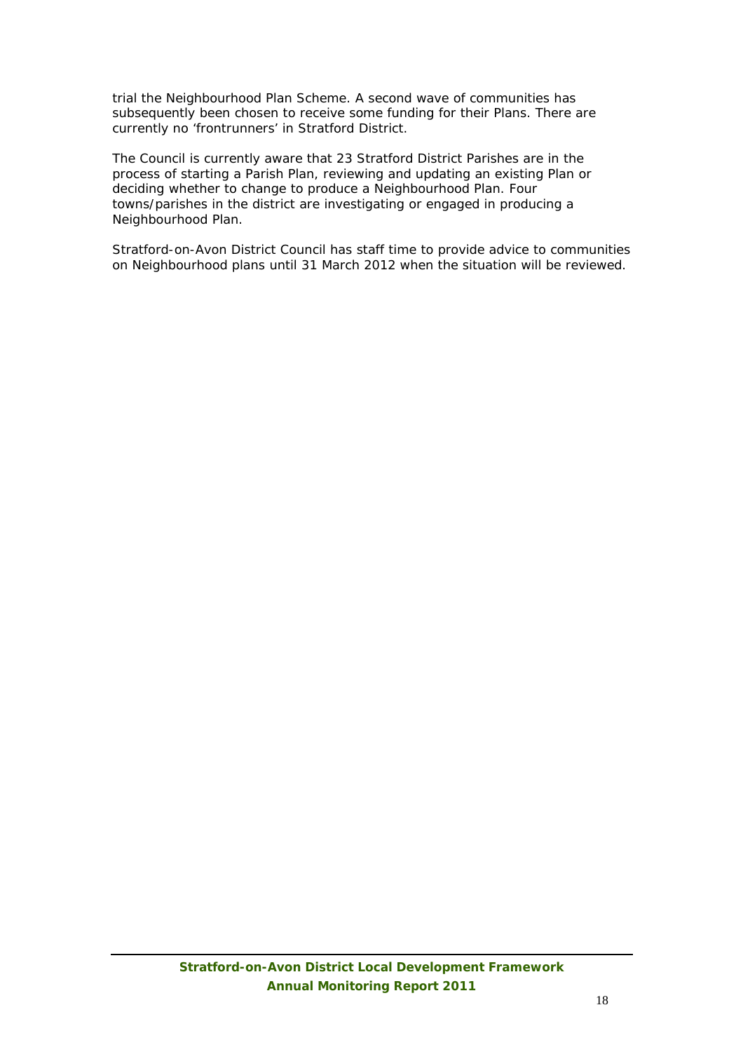trial the Neighbourhood Plan Scheme. A second wave of communities has subsequently been chosen to receive some funding for their Plans. There are currently no 'frontrunners' in Stratford District.

The Council is currently aware that 23 Stratford District Parishes are in the process of starting a Parish Plan, reviewing and updating an existing Plan or deciding whether to change to produce a Neighbourhood Plan. Four towns/parishes in the district are investigating or engaged in producing a Neighbourhood Plan.

Stratford-on-Avon District Council has staff time to provide advice to communities on Neighbourhood plans until 31 March 2012 when the situation will be reviewed.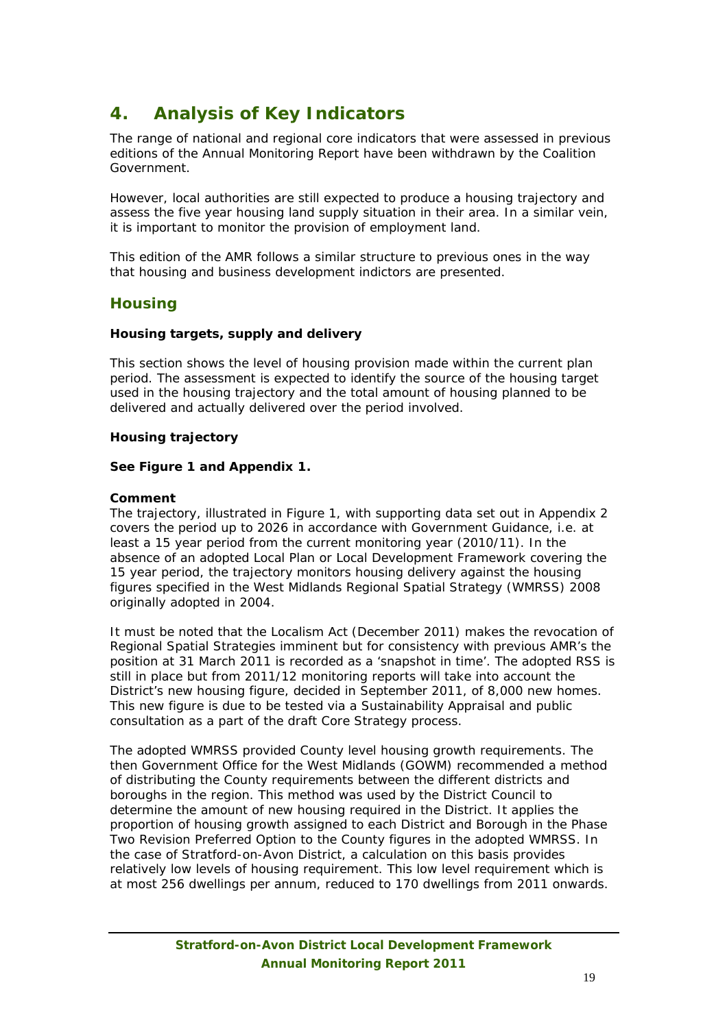# 4. Analysis of Key Indicators

The range of national and regional core indicators that were assessed in previous editions of the Annual Monitoring Report have been withdrawn by the Coalition Government.

However, local authorities are still expected to produce a housing trajectory and assess the five year housing land supply situation in their area. In a similar vein, it is important to monitor the provision of employment land.

This edition of the AMR follows a similar structure to previous ones in the way that housing and business development indictors are presented.

## Housing

**Housing targets, supply and delivery**

This section shows the level of housing provision made within the current plan period. The assessment is expected to identify the source of the housing target used in the housing trajectory and the total amount of housing planned to be delivered and actually delivered over the period involved.

**Housing trajectory**

**See Figure 1 and Appendix 1.**

**Comment**

The trajectory, illustrated in Figure 1, with supporting data set out in Appendix 2 covers the period up to 2026 in accordance with Government Guidance, i.e. at least a 15 year period from the current monitoring year (2010/11). In the absence of an adopted Local Plan or Local Development Framework covering the 15 year period, the trajectory monitors housing delivery against the housing figures specified in the West Midlands Regional Spatial Strategy (WMRSS) 2008 originally adopted in 2004.

It must be noted that the Localism Act (December 2011) makes the revocation of Regional Spatial Strategies imminent but for consistency with previous AMR's the position at 31 March 2011 is recorded as a 'snapshot in time'. The adopted RSS is still in place but from 2011/12 monitoring reports will take into account the District's new housing figure, decided in September 2011, of 8,000 new homes. This new figure is due to be tested via a Sustainability Appraisal and public consultation as a part of the draft Core Strategy process.

The adopted WMRSS provided County level housing growth requirements. The then Government Office for the West Midlands (GOWM) recommended a method of distributing the County requirements between the different districts and boroughs in the region. This method was used by the District Council to determine the amount of new housing required in the District. It applies the proportion of housing growth assigned to each District and Borough in the Phase Two Revision Preferred Option to the County figures in the adopted WMRSS. In the case of Stratford-on-Avon District, a calculation on this basis provides relatively low levels of housing requirement. This low level requirement which is at most 256 dwellings per annum, reduced to 170 dwellings from 2011 onwards.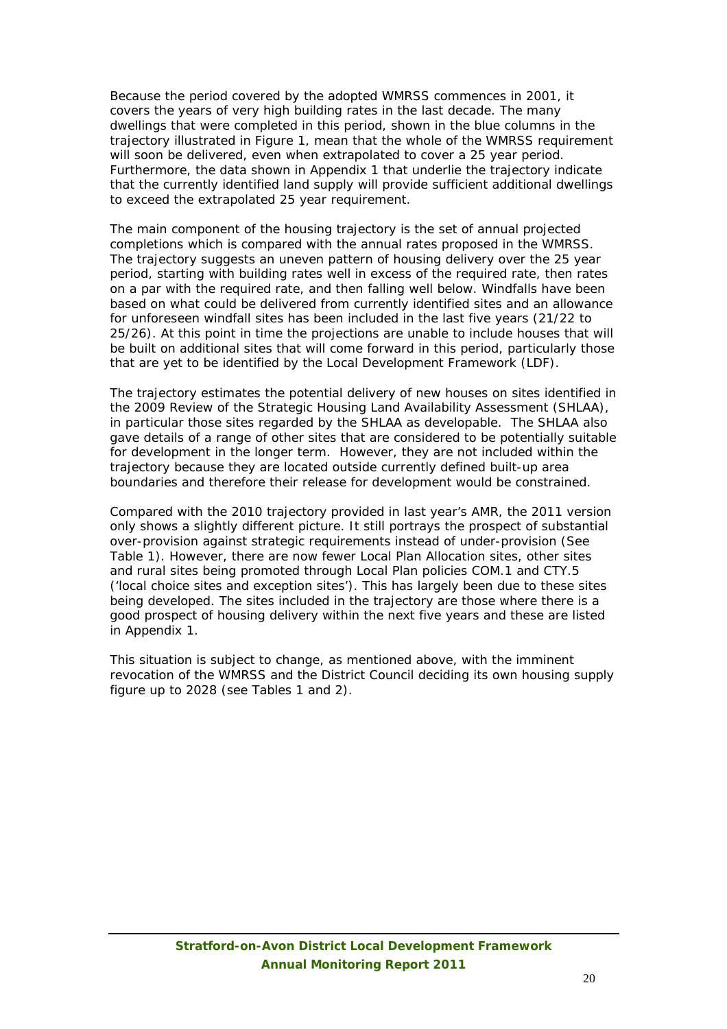Because the period covered by the adopted WMRSS commences in 2001, it covers the years of very high building rates in the last decade. The many dwellings that were completed in this period, shown in the blue columns in the trajectory illustrated in Figure 1, mean that the whole of the WMRSS requirement will soon be delivered, even when extrapolated to cover a 25 year period. Furthermore, the data shown in Appendix 1 that underlie the trajectory indicate that the currently identified land supply will provide sufficient additional dwellings to exceed the extrapolated 25 year requirement.

The main component of the housing trajectory is the set of annual projected completions which is compared with the annual rates proposed in the WMRSS. The trajectory suggests an uneven pattern of housing delivery over the 25 year period, starting with building rates well in excess of the required rate, then rates on a par with the required rate, and then falling well below. Windfalls have been based on what could be delivered from currently identified sites and an allowance for unforeseen windfall sites has been included in the last five years (21/22 to 25/26). At this point in time the projections are unable to include houses that will be built on additional sites that will come forward in this period, particularly those that are yet to be identified by the Local Development Framework (LDF).

The trajectory estimates the potential delivery of new houses on sites identified in the 2009 Review of the Strategic Housing Land Availability Assessment (SHLAA), in particular those sites regarded by the SHLAA as developable. The SHLAA also gave details of a range of other sites that are considered to be potentially suitable for development in the longer term. However, they are not included within the trajectory because they are located outside currently defined built-up area boundaries and therefore their release for development would be constrained.

Compared with the 2010 trajectory provided in last year's AMR, the 2011 version only shows a slightly different picture. It still portrays the prospect of substantial over-provision against strategic requirements instead of under-provision (See Table 1). However, there are now fewer Local Plan Allocation sites, other sites and rural sites being promoted through Local Plan policies COM.1 and CTY.5 ('local choice sites and exception sites'). This has largely been due to these sites being developed. The sites included in the trajectory are those where there is a good prospect of housing delivery within the next five years and these are listed in Appendix 1.

This situation is subject to change, as mentioned above, with the imminent revocation of the WMRSS and the District Council deciding its own housing supply figure up to 2028 (see Tables 1 and 2).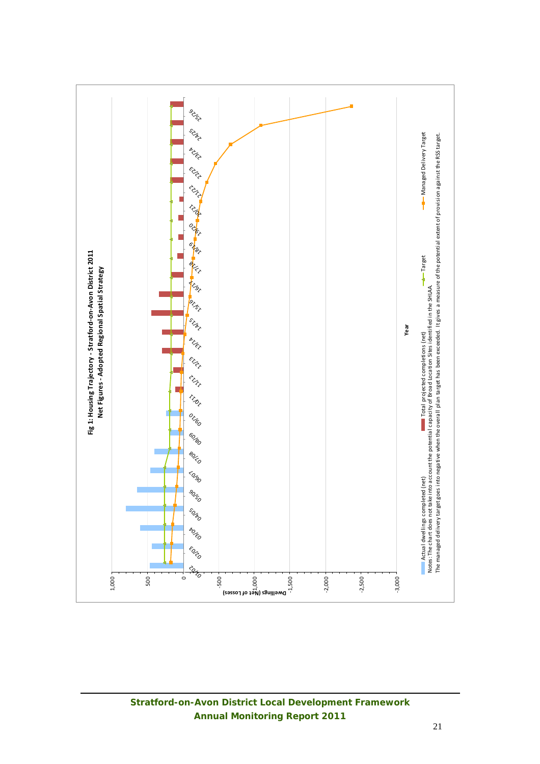Fig 1: Housing Trajectory - Stratford-on-Avon District 2011

Net Figures - Adopted Regional Spatial Strategy

1,000
500
0
-500
-1,000
-1,500
-2,000
-2,500
-3,000

Dwellings (Net of Losses)

01/02
02/03
03/04
04/05
05/06
06/07
07/08
08/09
09/10
10/11
11/12
12/13
13/14
14/15
15/16
16/17
17/18
18/19
19/20
20/21
21/22
22/23
23/24
24/25
25/26

Year

Actual dwellings completed (net)

Total projected completions (net)

Target

Managed Delivery Target

Notes: The chart does not take into account the potential capacity of Broad Location Sites identified in the SHLAA.

The managed delivery target goes into negative when the overall plan target has been exceeded. It gives a measure of the potential extent of provision against the RSS target.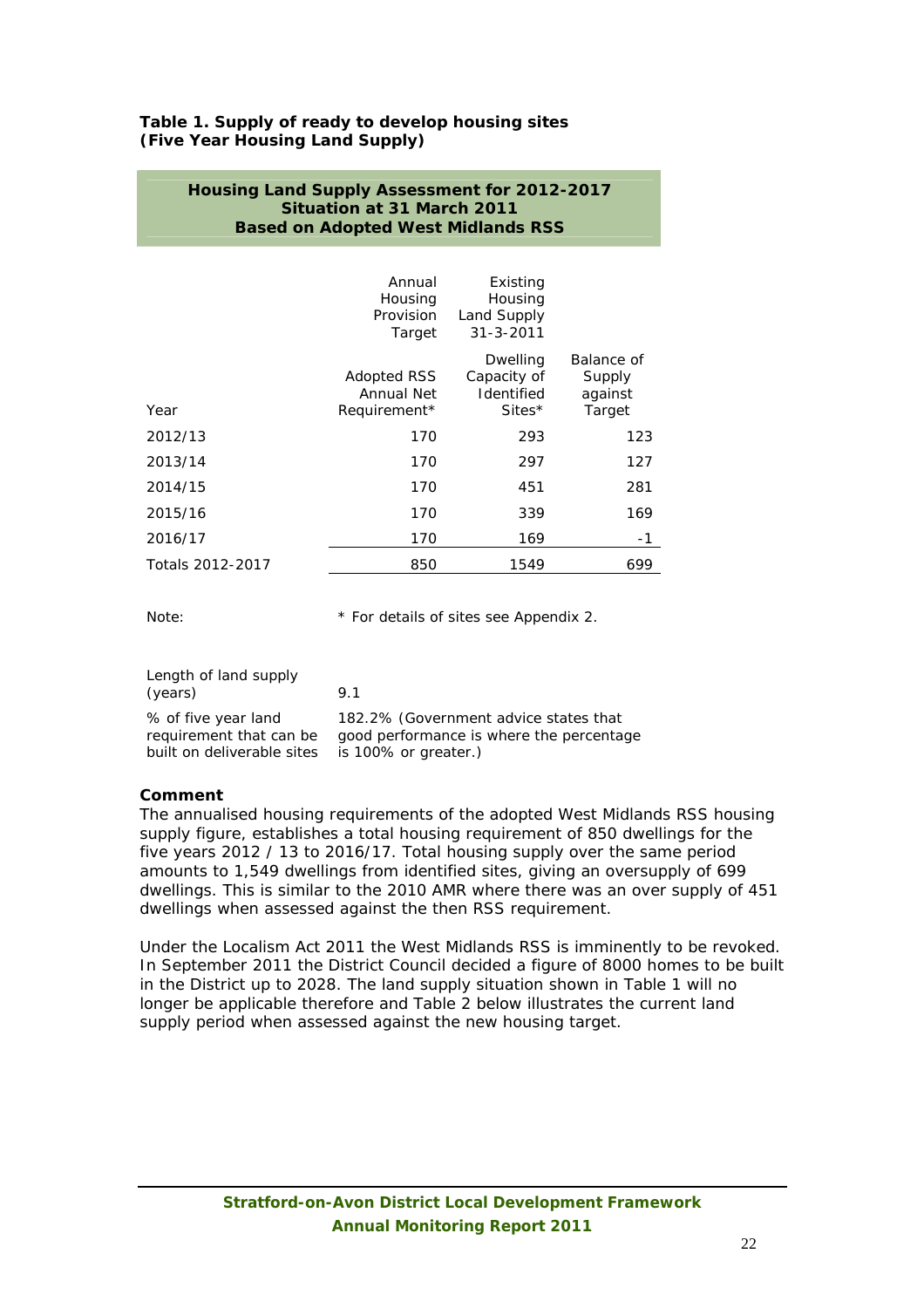**Table 1. Supply of ready to develop housing sites (Five Year Housing Land Supply)**

**Housing Land Supply Assessment for 2012-2017**
**Situation at 31 March 2011**
**Based on Adopted West Midlands RSS**

| | Annual Housing Provision Target | Existing Housing Land Supply 31-3-2011 | |
|---|---|---|---|
| Year | Adopted RSS Annual Net Requirement* | Dwelling Capacity of Identified Sites* | Balance of Supply against Target |
| 2012/13 | 170 | 293 | 123 |
| 2013/14 | 170 | 297 | 127 |
| 2014/15 | 170 | 451 | 281 |
| 2015/16 | 170 | 339 | 169 |
| 2016/17 | 170 | 169 | -1 |
| Totals 2012-2017 | 850 | 1549 | 699 |

Note: * For details of sites see Appendix 2.

| | |
|---|---|
| Length of land supply (years) | 9.1 |
| % of five year land requirement that can be built on deliverable sites | 182.2% (Government advice states that good performance is where the percentage is 100% or greater.) |

**Comment**

The annualised housing requirements of the adopted West Midlands RSS housing supply figure, establishes a total housing requirement of 850 dwellings for the five years 2012 / 13 to 2016/17. Total housing supply over the same period amounts to 1,549 dwellings from identified sites, giving an oversupply of 699 dwellings. This is similar to the 2010 AMR where there was an over supply of 451 dwellings when assessed against the then RSS requirement.

Under the Localism Act 2011 the West Midlands RSS is imminently to be revoked. In September 2011 the District Council decided a figure of 8000 homes to be built in the District up to 2028. The land supply situation shown in Table 1 will no longer be applicable therefore and Table 2 below illustrates the current land supply period when assessed against the new housing target.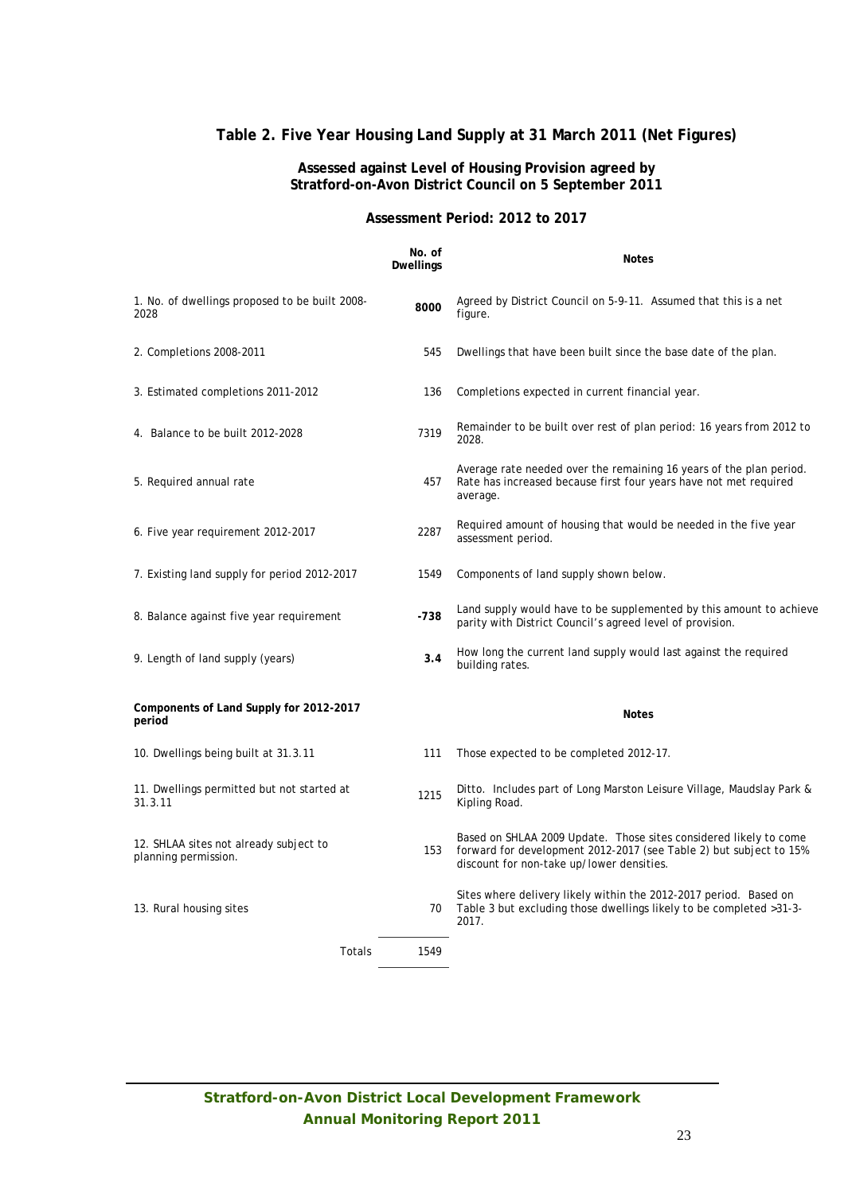## Table 2. Five Year Housing Land Supply at 31 March 2011 (Net Figures)

### Assessed against Level of Housing Provision agreed by Stratford-on-Avon District Council on 5 September 2011

### Assessment Period: 2012 to 2017

| | No. of Dwellings | Notes |
|---|---|---|
| 1. No. of dwellings proposed to be built 2008-2028 | **8000** | Agreed by District Council on 5-9-11. Assumed that this is a net figure. |
| 2. Completions 2008-2011 | 545 | Dwellings that have been built since the base date of the plan. |
| 3. Estimated completions 2011-2012 | 136 | Completions expected in current financial year. |
| 4. Balance to be built 2012-2028 | 7319 | Remainder to be built over rest of plan period: 16 years from 2012 to 2028. |
| 5. Required annual rate | 457 | Average rate needed over the remaining 16 years of the plan period. Rate has increased because first four years have not met required average. |
| 6. Five year requirement 2012-2017 | 2287 | Required amount of housing that would be needed in the five year assessment period. |
| 7. Existing land supply for period 2012-2017 | 1549 | Components of land supply shown below. |
| 8. Balance against five year requirement | **-738** | Land supply would have to be supplemented by this amount to achieve parity with District Council's agreed level of provision. |
| 9. Length of land supply (years) | **3.4** | How long the current land supply would last against the required building rates. |
| **Components of Land Supply for 2012-2017 period** | | **Notes** |
| 10. Dwellings being built at 31.3.11 | 111 | Those expected to be completed 2012-17. |
| 11. Dwellings permitted but not started at 31.3.11 | 1215 | Ditto. Includes part of Long Marston Leisure Village, Maudslay Park & Kipling Road. |
| 12. SHLAA sites not already subject to planning permission. | 153 | Based on SHLAA 2009 Update. Those sites considered likely to come forward for development 2012-2017 (see Table 2) but subject to 15% discount for non-take up/lower densities. |
| 13. Rural housing sites | 70 | Sites where delivery likely within the 2012-2017 period. Based on Table 3 but excluding those dwellings likely to be completed >31-3-2017. |
| Totals | 1549 | |

**Stratford-on-Avon District Local Development Framework**
**Annual Monitoring Report 2011**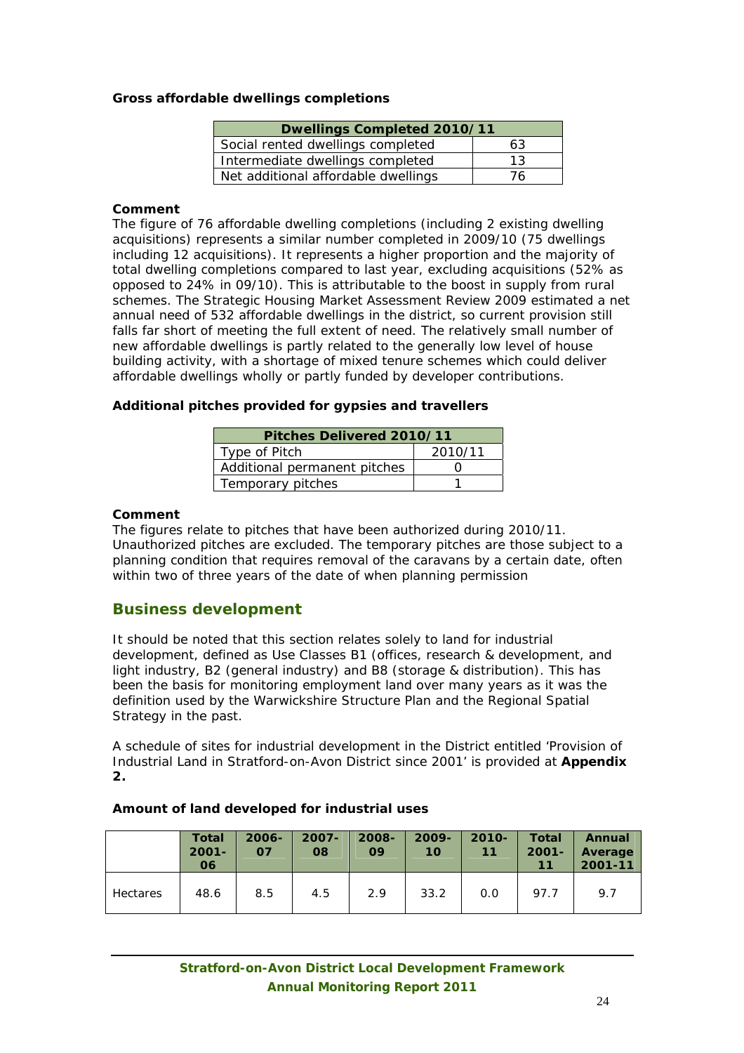**Gross affordable dwellings completions**

| Dwellings Completed 2010/11 | |
|---|---|
| Social rented dwellings completed | 63 |
| Intermediate dwellings completed | 13 |
| Net additional affordable dwellings | 76 |

**Comment**
The figure of 76 affordable dwelling completions (including 2 existing dwelling acquisitions) represents a similar number completed in 2009/10 (75 dwellings including 12 acquisitions). It represents a higher proportion and the majority of total dwelling completions compared to last year, excluding acquisitions (52% as opposed to 24% in 09/10). This is attributable to the boost in supply from rural schemes. The Strategic Housing Market Assessment Review 2009 estimated a net annual need of 532 affordable dwellings in the district, so current provision still falls far short of meeting the full extent of need. The relatively small number of new affordable dwellings is partly related to the generally low level of house building activity, with a shortage of mixed tenure schemes which could deliver affordable dwellings wholly or partly funded by developer contributions.

**Additional pitches provided for gypsies and travellers**

| Pitches Delivered 2010/11 | |
|---|---|
| Type of Pitch | 2010/11 |
| Additional permanent pitches | 0 |
| Temporary pitches | 1 |

**Comment**
The figures relate to pitches that have been authorized during 2010/11. Unauthorized pitches are excluded. The temporary pitches are those subject to a planning condition that requires removal of the caravans by a certain date, often within two of three years of the date of when planning permission

## Business development

It should be noted that this section relates solely to land for industrial development, defined as Use Classes B1 (offices, research & development, and light industry, B2 (general industry) and B8 (storage & distribution). This has been the basis for monitoring employment land over many years as it was the definition used by the Warwickshire Structure Plan and the Regional Spatial Strategy in the past.

A schedule of sites for industrial development in the District entitled 'Provision of Industrial Land in Stratford-on-Avon District since 2001' is provided at **Appendix 2.**

**Amount of land developed for industrial uses**

| | Total 2001-06 | 2006-07 | 2007-08 | 2008-09 | 2009-10 | 2010-11 | Total 2001-11 | Annual Average 2001-11 |
|---|---|---|---|---|---|---|---|---|
| Hectares | 48.6 | 8.5 | 4.5 | 2.9 | 33.2 | 0.0 | 97.7 | 9.7 |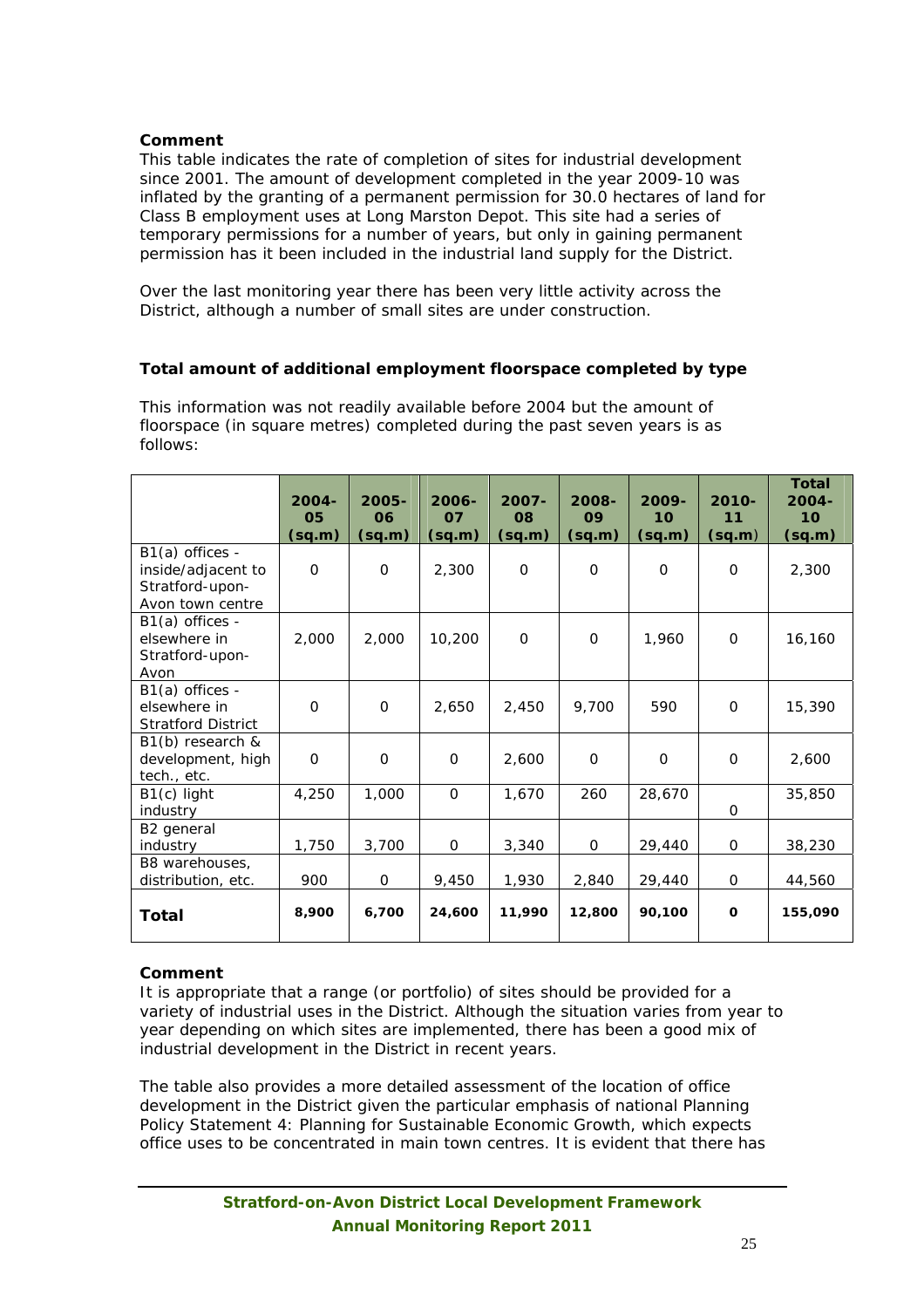**Comment**

This table indicates the rate of completion of sites for industrial development since 2001. The amount of development completed in the year 2009-10 was inflated by the granting of a permanent permission for 30.0 hectares of land for Class B employment uses at Long Marston Depot. This site had a series of temporary permissions for a number of years, but only in gaining permanent permission has it been included in the industrial land supply for the District.

Over the last monitoring year there has been very little activity across the District, although a number of small sites are under construction.

**Total amount of additional employment floorspace completed by type**

This information was not readily available before 2004 but the amount of floorspace (in square metres) completed during the past seven years is as follows:

| | 2004-05 (sq.m) | 2005-06 (sq.m) | 2006-07 (sq.m) | 2007-08 (sq.m) | 2008-09 (sq.m) | 2009-10 (sq.m) | 2010-11 (sq.m) | Total 2004-10 (sq.m) |
|---|---|---|---|---|---|---|---|---|
| B1(a) offices - inside/adjacent to Stratford-upon-Avon town centre | 0 | 0 | 2,300 | 0 | 0 | 0 | 0 | 2,300 |
| B1(a) offices - elsewhere in Stratford-upon-Avon | 2,000 | 2,000 | 10,200 | 0 | 0 | 1,960 | 0 | 16,160 |
| B1(a) offices - elsewhere in Stratford District | 0 | 0 | 2,650 | 2,450 | 9,700 | 590 | 0 | 15,390 |
| B1(b) research & development, high tech., etc. | 0 | 0 | 0 | 2,600 | 0 | 0 | 0 | 2,600 |
| B1(c) light industry | 4,250 | 1,000 | 0 | 1,670 | 260 | 28,670 | 0 | 35,850 |
| B2 general industry | 1,750 | 3,700 | 0 | 3,340 | 0 | 29,440 | 0 | 38,230 |
| B8 warehouses, distribution, etc. | 900 | 0 | 9,450 | 1,930 | 2,840 | 29,440 | 0 | 44,560 |
| **Total** | **8,900** | **6,700** | **24,600** | **11,990** | **12,800** | **90,100** | **0** | **155,090** |

**Comment**

It is appropriate that a range (or portfolio) of sites should be provided for a variety of industrial uses in the District. Although the situation varies from year to year depending on which sites are implemented, there has been a good mix of industrial development in the District in recent years.

The table also provides a more detailed assessment of the location of office development in the District given the particular emphasis of national Planning Policy Statement 4: Planning for Sustainable Economic Growth, which expects office uses to be concentrated in main town centres. It is evident that there has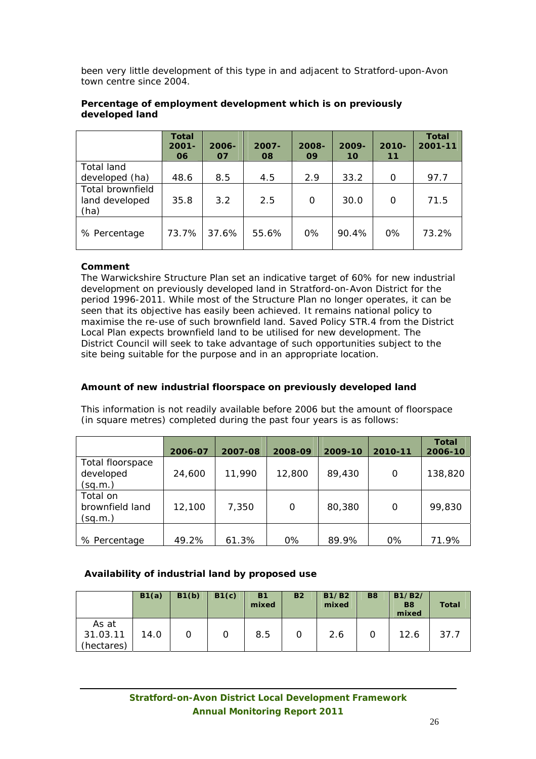been very little development of this type in and adjacent to Stratford-upon-Avon town centre since 2004.

**Percentage of employment development which is on previously developed land**

| | Total 2001-06 | 2006-07 | 2007-08 | 2008-09 | 2009-10 | 2010-11 | Total 2001-11 |
|---|---|---|---|---|---|---|---|
| Total land developed (ha) | 48.6 | 8.5 | 4.5 | 2.9 | 33.2 | 0 | 97.7 |
| Total brownfield land developed (ha) | 35.8 | 3.2 | 2.5 | 0 | 30.0 | 0 | 71.5 |
| % Percentage | 73.7% | 37.6% | 55.6% | 0% | 90.4% | 0% | 73.2% |

**Comment**

The Warwickshire Structure Plan set an indicative target of 60% for new industrial development on previously developed land in Stratford-on-Avon District for the period 1996-2011. While most of the Structure Plan no longer operates, it can be seen that its objective has easily been achieved. It remains national policy to maximise the re-use of such brownfield land. Saved Policy STR.4 from the District Local Plan expects brownfield land to be utilised for new development. The District Council will seek to take advantage of such opportunities subject to the site being suitable for the purpose and in an appropriate location.

**Amount of new industrial floorspace on previously developed land**

This information is not readily available before 2006 but the amount of floorspace (in square metres) completed during the past four years is as follows:

| | 2006-07 | 2007-08 | 2008-09 | 2009-10 | 2010-11 | Total 2006-10 |
|---|---|---|---|---|---|---|
| Total floorspace developed (sq.m.) | 24,600 | 11,990 | 12,800 | 89,430 | 0 | 138,820 |
| Total on brownfield land (sq.m.) | 12,100 | 7,350 | 0 | 80,380 | 0 | 99,830 |
| % Percentage | 49.2% | 61.3% | 0% | 89.9% | 0% | 71.9% |

**Availability of industrial land by proposed use**

| | B1(a) | B1(b) | B1(c) | B1 mixed | B2 | B1/B2 mixed | B8 | B1/B2/ B8 mixed | Total |
|---|---|---|---|---|---|---|---|---|---|
| As at 31.03.11 (hectares) | 14.0 | 0 | 0 | 8.5 | 0 | 2.6 | 0 | 12.6 | 37.7 |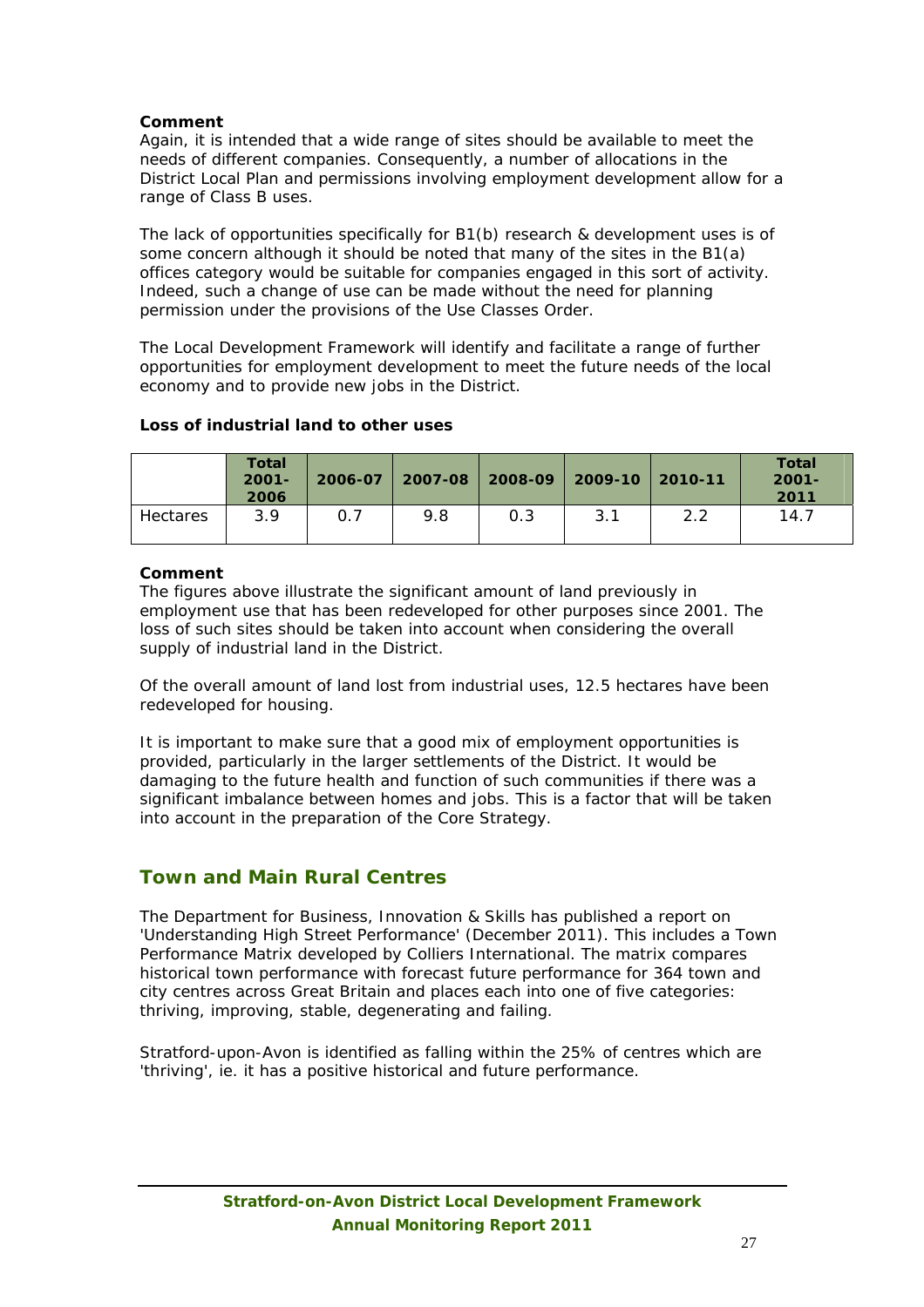**Comment**

Again, it is intended that a wide range of sites should be available to meet the needs of different companies. Consequently, a number of allocations in the District Local Plan and permissions involving employment development allow for a range of Class B uses.

The lack of opportunities specifically for B1(b) research & development uses is of some concern although it should be noted that many of the sites in the B1(a) offices category would be suitable for companies engaged in this sort of activity. Indeed, such a change of use can be made without the need for planning permission under the provisions of the Use Classes Order.

The Local Development Framework will identify and facilitate a range of further opportunities for employment development to meet the future needs of the local economy and to provide new jobs in the District.

**Loss of industrial land to other uses**

| | Total 2001-2006 | 2006-07 | 2007-08 | 2008-09 | 2009-10 | 2010-11 | Total 2001-2011 |
|---|---|---|---|---|---|---|---|
| Hectares | 3.9 | 0.7 | 9.8 | 0.3 | 3.1 | 2.2 | 14.7 |

**Comment**

The figures above illustrate the significant amount of land previously in employment use that has been redeveloped for other purposes since 2001. The loss of such sites should be taken into account when considering the overall supply of industrial land in the District.

Of the overall amount of land lost from industrial uses, 12.5 hectares have been redeveloped for housing.

It is important to make sure that a good mix of employment opportunities is provided, particularly in the larger settlements of the District. It would be damaging to the future health and function of such communities if there was a significant imbalance between homes and jobs. This is a factor that will be taken into account in the preparation of the Core Strategy.

## Town and Main Rural Centres

The Department for Business, Innovation & Skills has published a report on 'Understanding High Street Performance' (December 2011). This includes a Town Performance Matrix developed by Colliers International. The matrix compares historical town performance with forecast future performance for 364 town and city centres across Great Britain and places each into one of five categories: thriving, improving, stable, degenerating and failing.

Stratford-upon-Avon is identified as falling within the 25% of centres which are 'thriving', ie. it has a positive historical and future performance.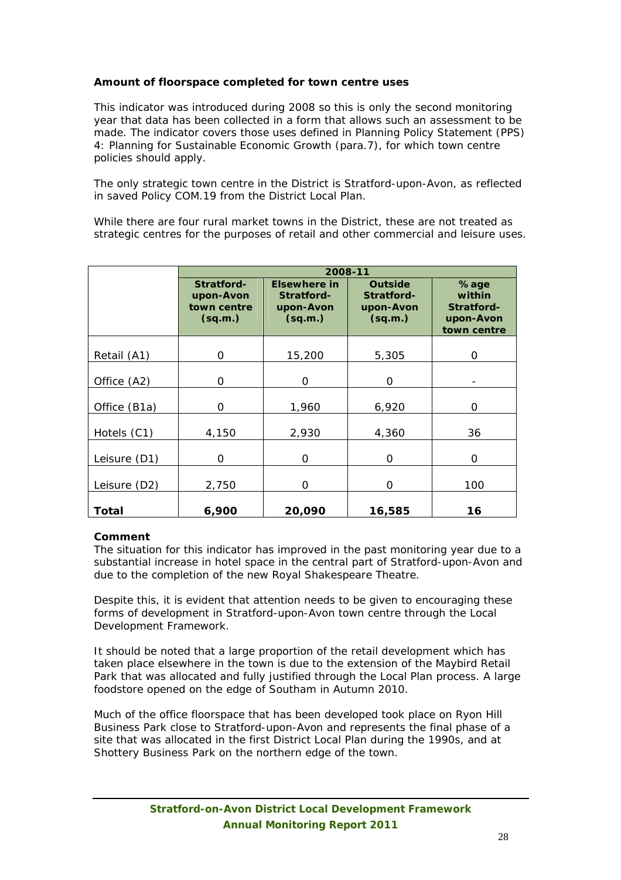**Amount of floorspace completed for town centre uses**

This indicator was introduced during 2008 so this is only the second monitoring year that data has been collected in a form that allows such an assessment to be made. The indicator covers those uses defined in Planning Policy Statement (PPS) 4: Planning for Sustainable Economic Growth (para.7), for which town centre policies should apply.

The only strategic town centre in the District is Stratford-upon-Avon, as reflected in saved Policy COM.19 from the District Local Plan.

While there are four rural market towns in the District, these are not treated as strategic centres for the purposes of retail and other commercial and leisure uses.

| | 2008-11 | | | |
|---|---|---|---|---|
| | **Stratford-upon-Avon town centre (sq.m.)** | **Elsewhere in Stratford-upon-Avon (sq.m.)** | **Outside Stratford-upon-Avon (sq.m.)** | **% age within Stratford-upon-Avon town centre** |
| Retail (A1) | 0 | 15,200 | 5,305 | 0 |
| Office (A2) | 0 | 0 | 0 | - |
| Office (B1a) | 0 | 1,960 | 6,920 | 0 |
| Hotels (C1) | 4,150 | 2,930 | 4,360 | 36 |
| Leisure (D1) | 0 | 0 | 0 | 0 |
| Leisure (D2) | 2,750 | 0 | 0 | 100 |
| **Total** | **6,900** | **20,090** | **16,585** | **16** |

**Comment**

The situation for this indicator has improved in the past monitoring year due to a substantial increase in hotel space in the central part of Stratford-upon-Avon and due to the completion of the new Royal Shakespeare Theatre.

Despite this, it is evident that attention needs to be given to encouraging these forms of development in Stratford-upon-Avon town centre through the Local Development Framework.

It should be noted that a large proportion of the retail development which has taken place elsewhere in the town is due to the extension of the Maybird Retail Park that was allocated and fully justified through the Local Plan process. A large foodstore opened on the edge of Southam in Autumn 2010.

Much of the office floorspace that has been developed took place on Ryon Hill Business Park close to Stratford-upon-Avon and represents the final phase of a site that was allocated in the first District Local Plan during the 1990s, and at Shottery Business Park on the northern edge of the town.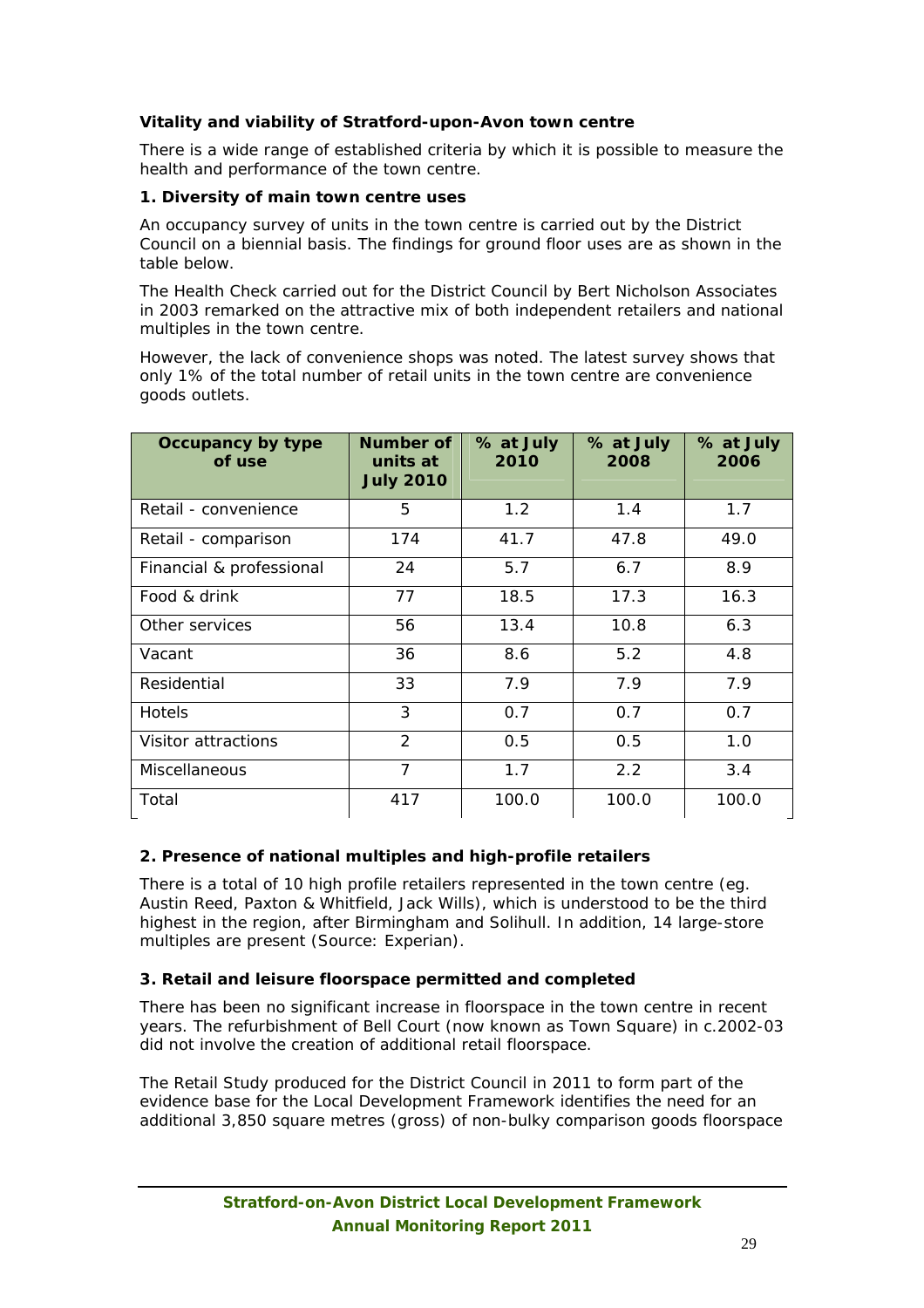### Vitality and viability of Stratford-upon-Avon town centre

There is a wide range of established criteria by which it is possible to measure the health and performance of the town centre.

#### 1. Diversity of main town centre uses

An occupancy survey of units in the town centre is carried out by the District Council on a biennial basis. The findings for ground floor uses are as shown in the table below.

The Health Check carried out for the District Council by Bert Nicholson Associates in 2003 remarked on the attractive mix of both independent retailers and national multiples in the town centre.

However, the lack of convenience shops was noted. The latest survey shows that only 1% of the total number of retail units in the town centre are convenience goods outlets.

| Occupancy by type of use | Number of units at July 2010 | % at July 2010 | % at July 2008 | % at July 2006 |
|---|---|---|---|---|
| Retail - convenience | 5 | 1.2 | 1.4 | 1.7 |
| Retail - comparison | 174 | 41.7 | 47.8 | 49.0 |
| Financial & professional | 24 | 5.7 | 6.7 | 8.9 |
| Food & drink | 77 | 18.5 | 17.3 | 16.3 |
| Other services | 56 | 13.4 | 10.8 | 6.3 |
| Vacant | 36 | 8.6 | 5.2 | 4.8 |
| Residential | 33 | 7.9 | 7.9 | 7.9 |
| Hotels | 3 | 0.7 | 0.7 | 0.7 |
| Visitor attractions | 2 | 0.5 | 0.5 | 1.0 |
| Miscellaneous | 7 | 1.7 | 2.2 | 3.4 |
| Total | 417 | 100.0 | 100.0 | 100.0 |

#### 2. Presence of national multiples and high-profile retailers

There is a total of 10 high profile retailers represented in the town centre (eg. Austin Reed, Paxton & Whitfield, Jack Wills), which is understood to be the third highest in the region, after Birmingham and Solihull. In addition, 14 large-store multiples are present (Source: Experian).

#### 3. Retail and leisure floorspace permitted and completed

There has been no significant increase in floorspace in the town centre in recent years. The refurbishment of Bell Court (now known as Town Square) in c.2002-03 did not involve the creation of additional retail floorspace.

The Retail Study produced for the District Council in 2011 to form part of the evidence base for the Local Development Framework identifies the need for an additional 3,850 square metres (gross) of non-bulky comparison goods floorspace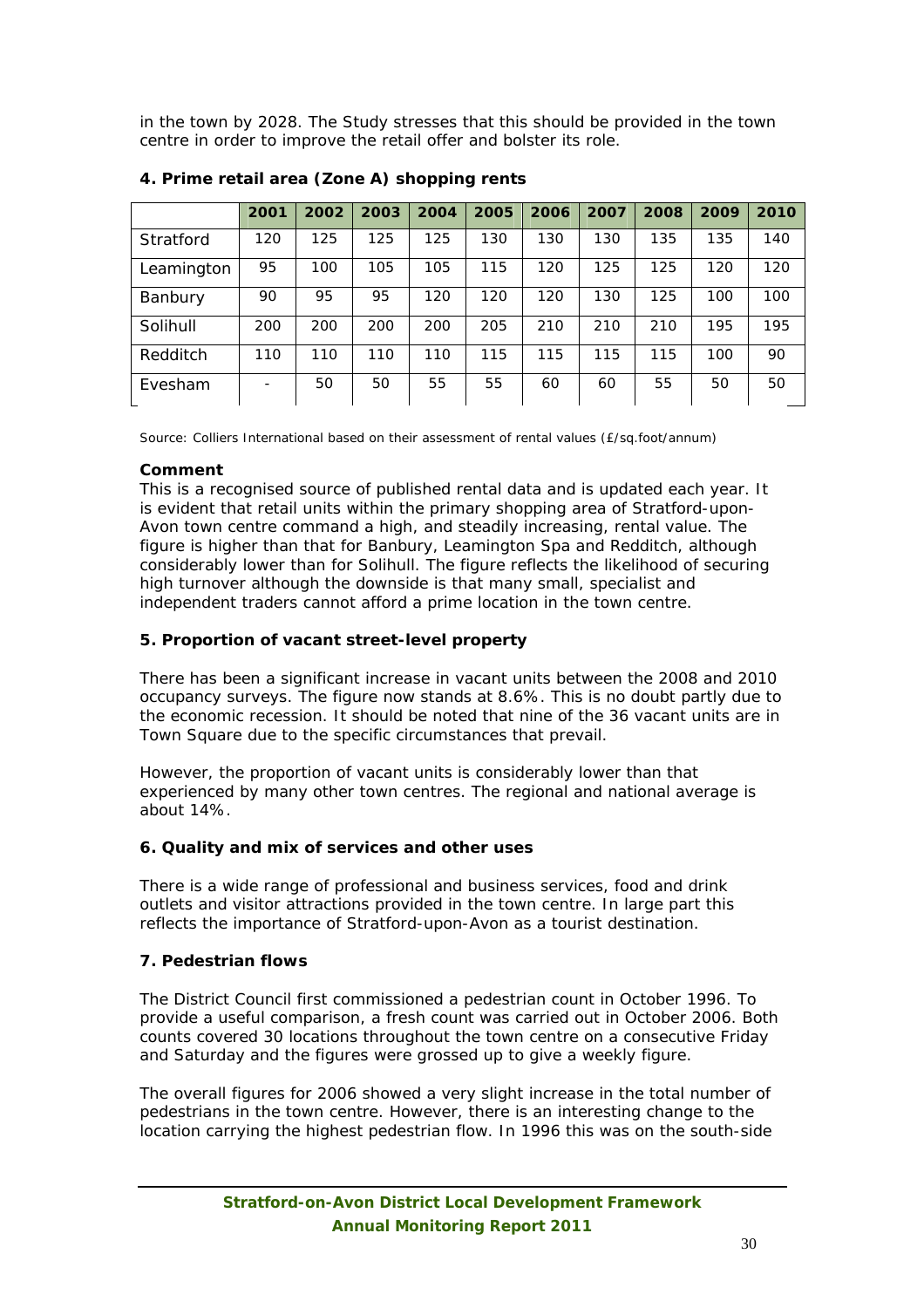in the town by 2028. The Study stresses that this should be provided in the town centre in order to improve the retail offer and bolster its role.

**4. Prime retail area (Zone A) shopping rents**

| | 2001 | 2002 | 2003 | 2004 | 2005 | 2006 | 2007 | 2008 | 2009 | 2010 |
|---|---|---|---|---|---|---|---|---|---|---|
| Stratford | 120 | 125 | 125 | 125 | 130 | 130 | 130 | 135 | 135 | 140 |
| Leamington | 95 | 100 | 105 | 105 | 115 | 120 | 125 | 125 | 120 | 120 |
| Banbury | 90 | 95 | 95 | 120 | 120 | 120 | 130 | 125 | 100 | 100 |
| Solihull | 200 | 200 | 200 | 200 | 205 | 210 | 210 | 210 | 195 | 195 |
| Redditch | 110 | 110 | 110 | 110 | 115 | 115 | 115 | 115 | 100 | 90 |
| Evesham | - | 50 | 50 | 55 | 55 | 60 | 60 | 55 | 50 | 50 |

Source: Colliers International based on their assessment of rental values (£/sq.foot/annum)

**Comment**
This is a recognised source of published rental data and is updated each year. It is evident that retail units within the primary shopping area of Stratford-upon-Avon town centre command a high, and steadily increasing, rental value. The figure is higher than that for Banbury, Leamington Spa and Redditch, although considerably lower than for Solihull. The figure reflects the likelihood of securing high turnover although the downside is that many small, specialist and independent traders cannot afford a prime location in the town centre.

**5. Proportion of vacant street-level property**

There has been a significant increase in vacant units between the 2008 and 2010 occupancy surveys. The figure now stands at 8.6%. This is no doubt partly due to the economic recession. It should be noted that nine of the 36 vacant units are in Town Square due to the specific circumstances that prevail.

However, the proportion of vacant units is considerably lower than that experienced by many other town centres. The regional and national average is about 14%.

**6. Quality and mix of services and other uses**

There is a wide range of professional and business services, food and drink outlets and visitor attractions provided in the town centre. In large part this reflects the importance of Stratford-upon-Avon as a tourist destination.

**7. Pedestrian flows**

The District Council first commissioned a pedestrian count in October 1996. To provide a useful comparison, a fresh count was carried out in October 2006. Both counts covered 30 locations throughout the town centre on a consecutive Friday and Saturday and the figures were grossed up to give a weekly figure.

The overall figures for 2006 showed a very slight increase in the total number of pedestrians in the town centre. However, there is an interesting change to the location carrying the highest pedestrian flow. In 1996 this was on the south-side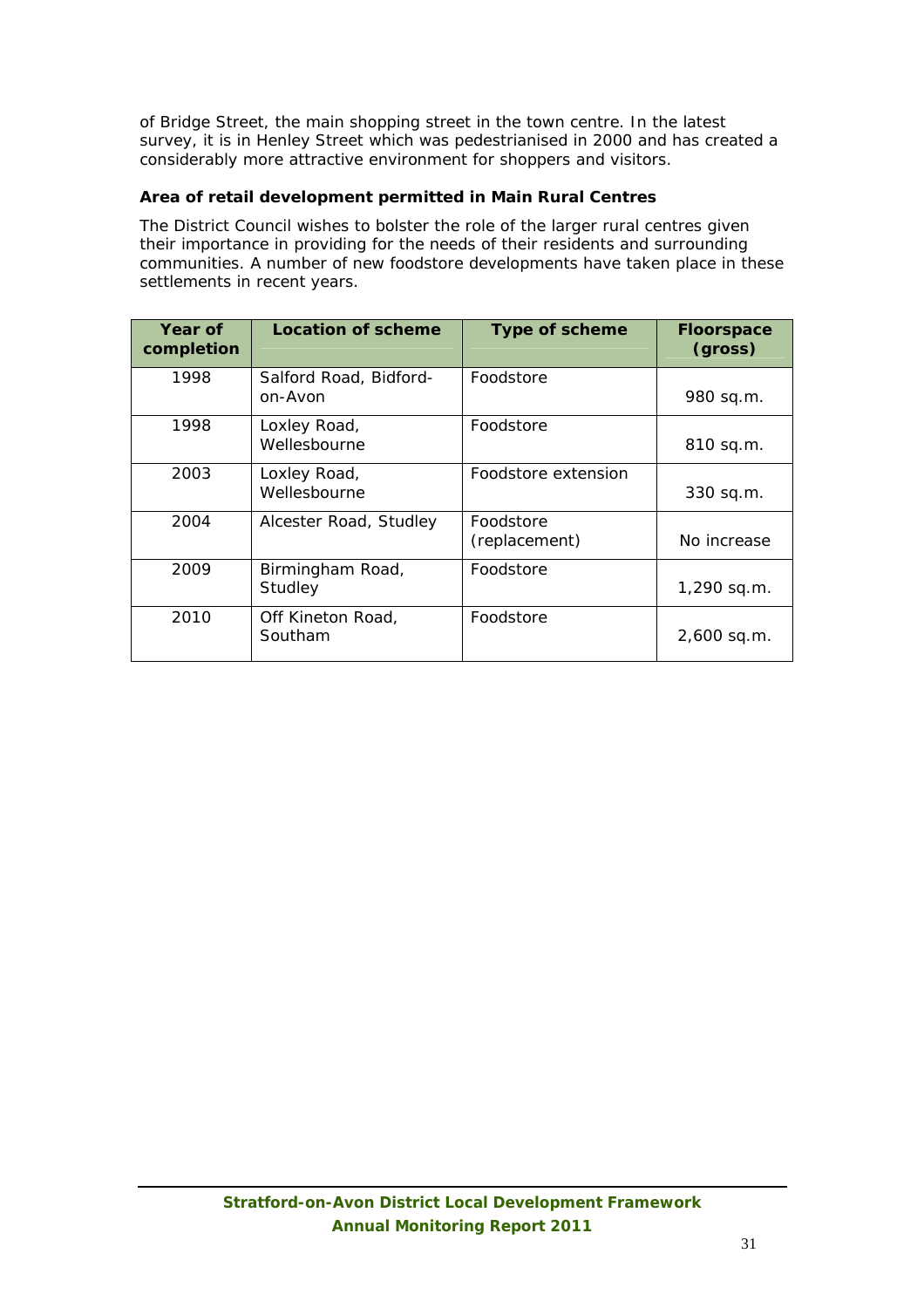of Bridge Street, the main shopping street in the town centre. In the latest survey, it is in Henley Street which was pedestrianised in 2000 and has created a considerably more attractive environment for shoppers and visitors.

**Area of retail development permitted in Main Rural Centres**

The District Council wishes to bolster the role of the larger rural centres given their importance in providing for the needs of their residents and surrounding communities. A number of new foodstore developments have taken place in these settlements in recent years.

| Year of completion | Location of scheme | Type of scheme | Floorspace (gross) |
|---|---|---|---|
| 1998 | Salford Road, Bidford-on-Avon | Foodstore | 980 sq.m. |
| 1998 | Loxley Road, Wellesbourne | Foodstore | 810 sq.m. |
| 2003 | Loxley Road, Wellesbourne | Foodstore extension | 330 sq.m. |
| 2004 | Alcester Road, Studley | Foodstore (replacement) | No increase |
| 2009 | Birmingham Road, Studley | Foodstore | 1,290 sq.m. |
| 2010 | Off Kineton Road, Southam | Foodstore | 2,600 sq.m. |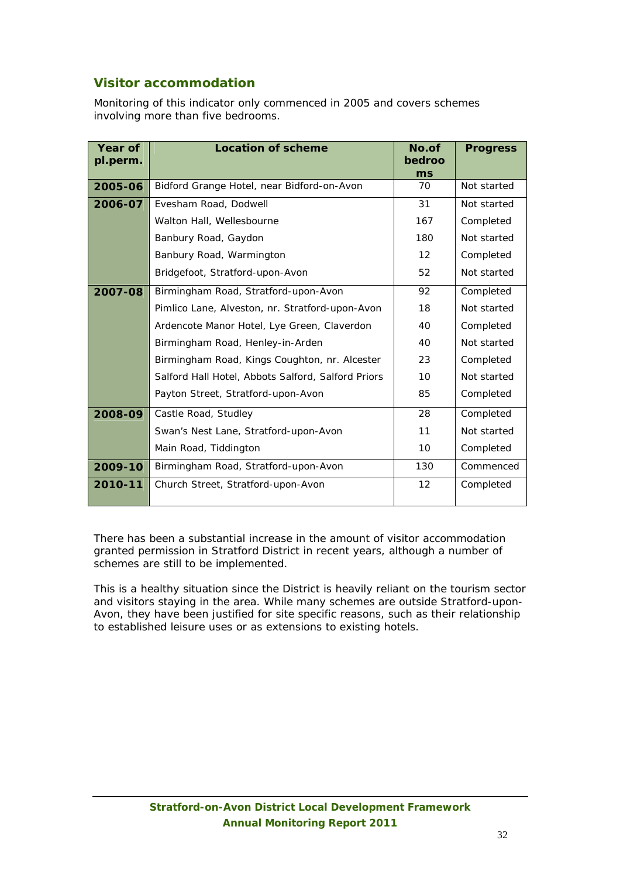## Visitor accommodation

Monitoring of this indicator only commenced in 2005 and covers schemes involving more than five bedrooms.

| Year of pl.perm. | Location of scheme | No.of bedrooms | Progress |
|---|---|---|---|
| 2005-06 | Bidford Grange Hotel, near Bidford-on-Avon | 70 | Not started |
| 2006-07 | Evesham Road, Dodwell | 31 | Not started |
| | Walton Hall, Wellesbourne | 167 | Completed |
| | Banbury Road, Gaydon | 180 | Not started |
| | Banbury Road, Warmington | 12 | Completed |
| | Bridgefoot, Stratford-upon-Avon | 52 | Not started |
| 2007-08 | Birmingham Road, Stratford-upon-Avon | 92 | Completed |
| | Pimlico Lane, Alveston, nr. Stratford-upon-Avon | 18 | Not started |
| | Ardencote Manor Hotel, Lye Green, Claverdon | 40 | Completed |
| | Birmingham Road, Henley-in-Arden | 40 | Not started |
| | Birmingham Road, Kings Coughton, nr. Alcester | 23 | Completed |
| | Salford Hall Hotel, Abbots Salford, Salford Priors | 10 | Not started |
| | Payton Street, Stratford-upon-Avon | 85 | Completed |
| 2008-09 | Castle Road, Studley | 28 | Completed |
| | Swan's Nest Lane, Stratford-upon-Avon | 11 | Not started |
| | Main Road, Tiddington | 10 | Completed |
| 2009-10 | Birmingham Road, Stratford-upon-Avon | 130 | Commenced |
| 2010-11 | Church Street, Stratford-upon-Avon | 12 | Completed |

There has been a substantial increase in the amount of visitor accommodation granted permission in Stratford District in recent years, although a number of schemes are still to be implemented.

This is a healthy situation since the District is heavily reliant on the tourism sector and visitors staying in the area. While many schemes are outside Stratford-upon-Avon, they have been justified for site specific reasons, such as their relationship to established leisure uses or as extensions to existing hotels.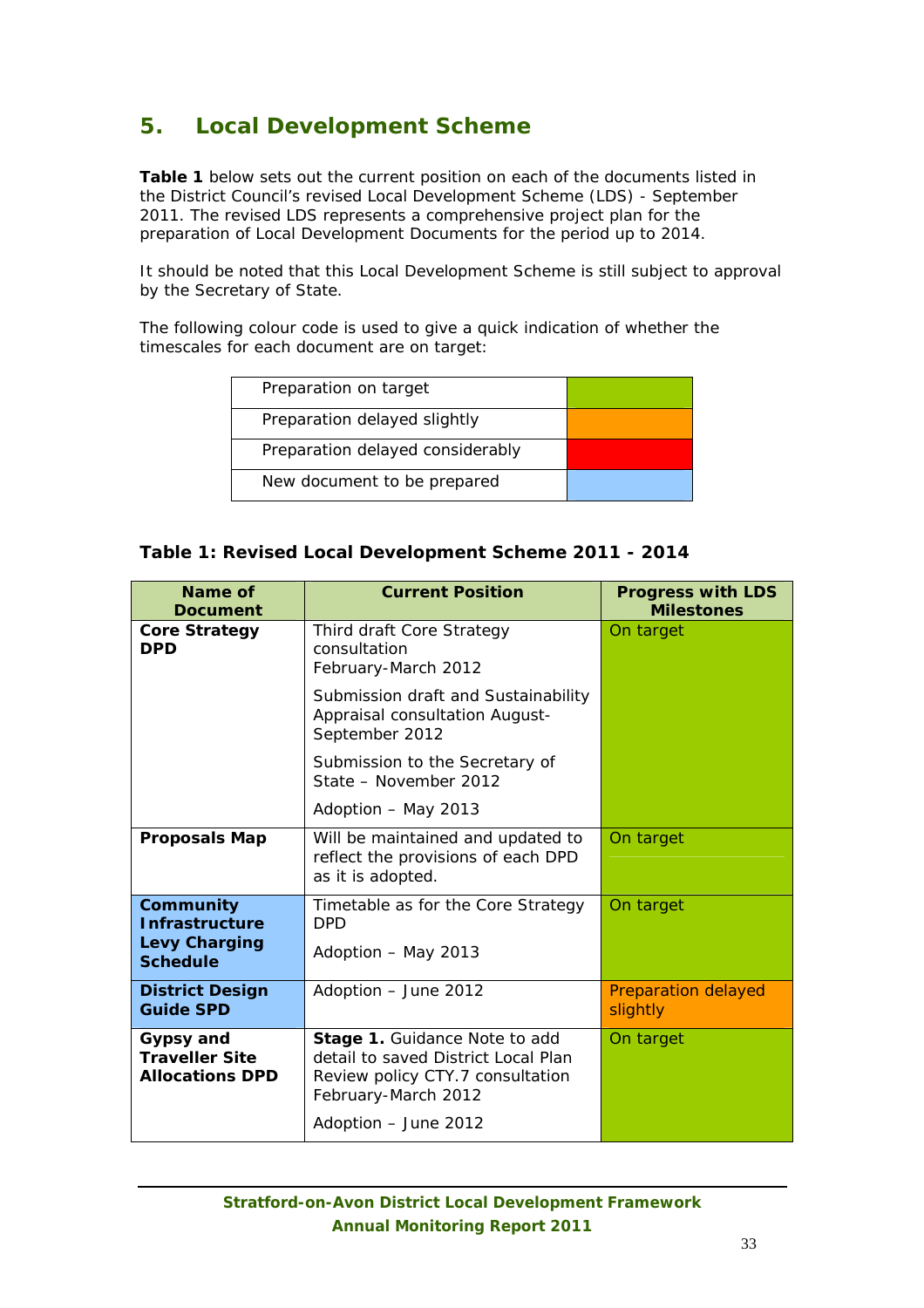## 5. Local Development Scheme

**Table 1** below sets out the current position on each of the documents listed in the District Council's revised Local Development Scheme (LDS) - September 2011. The revised LDS represents a comprehensive project plan for the preparation of Local Development Documents for the period up to 2014.

It should be noted that this Local Development Scheme is still subject to approval by the Secretary of State.

The following colour code is used to give a quick indication of whether the timescales for each document are on target:

| | |
|---|---|
| Preparation on target | (green) |
| Preparation delayed slightly | (orange) |
| Preparation delayed considerably | (red) |
| New document to be prepared | (blue) |

**Table 1: Revised Local Development Scheme 2011 - 2014**

| Name of Document | Current Position | Progress with LDS Milestones |
|---|---|---|
| **Core Strategy DPD** | Third draft Core Strategy consultation February-March 2012<br><br>Submission draft and Sustainability Appraisal consultation August-September 2012<br><br>Submission to the Secretary of State – November 2012<br><br>Adoption – May 2013 | On target |
| **Proposals Map** | Will be maintained and updated to reflect the provisions of each DPD as it is adopted. | On target |
| **Community Infrastructure Levy Charging Schedule** | Timetable as for the Core Strategy DPD<br><br>Adoption – May 2013 | On target |
| **District Design Guide SPD** | Adoption – June 2012 | Preparation delayed slightly |
| **Gypsy and Traveller Site Allocations DPD** | **Stage 1.** Guidance Note to add detail to saved District Local Plan Review policy CTY.7 consultation February-March 2012<br><br>Adoption – June 2012 | On target |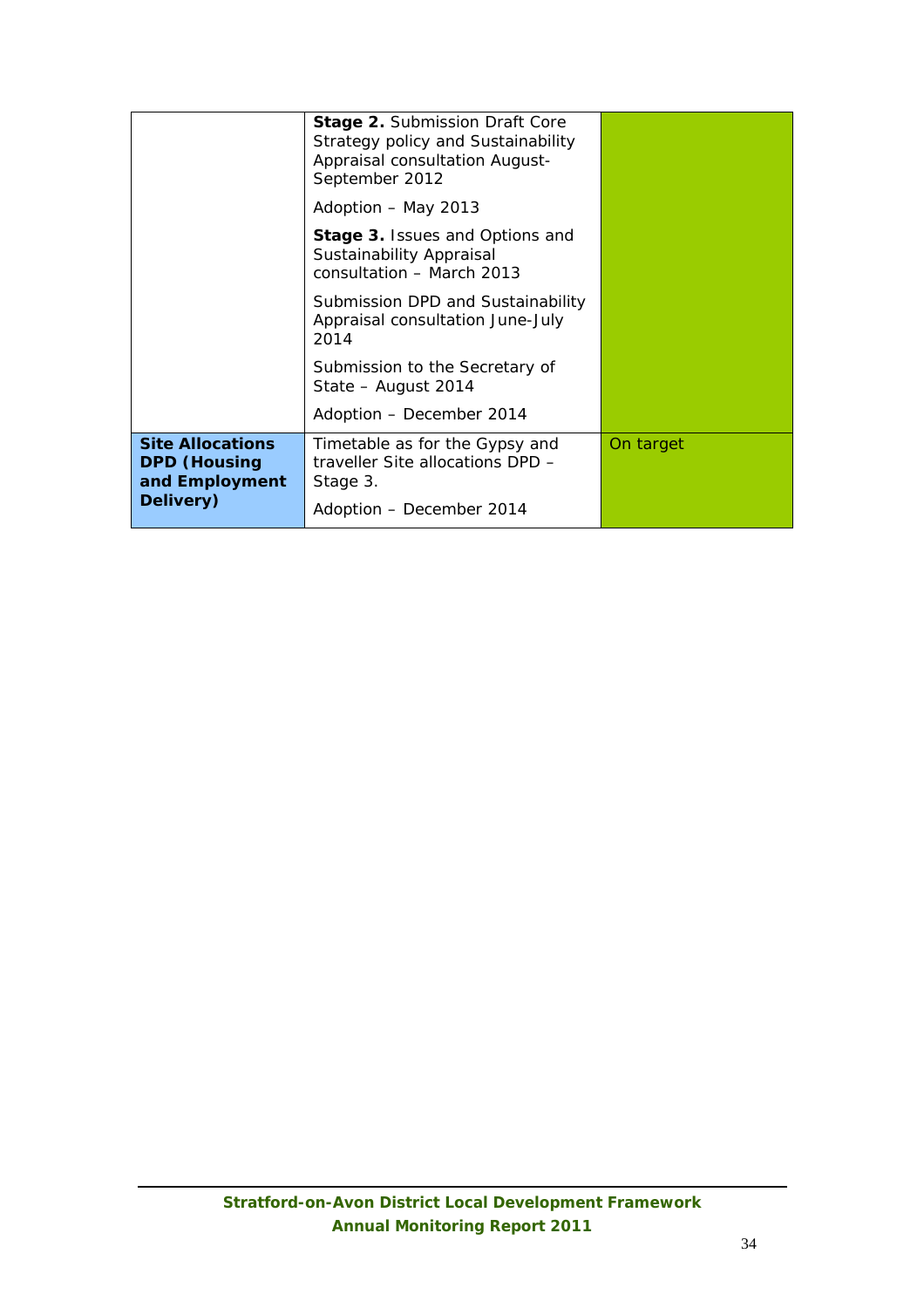| | | |
|---|---|---|
| | **Stage 2.** Submission Draft Core Strategy policy and Sustainability Appraisal consultation August-September 2012<br><br>Adoption – May 2013<br><br>**Stage 3.** Issues and Options and Sustainability Appraisal consultation – March 2013<br><br>Submission DPD and Sustainability Appraisal consultation June-July 2014<br><br>Submission to the Secretary of State – August 2014<br><br>Adoption – December 2014 | |
| **Site Allocations DPD (Housing and Employment Delivery)** | Timetable as for the Gypsy and traveller Site allocations DPD – Stage 3.<br><br>Adoption – December 2014 | On target |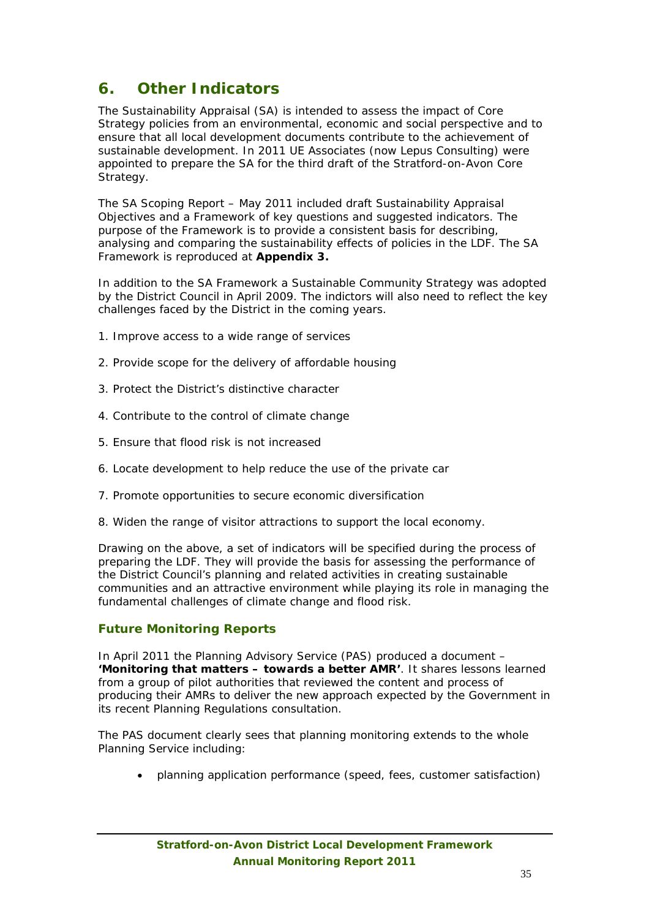## 6. Other Indicators

The Sustainability Appraisal (SA) is intended to assess the impact of Core Strategy policies from an environmental, economic and social perspective and to ensure that all local development documents contribute to the achievement of sustainable development. In 2011 UE Associates (now Lepus Consulting) were appointed to prepare the SA for the third draft of the Stratford-on-Avon Core Strategy.

The SA Scoping Report – May 2011 included draft Sustainability Appraisal Objectives and a Framework of key questions and suggested indicators. The purpose of the Framework is to provide a consistent basis for describing, analysing and comparing the sustainability effects of policies in the LDF. The SA Framework is reproduced at **Appendix 3.**

In addition to the SA Framework a Sustainable Community Strategy was adopted by the District Council in April 2009. The indictors will also need to reflect the key challenges faced by the District in the coming years.

1. Improve access to a wide range of services

2. Provide scope for the delivery of affordable housing

3. Protect the District's distinctive character

4. Contribute to the control of climate change

5. Ensure that flood risk is not increased

6. Locate development to help reduce the use of the private car

7. Promote opportunities to secure economic diversification

8. Widen the range of visitor attractions to support the local economy.

Drawing on the above, a set of indicators will be specified during the process of preparing the LDF. They will provide the basis for assessing the performance of the District Council's planning and related activities in creating sustainable communities and an attractive environment while playing its role in managing the fundamental challenges of climate change and flood risk.

### Future Monitoring Reports

In April 2011 the Planning Advisory Service (PAS) produced a document – **'Monitoring that matters – towards a better AMR'**. It shares lessons learned from a group of pilot authorities that reviewed the content and process of producing their AMRs to deliver the new approach expected by the Government in its recent Planning Regulations consultation.

The PAS document clearly sees that planning monitoring extends to the whole Planning Service including:

- planning application performance (speed, fees, customer satisfaction)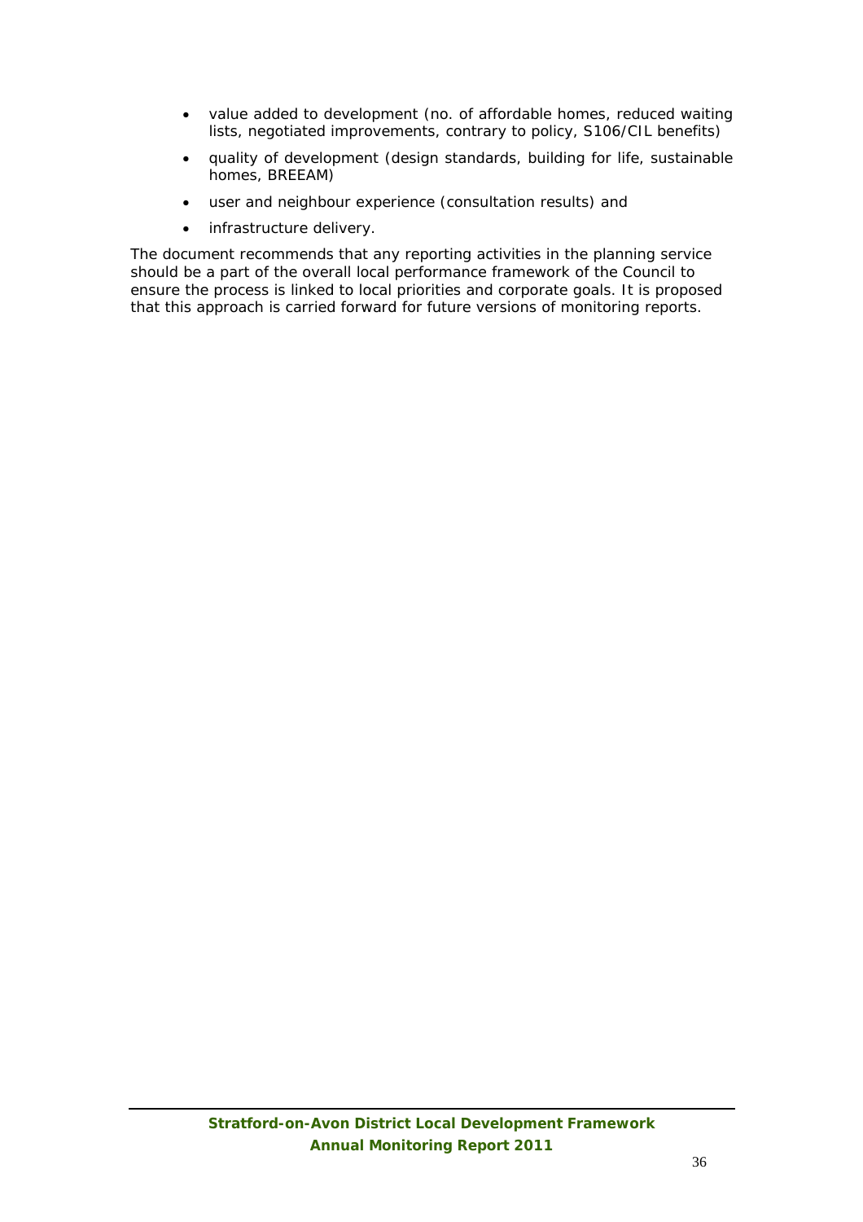- value added to development (no. of affordable homes, reduced waiting lists, negotiated improvements, contrary to policy, S106/CIL benefits)
- quality of development (design standards, building for life, sustainable homes, BREEAM)
- user and neighbour experience (consultation results) and
- infrastructure delivery.

The document recommends that any reporting activities in the planning service should be a part of the overall local performance framework of the Council to ensure the process is linked to local priorities and corporate goals. It is proposed that this approach is carried forward for future versions of monitoring reports.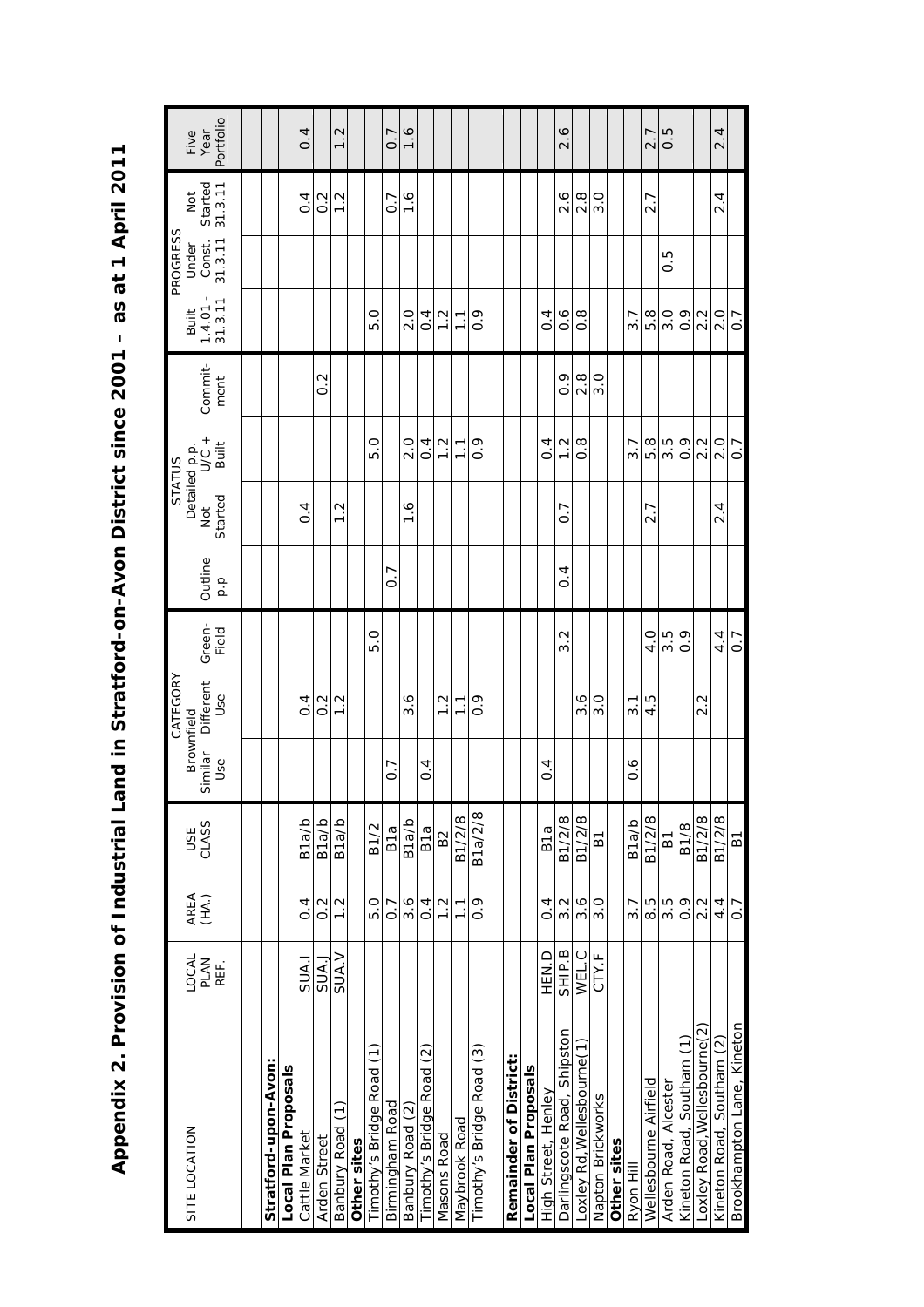# Appendix 2. Provision of Industrial Land in Stratford-on-Avon District since 2001 – as at 1 April 2011

| SITE LOCATION | LOCAL PLAN REF. | AREA (HA.) | USE CLASS | CATEGORY | | | STATUS | | | | PROGRESS | | | Five Year Portfolio |
|---|---|---|---|---|---|---|---|---|---|---|---|---|---|---|
| | | | | Brownfield Similar Use | Brownfield Different Use | Green-Field | Outline p.p | Detailed p.p. Not Started | Detailed p.p. U/C + Built | Commit-ment | Built 1.4.01 - 31.3.11 | Under Const. 31.3.11 | Not Started 31.3.11 | |
| **Stratford-upon-Avon:** | | | | | | | | | | | | | | |
| **Local Plan Proposals** | | | | | | | | | | | | | | |
| Cattle Market | SUA.I | 0.4 | B1a/b | | 0.4 | | | 0.4 | | | | | 0.4 | 0.4 |
| Arden Street | SUA.J | 0.2 | B1a/b | | 0.2 | | | | | 0.2 | | | 0.2 | |
| Banbury Road (1) | SUA.V | 1.2 | B1a/b | | 1.2 | | | 1.2 | | | | | 1.2 | 1.2 |
| **Other sites** | | | | | | | | | | | | | | |
| Timothy's Bridge Road (1) | | 5.0 | B1/2 | | | 5.0 | | | 5.0 | | 5.0 | | | |
| Birmingham Road | | 0.7 | B1a | 0.7 | | | 0.7 | | | | | | 0.7 | 0.7 |
| Banbury Road (2) | | 3.6 | B1a/b | | 3.6 | | | 1.6 | 2.0 | | 2.0 | | 1.6 | 1.6 |
| Timothy's Bridge Road (2) | | 0.4 | B1a | 0.4 | | | | | 0.4 | | 0.4 | | | |
| Masons Road | | 1.2 | B2 | | 1.2 | | | | 1.2 | | 1.2 | | | |
| Maybrook Road | | 1.1 | B1/2/8 | | 1.1 | | | | 1.1 | | 1.1 | | | |
| Timothy's Bridge Road (3) | | 0.9 | B1a/2/8 | | 0.9 | | | | 0.9 | | 0.9 | | | |
| | | | | | | | | | | | | | | |
| **Remainder of District:** | | | | | | | | | | | | | | |
| **Local Plan Proposals** | | | | | | | | | | | | | | |
| High Street, Henley | HEN.D | 0.4 | B1a | 0.4 | | | | | 0.4 | | 0.4 | | | |
| Darlingscote Road, Shipston | SHIP.B | 3.2 | B1/2/8 | | | 3.2 | 0.4 | 0.7 | 1.2 | 0.9 | 0.6 | | 2.6 | 2.6 |
| Loxley Rd, Wellesbourne(1) | WEL.C | 3.6 | B1/2/8 | | 3.6 | | | | 0.8 | 2.8 | 0.8 | | 2.8 | |
| Napton Brickworks | CTY.F | 3.0 | B1 | | 3.0 | | | | | 3.0 | | | 3.0 | |
| **Other sites** | | | | | | | | | | | | | | |
| Ryon Hill | | 3.7 | B1a/b | 0.6 | 3.1 | | | | 3.7 | | 3.7 | | | |
| Wellesbourne Airfield | | 8.5 | B1/2/8 | | 4.5 | 4.0 | | 2.7 | 5.8 | | 5.8 | | 2.7 | 2.7 |
| Arden Road, Alcester | | 3.5 | B1 | | | 3.5 | | | 3.5 | | 3.0 | 0.5 | | 0.5 |
| Kineton Road, Southam (1) | | 0.9 | B1/8 | | | 0.9 | | | 0.9 | | 0.9 | | | |
| Loxley Road, Wellesbourne(2) | | 2.2 | B1/2/8 | | 2.2 | | | | 2.2 | | 2.2 | | | |
| Kineton Road, Southam (2) | | 4.4 | B1/2/8 | | | 4.4 | | 2.4 | 2.0 | | 2.0 | | 2.4 | 2.4 |
| Brookhampton Lane, Kineton | | 0.7 | B1 | | | 0.7 | | | 0.7 | | 0.7 | | | |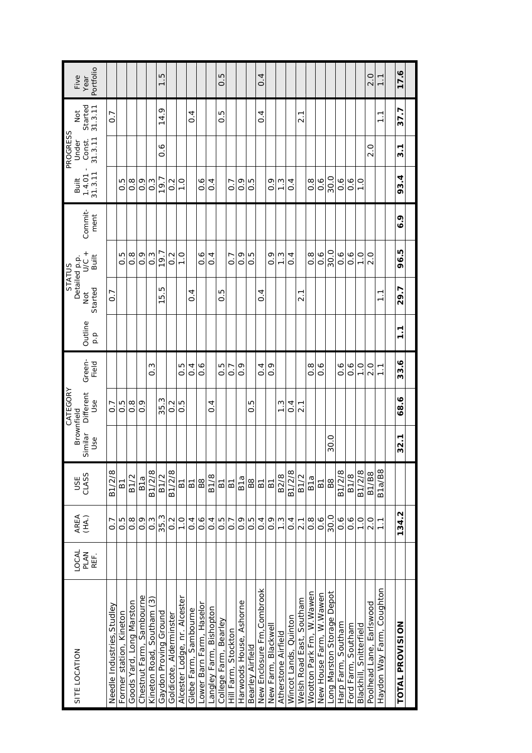| SITE LOCATION | LOCAL PLAN REF. | AREA (HA.) | USE CLASS | CATEGORY Brownfield Similar Use | Brownfield Different Use | Green-Field | STATUS Outline p.p | Detailed p.p. Not Started | Detailed p.p. U/C + Built | Commit-ment | PROGRESS Built 1.4.01 - 31.3.11 | Under Const. 31.3.11 | Not Started 31.3.11 | Five Year Portfolio |
|---|---|---|---|---|---|---|---|---|---|---|---|---|---|---|
| Needle Industries, Studley | | 0.7 | B1/2/8 | | 0.7 | | | 0.7 | | | | | 0.7 | |
| Former station, Kineton | | 0.5 | B1 | | 0.5 | | | | 0.5 | | 0.5 | | | |
| Goods Yard, Long Marston | | 0.8 | B1/2 | | 0.8 | | | | 0.8 | | 0.8 | | | |
| Chestnut Farm, Sambourne | | 0.9 | B1a | | 0.9 | | | | 0.9 | | 0.9 | | | |
| Kineton Road, Southam (3) | | 0.3 | B1/2/8 | | | 0.3 | | | 0.3 | | 0.3 | | | |
| Gaydon Proving Ground | | 35.3 | B1/2 | | 35.3 | | | 15.5 | 19.7 | | 19.7 | 0.6 | 14.9 | 1.5 |
| Goldicote, Alderminster | | 0.2 | B1/2/8 | | 0.2 | | | | 0.2 | | 0.2 | | | |
| Alcester Lodge, nr. Alcester | | 1.0 | B1 | | 0.5 | 0.5 | | | 1.0 | | 1.0 | | | |
| Glebe Farm, Sambourne | | 0.4 | B1 | | | 0.4 | | 0.4 | | | | | 0.4 | |
| Lower Barn Farm, Haselor | | 0.6 | B8 | | | 0.6 | | | 0.6 | | 0.6 | | | |
| Langley Farm, Bishopton | | 0.4 | B1/8 | | 0.4 | | | | 0.4 | | 0.4 | | | |
| College Farm, Bearley | | 0.5 | B1 | | | 0.5 | | 0.5 | | | | | 0.5 | 0.5 |
| Hill Farm, Stockton | | 0.7 | B1 | | | 0.7 | | | 0.7 | | 0.7 | | | |
| Harwoods House, Ashorne | | 0.9 | B1a | | | 0.9 | | | 0.9 | | 0.9 | | | |
| Bearley Airfield | | 0.5 | B8 | | 0.5 | | | | 0.5 | | 0.5 | | | |
| New Enclosure Fm, Combrook | | 0.4 | B1 | | | 0.4 | | 0.4 | | | | | 0.4 | 0.4 |
| New Farm, Blackwell | | 0.9 | B1 | | | 0.9 | | | 0.9 | | 0.9 | | | |
| Atherstone Airfield | | 1.3 | B2/8 | | 1.3 | | | | 1.3 | | 1.3 | | | |
| Wincot Lands, Quinton | | 0.4 | B1/2/8 | | 0.4 | | | | 0.4 | | 0.4 | | | |
| Welsh Road East, Southam | | 2.1 | B1/2 | | 2.1 | | | 2.1 | | | | | 2.1 | |
| Wootton Park Fm, W.Wawen | | 0.8 | B1a | | | 0.8 | | | 0.8 | | 0.8 | | | |
| New House Farm, W.Wawen | | 0.6 | B1 | | | 0.6 | | | 0.6 | | 0.6 | | | |
| Long Marston Storage Depot | | 30.0 | B8 | 30.0 | | | | | 30.0 | | 30.0 | | | |
| Harp Farm, Southam | | 0.6 | B1/2/8 | | | 0.6 | | | 0.6 | | 0.6 | | | |
| Ford Farm, Southam | | 0.6 | B1/8 | | | 0.6 | | | 0.6 | | 0.6 | | | |
| Blackhill, Snitterfield | | 1.0 | B1/2/8 | | | 1.0 | | | 1.0 | | 1.0 | | | |
| Poolhead Lane, Earlswood | | 2.0 | B1/B8 | | | 2.0 | | | 2.0 | | | 2.0 | | 2.0 |
| Haydon Way Farm, Coughton | | 1.1 | B1a/B8 | | | 1.1 | | 1.1 | | | | | 1.1 | 1.1 |
| **TOTAL PROVISION** | | **134.2** | | **32.1** | **68.6** | **33.6** | **1.1** | **29.7** | **96.5** | **6.9** | **93.4** | **3.1** | **37.7** | **17.6** |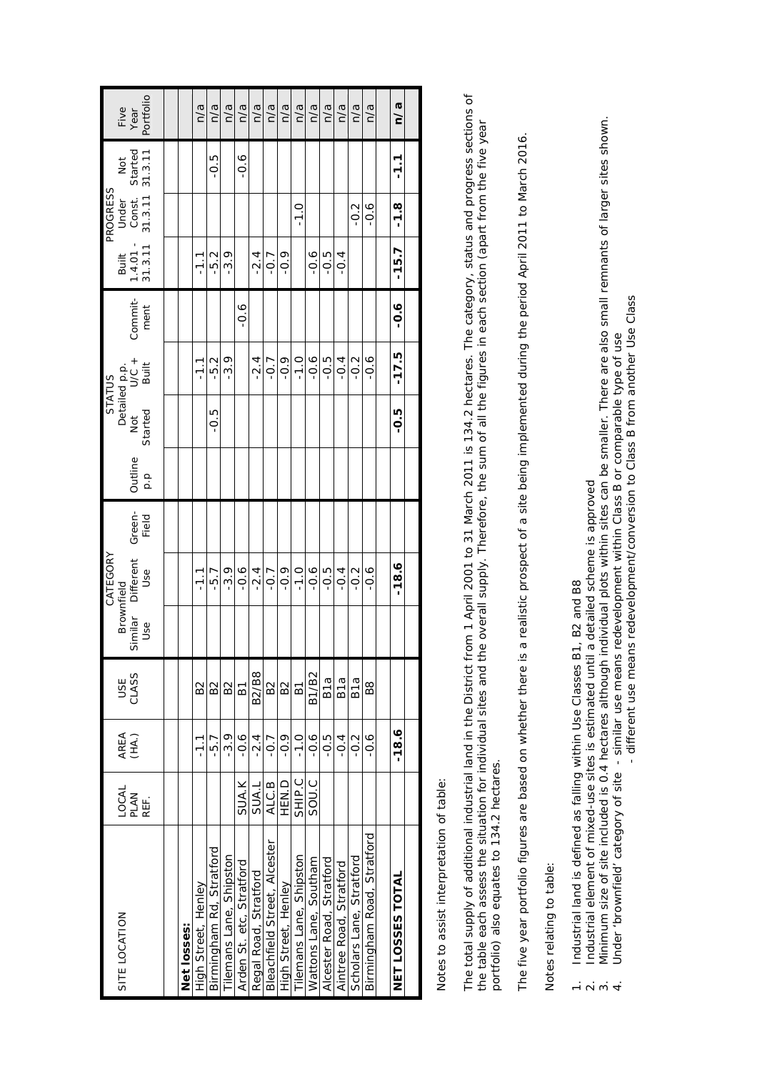| SITE LOCATION | LOCAL PLAN REF. | AREA (HA.) | USE CLASS | CATEGORY Brownfield Similar Use | Brownfield Different Use | Green-Field | STATUS Outline p.p | Detailed p.p. Not Started | Detailed p.p. U/C + Built | Commit-ment | PROGRESS Built 1.4.01 - 31.3.11 | Under Const. 31.3.11 | Not Started 31.3.11 | Five Year Portfolio |
|---|---|---|---|---|---|---|---|---|---|---|---|---|---|---|
| **Net losses:** | | | | | | | | | | | | | | |
| High Street, Henley | | -1.1 | B2 | | -1.1 | | | | -1.1 | | -1.1 | | | n/a |
| Birmingham Rd, Stratford | | -5.7 | B2 | | -5.7 | | | -0.5 | -5.2 | | -5.2 | | -0.5 | n/a |
| Tilemans Lane, Shipston | | -3.9 | B2 | | -3.9 | | | | -3.9 | | -3.9 | | | n/a |
| Arden St. etc, Stratford | SUA.K | -0.6 | B1 | | -0.6 | | | | | -0.6 | | | -0.6 | n/a |
| Regal Road, Stratford | SUA.L | -2.4 | B2/B8 | | -2.4 | | | | -2.4 | | -2.4 | | | n/a |
| Bleachfield Street, Alcester | ALC.B | -0.7 | B2 | | -0.7 | | | | -0.7 | | -0.7 | | | n/a |
| High Street, Henley | HEN.D | -0.9 | B2 | | -0.9 | | | | -0.9 | | -0.9 | | | n/a |
| Tilemans Lane, Shipston | SHIP.C | -1.0 | B1 | | -1.0 | | | | -1.0 | | | -1.0 | | n/a |
| Wattons Lane, Southam | SOU.C | -0.6 | B1/B2 | | -0.6 | | | | -0.6 | | -0.6 | | | n/a |
| Alcester Road, Stratford | | -0.5 | B1a | | -0.5 | | | | -0.5 | | -0.5 | | | n/a |
| Aintree Road, Stratford | | -0.4 | B1a | | -0.4 | | | | -0.4 | | -0.4 | | | n/a |
| Scholars Lane, Stratford | | -0.2 | B1a | | -0.2 | | | | -0.2 | | | -0.2 | | n/a |
| Birmingham Road, Stratford | | -0.6 | B8 | | -0.6 | | | | -0.6 | | | -0.6 | | n/a |
| **NET LOSSES TOTAL** | | **-18.6** | | | **-18.6** | | | **-0.5** | **-17.5** | **-0.6** | **-15.7** | **-1.8** | **-1.1** | **n/a** |

Notes to assist interpretation of table:

The total supply of additional industrial land in the District from 1 April 2001 to 31 March 2011 is 134.2 hectares. The category, status and progress sections of the table each assess the situation for individual sites and the overall supply. Therefore, the sum of all the figures in each section (apart from the five year portfolio) also equates to 134.2 hectares.

The five year portfolio figures are based on whether there is a realistic prospect of a site being implemented during the period April 2011 to March 2016.

Notes relating to table:

1. Industrial land is defined as falling within Use Classes B1, B2 and B8
2. Industrial element of mixed-use sites is estimated until a detailed scheme is approved
3. Minimum size of site included is 0.4 hectares although individual plots within sites can be smaller. There are also small remnants of larger sites shown.
4. Under 'brownfield' category of site - similar use means redevelopment within Class B or comparable type of use
   - different use means redevelopment/conversion to Class B from another Use Class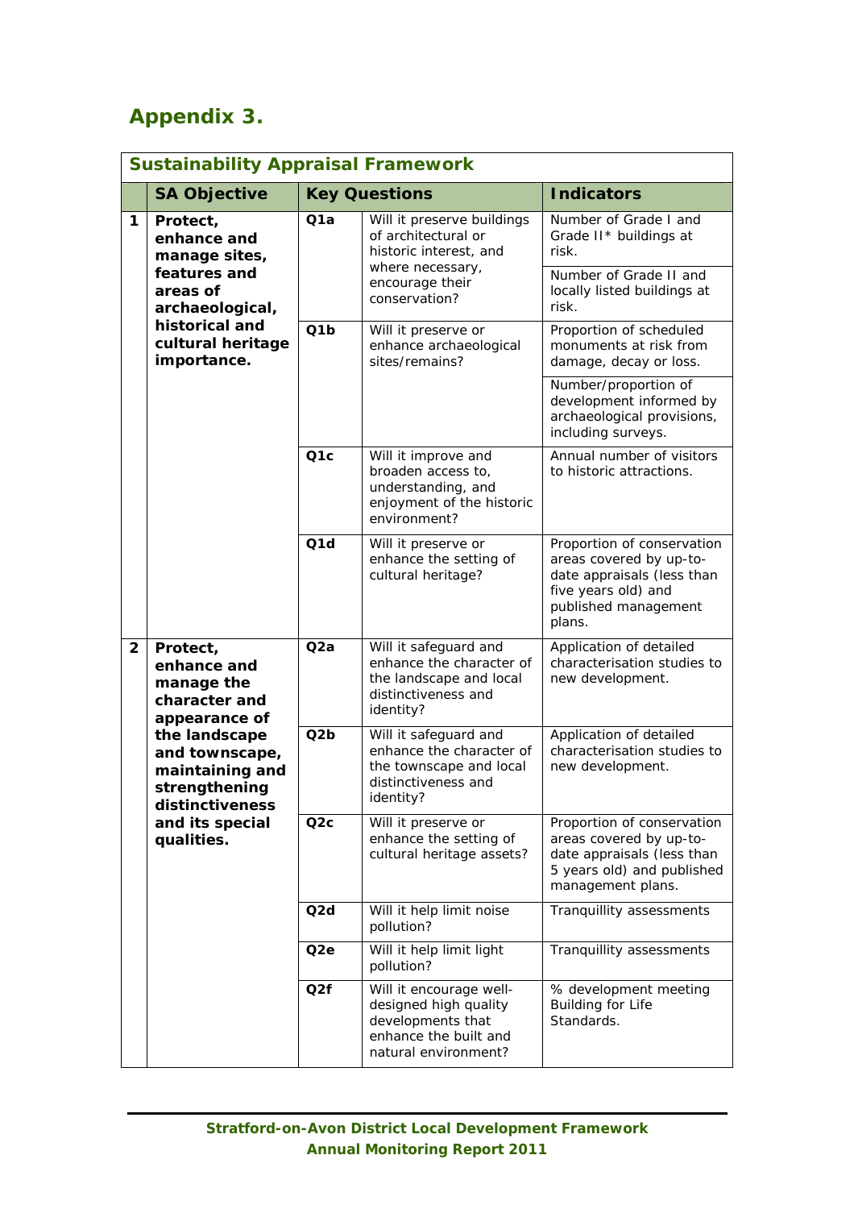## Appendix 3.

| Sustainability Appraisal Framework | | | | |
|---|---|---|---|---|
| | **SA Objective** | **Key Questions** | | **Indicators** |
| **1** | **Protect, enhance and manage sites, features and areas of archaeological, historical and cultural heritage importance.** | **Q1a** | Will it preserve buildings of architectural or historic interest, and where necessary, encourage their conservation? | Number of Grade I and Grade II* buildings at risk. |
| | | | | Number of Grade II and locally listed buildings at risk. |
| | | **Q1b** | Will it preserve or enhance archaeological sites/remains? | Proportion of scheduled monuments at risk from damage, decay or loss. |
| | | | | Number/proportion of development informed by archaeological provisions, including surveys. |
| | | **Q1c** | Will it improve and broaden access to, understanding, and enjoyment of the historic environment? | Annual number of visitors to historic attractions. |
| | | **Q1d** | Will it preserve or enhance the setting of cultural heritage? | Proportion of conservation areas covered by up-to-date appraisals (less than five years old) and published management plans. |
| **2** | **Protect, enhance and manage the character and appearance of the landscape and townscape, maintaining and strengthening distinctiveness and its special qualities.** | **Q2a** | Will it safeguard and enhance the character of the landscape and local distinctiveness and identity? | Application of detailed characterisation studies to new development. |
| | | **Q2b** | Will it safeguard and enhance the character of the townscape and local distinctiveness and identity? | Application of detailed characterisation studies to new development. |
| | | **Q2c** | Will it preserve or enhance the setting of cultural heritage assets? | Proportion of conservation areas covered by up-to-date appraisals (less than 5 years old) and published management plans. |
| | | **Q2d** | Will it help limit noise pollution? | Tranquillity assessments |
| | | **Q2e** | Will it help limit light pollution? | Tranquillity assessments |
| | | **Q2f** | Will it encourage well-designed high quality developments that enhance the built and natural environment? | % development meeting Building for Life Standards. |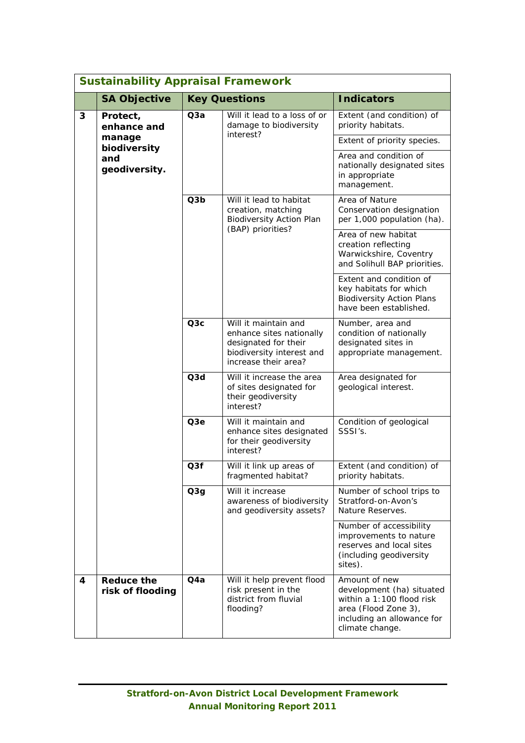| Sustainability Appraisal Framework | | | | |
|---|---|---|---|---|
| | **SA Objective** | **Key Questions** | | **Indicators** |
| **3** | **Protect, enhance and manage biodiversity and geodiversity.** | **Q3a** | Will it lead to a loss of or damage to biodiversity interest? | Extent (and condition) of priority habitats. |
| | | | | Extent of priority species. |
| | | | | Area and condition of nationally designated sites in appropriate management. |
| | | **Q3b** | Will it lead to habitat creation, matching Biodiversity Action Plan (BAP) priorities? | Area of Nature Conservation designation per 1,000 population (ha). |
| | | | | Area of new habitat creation reflecting Warwickshire, Coventry and Solihull BAP priorities. |
| | | | | Extent and condition of key habitats for which Biodiversity Action Plans have been established. |
| | | **Q3c** | Will it maintain and enhance sites nationally designated for their biodiversity interest and increase their area? | Number, area and condition of nationally designated sites in appropriate management. |
| | | **Q3d** | Will it increase the area of sites designated for their geodiversity interest? | Area designated for geological interest. |
| | | **Q3e** | Will it maintain and enhance sites designated for their geodiversity interest? | Condition of geological SSSI's. |
| | | **Q3f** | Will it link up areas of fragmented habitat? | Extent (and condition) of priority habitats. |
| | | **Q3g** | Will it increase awareness of biodiversity and geodiversity assets? | Number of school trips to Stratford-on-Avon's Nature Reserves. |
| | | | | Number of accessibility improvements to nature reserves and local sites (including geodiversity sites). |
| **4** | **Reduce the risk of flooding** | **Q4a** | Will it help prevent flood risk present in the district from fluvial flooding? | Amount of new development (ha) situated within a 1:100 flood risk area (Flood Zone 3), including an allowance for climate change. |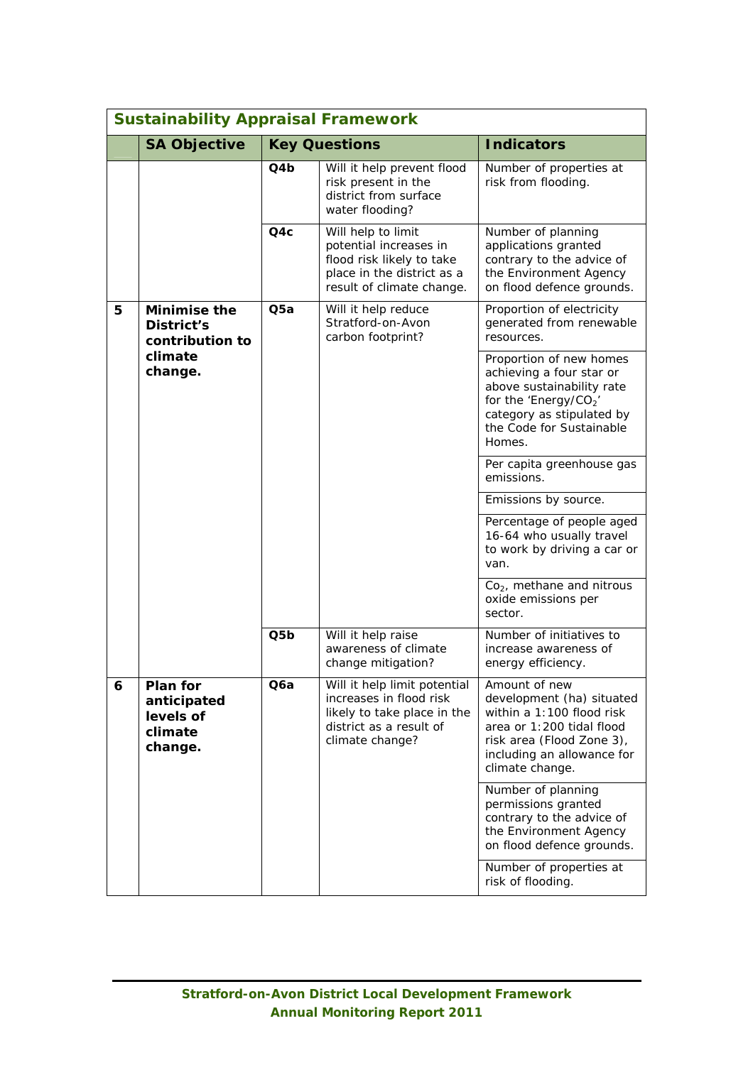| Sustainability Appraisal Framework | | | | |
|---|---|---|---|---|
| | **SA Objective** | **Key Questions** | | **Indicators** |
| | | **Q4b** | Will it help prevent flood risk present in the district from surface water flooding? | Number of properties at risk from flooding. |
| | | **Q4c** | Will help to limit potential increases in flood risk likely to take place in the district as a result of climate change. | Number of planning applications granted contrary to the advice of the Environment Agency on flood defence grounds. |
| **5** | **Minimise the District's contribution to climate change.** | **Q5a** | Will it help reduce Stratford-on-Avon carbon footprint? | Proportion of electricity generated from renewable resources. |
| | | | | Proportion of new homes achieving a four star or above sustainability rate for the 'Energy/$CO_2$' category as stipulated by the Code for Sustainable Homes. |
| | | | | Per capita greenhouse gas emissions. |
| | | | | Emissions by source. |
| | | | | Percentage of people aged 16-64 who usually travel to work by driving a car or van. |
| | | | | $Co_2$, methane and nitrous oxide emissions per sector. |
| | | **Q5b** | Will it help raise awareness of climate change mitigation? | Number of initiatives to increase awareness of energy efficiency. |
| **6** | **Plan for anticipated levels of climate change.** | **Q6a** | Will it help limit potential increases in flood risk likely to take place in the district as a result of climate change? | Amount of new development (ha) situated within a 1:100 flood risk area or 1:200 tidal flood risk area (Flood Zone 3), including an allowance for climate change. |
| | | | | Number of planning permissions granted contrary to the advice of the Environment Agency on flood defence grounds. |
| | | | | Number of properties at risk of flooding. |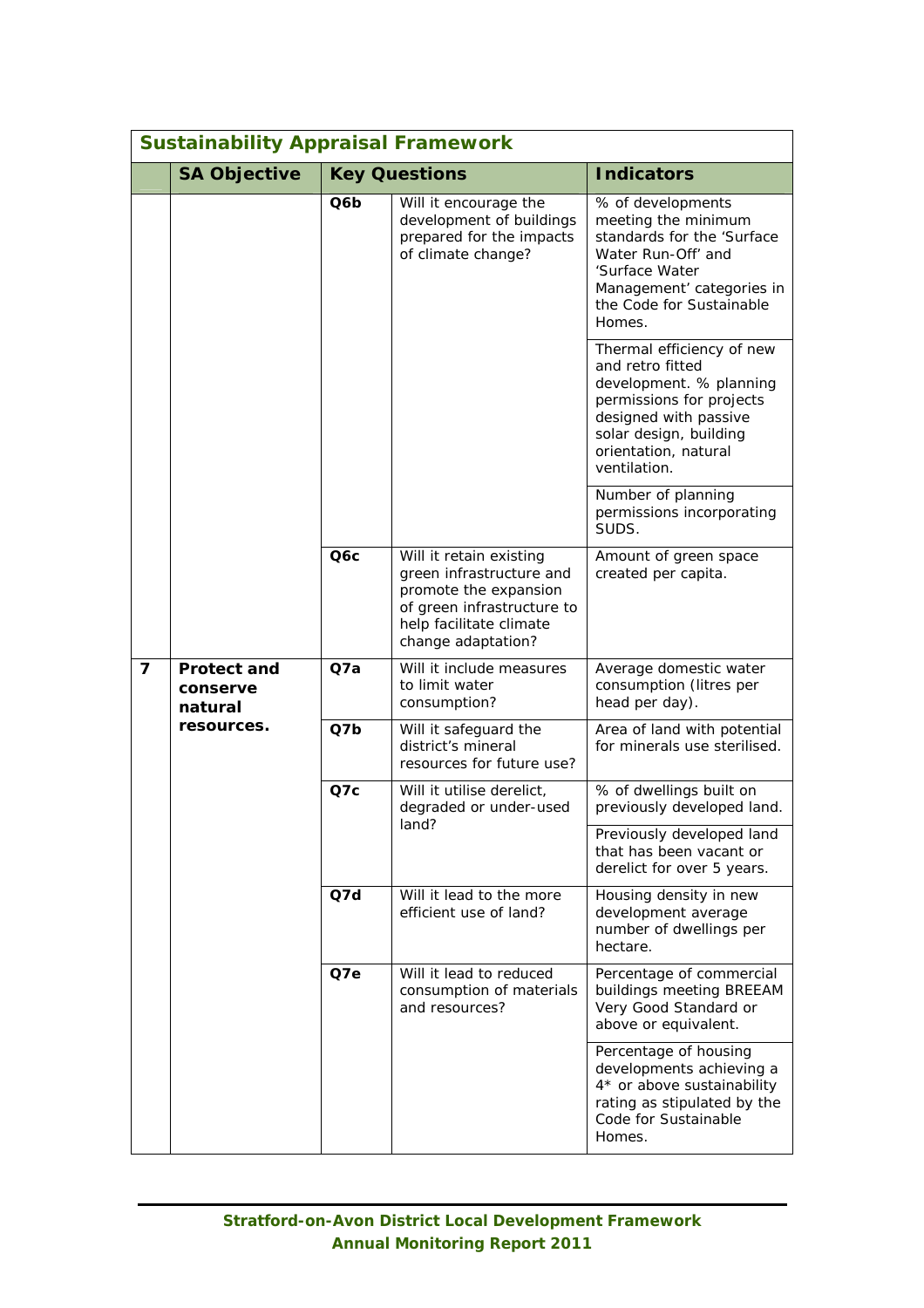| Sustainability Appraisal Framework | | | | |
|---|---|---|---|---|
| | **SA Objective** | **Key Questions** | | **Indicators** |
| | | **Q6b** | Will it encourage the development of buildings prepared for the impacts of climate change? | % of developments meeting the minimum standards for the 'Surface Water Run-Off' and 'Surface Water Management' categories in the Code for Sustainable Homes. |
| | | | | Thermal efficiency of new and retro fitted development. % planning permissions for projects designed with passive solar design, building orientation, natural ventilation. |
| | | | | Number of planning permissions incorporating SUDS. |
| | | **Q6c** | Will it retain existing green infrastructure and promote the expansion of green infrastructure to help facilitate climate change adaptation? | Amount of green space created per capita. |
| **7** | **Protect and conserve natural resources.** | **Q7a** | Will it include measures to limit water consumption? | Average domestic water consumption (litres per head per day). |
| | | **Q7b** | Will it safeguard the district's mineral resources for future use? | Area of land with potential for minerals use sterilised. |
| | | **Q7c** | Will it utilise derelict, degraded or under-used land? | % of dwellings built on previously developed land. |
| | | | | Previously developed land that has been vacant or derelict for over 5 years. |
| | | **Q7d** | Will it lead to the more efficient use of land? | Housing density in new development average number of dwellings per hectare. |
| | | **Q7e** | Will it lead to reduced consumption of materials and resources? | Percentage of commercial buildings meeting BREEAM Very Good Standard or above or equivalent. |
| | | | | Percentage of housing developments achieving a 4* or above sustainability rating as stipulated by the Code for Sustainable Homes. |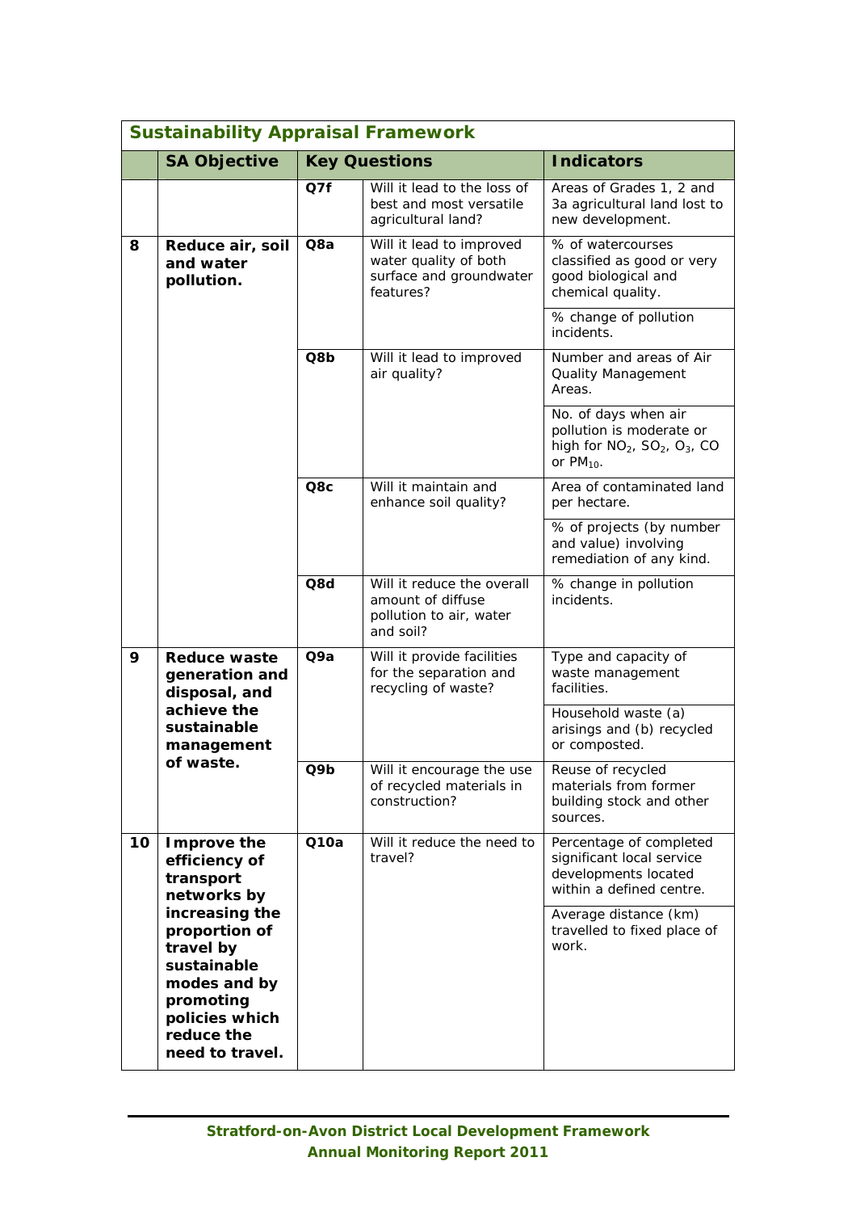| Sustainability Appraisal Framework | | | | |
|---|---|---|---|---|
| | **SA Objective** | **Key Questions** | | **Indicators** |
| | | **Q7f** | Will it lead to the loss of best and most versatile agricultural land? | Areas of Grades 1, 2 and 3a agricultural land lost to new development. |
| **8** | **Reduce air, soil and water pollution.** | **Q8a** | Will it lead to improved water quality of both surface and groundwater features? | % of watercourses classified as good or very good biological and chemical quality. |
| | | | | % change of pollution incidents. |
| | | **Q8b** | Will it lead to improved air quality? | Number and areas of Air Quality Management Areas. |
| | | | | No. of days when air pollution is moderate or high for $NO_2$, $SO_2$, $O_3$, CO or $PM_{10}$. |
| | | **Q8c** | Will it maintain and enhance soil quality? | Area of contaminated land per hectare. |
| | | | | % of projects (by number and value) involving remediation of any kind. |
| | | **Q8d** | Will it reduce the overall amount of diffuse pollution to air, water and soil? | % change in pollution incidents. |
| **9** | **Reduce waste generation and disposal, and achieve the sustainable management of waste.** | **Q9a** | Will it provide facilities for the separation and recycling of waste? | Type and capacity of waste management facilities. |
| | | | | Household waste (a) arisings and (b) recycled or composted. |
| | | **Q9b** | Will it encourage the use of recycled materials in construction? | Reuse of recycled materials from former building stock and other sources. |
| **10** | **Improve the efficiency of transport networks by increasing the proportion of travel by sustainable modes and by promoting policies which reduce the need to travel.** | **Q10a** | Will it reduce the need to travel? | Percentage of completed significant local service developments located within a defined centre. |
| | | | | Average distance (km) travelled to fixed place of work. |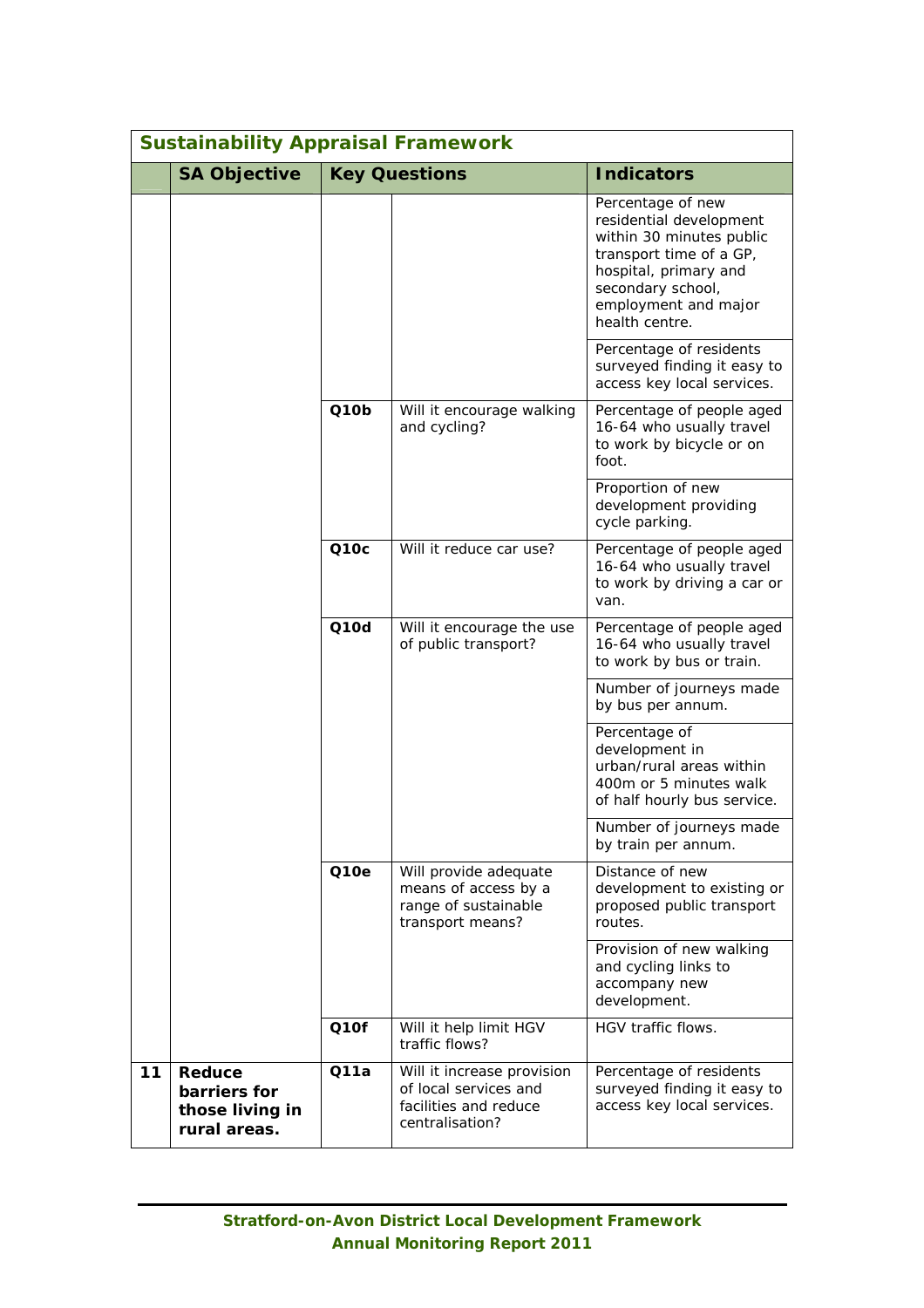| Sustainability Appraisal Framework | | | | |
|---|---|---|---|---|
| | **SA Objective** | **Key Questions** | | **Indicators** |
| | | | | Percentage of new residential development within 30 minutes public transport time of a GP, hospital, primary and secondary school, employment and major health centre. |
| | | | | Percentage of residents surveyed finding it easy to access key local services. |
| | | **Q10b** | Will it encourage walking and cycling? | Percentage of people aged 16-64 who usually travel to work by bicycle or on foot. |
| | | | | Proportion of new development providing cycle parking. |
| | | **Q10c** | Will it reduce car use? | Percentage of people aged 16-64 who usually travel to work by driving a car or van. |
| | | **Q10d** | Will it encourage the use of public transport? | Percentage of people aged 16-64 who usually travel to work by bus or train. |
| | | | | Number of journeys made by bus per annum. |
| | | | | Percentage of development in urban/rural areas within 400m or 5 minutes walk of half hourly bus service. |
| | | | | Number of journeys made by train per annum. |
| | | **Q10e** | Will provide adequate means of access by a range of sustainable transport means? | Distance of new development to existing or proposed public transport routes. |
| | | | | Provision of new walking and cycling links to accompany new development. |
| | | **Q10f** | Will it help limit HGV traffic flows? | HGV traffic flows. |
| **11** | **Reduce barriers for those living in rural areas.** | **Q11a** | Will it increase provision of local services and facilities and reduce centralisation? | Percentage of residents surveyed finding it easy to access key local services. |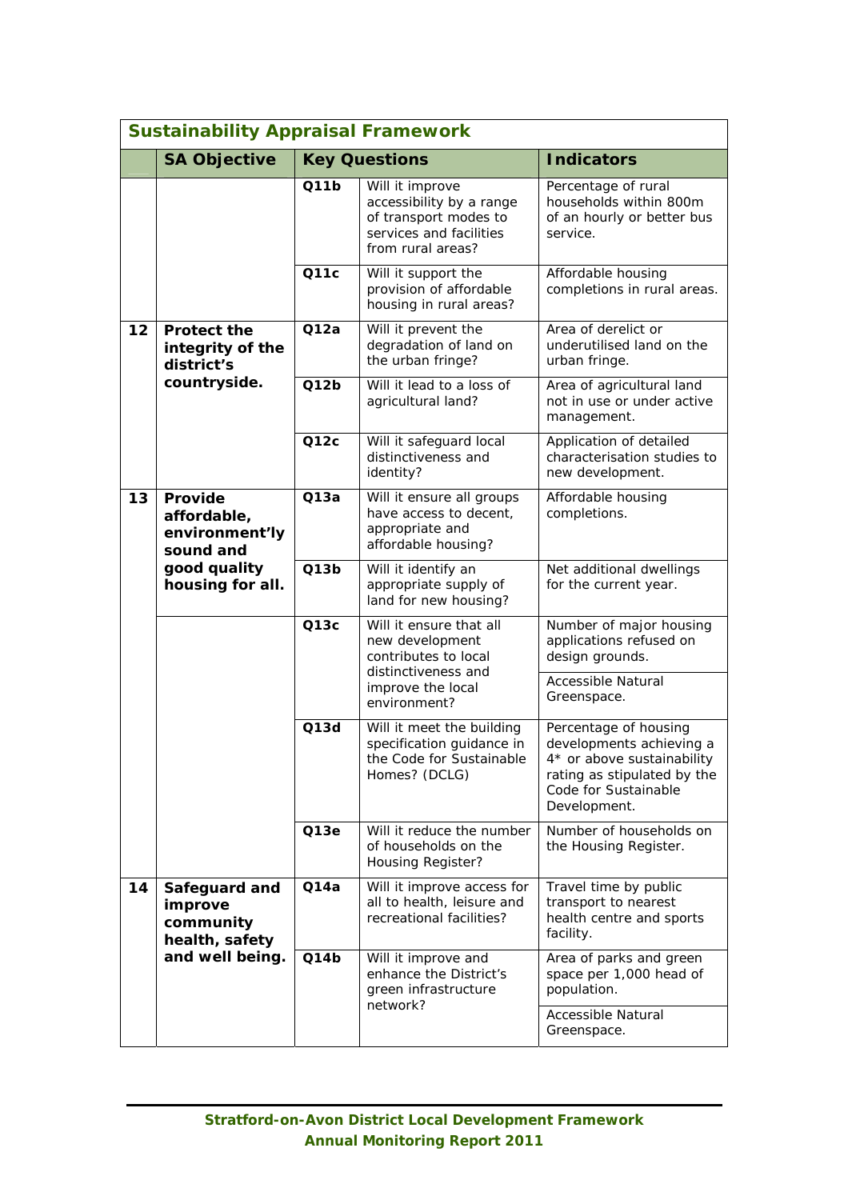| Sustainability Appraisal Framework | | | | |
|---|---|---|---|---|
| | **SA Objective** | **Key Questions** | | **Indicators** |
| | | **Q11b** | Will it improve accessibility by a range of transport modes to services and facilities from rural areas? | Percentage of rural households within 800m of an hourly or better bus service. |
| | | **Q11c** | Will it support the provision of affordable housing in rural areas? | Affordable housing completions in rural areas. |
| **12** | **Protect the integrity of the district's countryside.** | **Q12a** | Will it prevent the degradation of land on the urban fringe? | Area of derelict or underutilised land on the urban fringe. |
| | | **Q12b** | Will it lead to a loss of agricultural land? | Area of agricultural land not in use or under active management. |
| | | **Q12c** | Will it safeguard local distinctiveness and identity? | Application of detailed characterisation studies to new development. |
| **13** | **Provide affordable, environment'ly sound and good quality housing for all.** | **Q13a** | Will it ensure all groups have access to decent, appropriate and affordable housing? | Affordable housing completions. |
| | | **Q13b** | Will it identify an appropriate supply of land for new housing? | Net additional dwellings for the current year. |
| | | **Q13c** | Will it ensure that all new development contributes to local distinctiveness and improve the local environment? | Number of major housing applications refused on design grounds. |
| | | | | Accessible Natural Greenspace. |
| | | **Q13d** | Will it meet the building specification guidance in the Code for Sustainable Homes? (DCLG) | Percentage of housing developments achieving a 4* or above sustainability rating as stipulated by the Code for Sustainable Development. |
| | | **Q13e** | Will it reduce the number of households on the Housing Register? | Number of households on the Housing Register. |
| **14** | **Safeguard and improve community health, safety and well being.** | **Q14a** | Will it improve access for all to health, leisure and recreational facilities? | Travel time by public transport to nearest health centre and sports facility. |
| | | **Q14b** | Will it improve and enhance the District's green infrastructure network? | Area of parks and green space per 1,000 head of population. |
| | | | | Accessible Natural Greenspace. |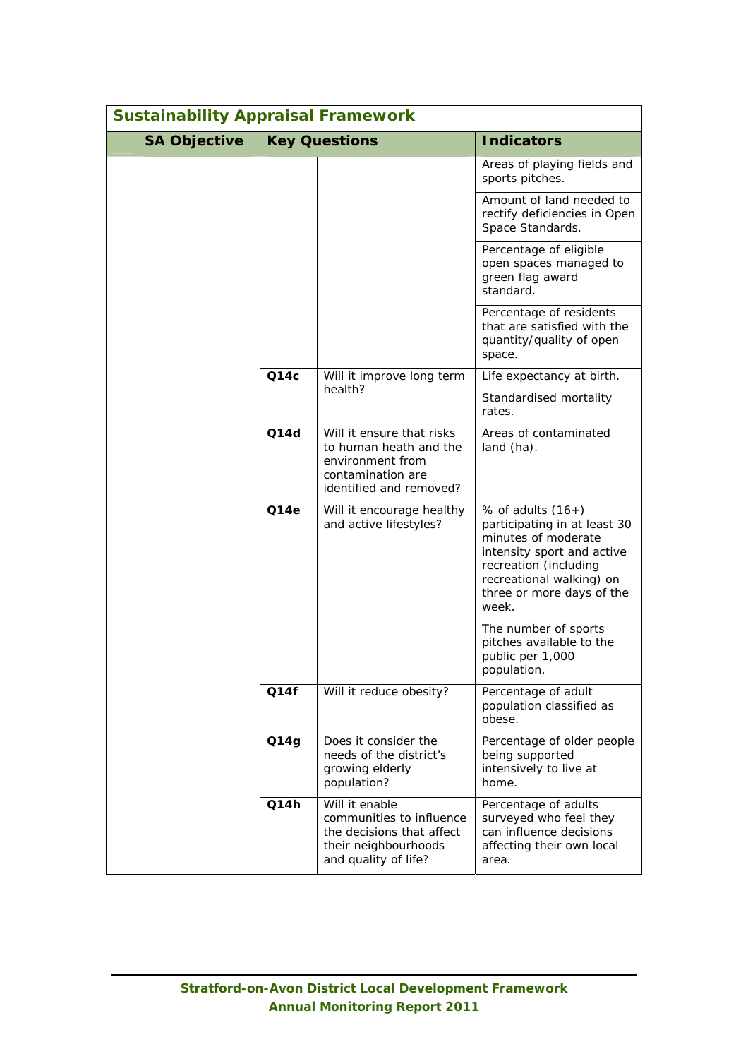| Sustainability Appraisal Framework | | | | |
|---|---|---|---|---|
| | **SA Objective** | **Key Questions** | | **Indicators** |
| | | | | Areas of playing fields and sports pitches. |
| | | | | Amount of land needed to rectify deficiencies in Open Space Standards. |
| | | | | Percentage of eligible open spaces managed to green flag award standard. |
| | | | | Percentage of residents that are satisfied with the quantity/quality of open space. |
| | | **Q14c** | Will it improve long term health? | Life expectancy at birth. |
| | | | | Standardised mortality rates. |
| | | **Q14d** | Will it ensure that risks to human heath and the environment from contamination are identified and removed? | Areas of contaminated land (ha). |
| | | **Q14e** | Will it encourage healthy and active lifestyles? | % of adults (16+) participating in at least 30 minutes of moderate intensity sport and active recreation (including recreational walking) on three or more days of the week. |
| | | | | The number of sports pitches available to the public per 1,000 population. |
| | | **Q14f** | Will it reduce obesity? | Percentage of adult population classified as obese. |
| | | **Q14g** | Does it consider the needs of the district's growing elderly population? | Percentage of older people being supported intensively to live at home. |
| | | **Q14h** | Will it enable communities to influence the decisions that affect their neighbourhoods and quality of life? | Percentage of adults surveyed who feel they can influence decisions affecting their own local area. |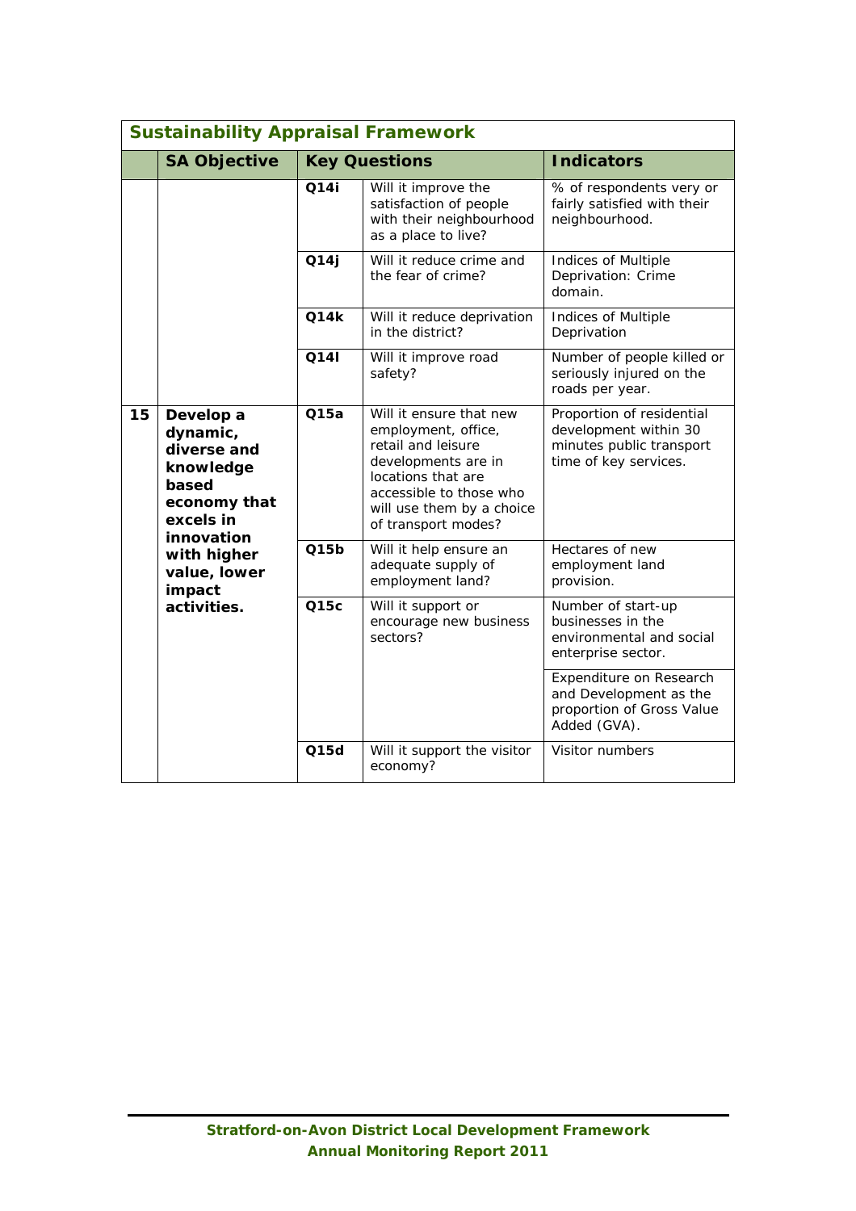| Sustainability Appraisal Framework | | | | |
|---|---|---|---|---|
| | **SA Objective** | **Key Questions** | | **Indicators** |
| | | **Q14i** | Will it improve the satisfaction of people with their neighbourhood as a place to live? | % of respondents very or fairly satisfied with their neighbourhood. |
| | | **Q14j** | Will it reduce crime and the fear of crime? | Indices of Multiple Deprivation: Crime domain. |
| | | **Q14k** | Will it reduce deprivation in the district? | Indices of Multiple Deprivation |
| | | **Q14l** | Will it improve road safety? | Number of people killed or seriously injured on the roads per year. |
| **15** | **Develop a dynamic, diverse and knowledge based economy that excels in innovation with higher value, lower impact activities.** | **Q15a** | Will it ensure that new employment, office, retail and leisure developments are in locations that are accessible to those who will use them by a choice of transport modes? | Proportion of residential development within 30 minutes public transport time of key services. |
| | | **Q15b** | Will it help ensure an adequate supply of employment land? | Hectares of new employment land provision. |
| | | **Q15c** | Will it support or encourage new business sectors? | Number of start-up businesses in the environmental and social enterprise sector. |
| | | | | Expenditure on Research and Development as the proportion of Gross Value Added (GVA). |
| | | **Q15d** | Will it support the visitor economy? | Visitor numbers |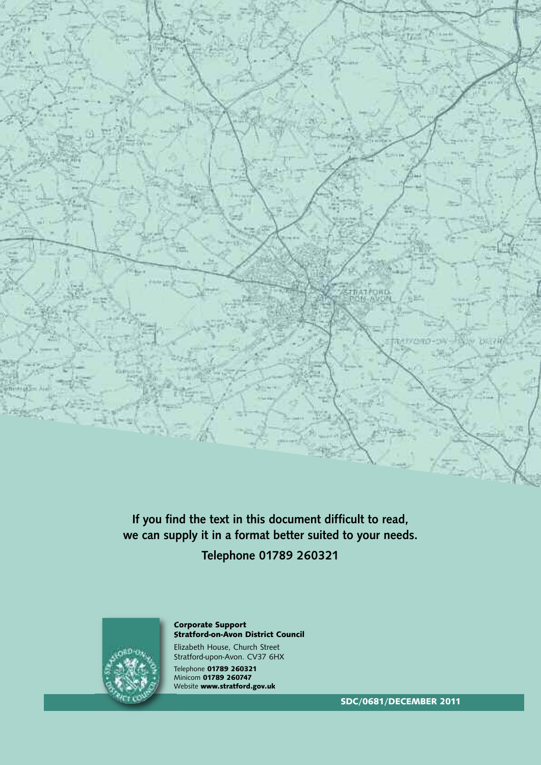**If you find the text in this document difficult to read, we can supply it in a format better suited to your needs.**

**Telephone 01789 260321**

**Corporate Support**
**Stratford-on-Avon District Council**

Elizabeth House, Church Street
Stratford-upon-Avon. CV37 6HX

Telephone **01789 260321**
Minicom **01789 260747**
Website **www.stratford.gov.uk**

**SDC/0681/DECEMBER 2011**